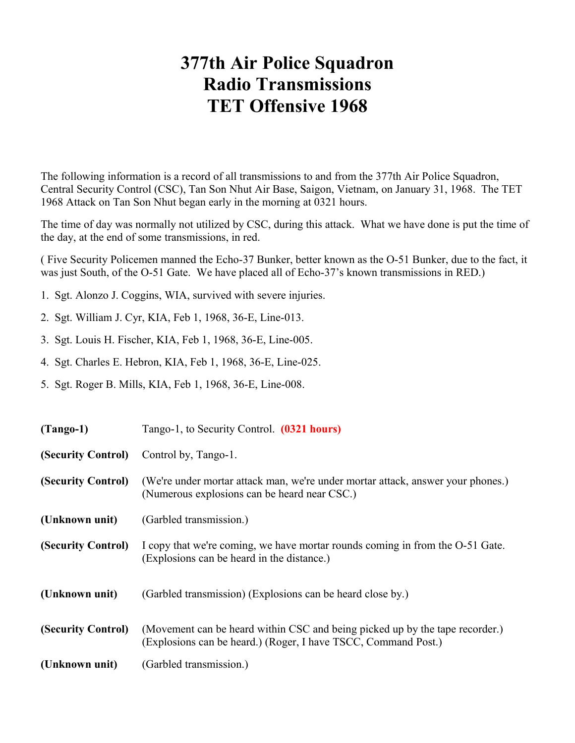# 377th Air Police Squadron
# Radio Transmissions
# TET Offensive 1968

The following information is a record of all transmissions to and from the 377th Air Police Squadron, Central Security Control (CSC), Tan Son Nhut Air Base, Saigon, Vietnam, on January 31, 1968. The TET 1968 Attack on Tan Son Nhut began early in the morning at 0321 hours.

The time of day was normally not utilized by CSC, during this attack. What we have done is put the time of the day, at the end of some transmissions, in red.

( Five Security Policemen manned the Echo-37 Bunker, better known as the O-51 Bunker, due to the fact, it was just South, of the O-51 Gate. We have placed all of Echo-37's known transmissions in RED.)

1. Sgt. Alonzo J. Coggins, WIA, survived with severe injuries.
2. Sgt. William J. Cyr, KIA, Feb 1, 1968, 36-E, Line-013.
3. Sgt. Louis H. Fischer, KIA, Feb 1, 1968, 36-E, Line-005.
4. Sgt. Charles E. Hebron, KIA, Feb 1, 1968, 36-E, Line-025.
5. Sgt. Roger B. Mills, KIA, Feb 1, 1968, 36-E, Line-008.

**(Tango-1)** Tango-1, to Security Control. **(0321 hours)**

**(Security Control)** Control by, Tango-1.

**(Security Control)** (We're under mortar attack man, we're under mortar attack, answer your phones.) (Numerous explosions can be heard near CSC.)

**(Unknown unit)** (Garbled transmission.)

**(Security Control)** I copy that we're coming, we have mortar rounds coming in from the O-51 Gate. (Explosions can be heard in the distance.)

**(Unknown unit)** (Garbled transmission) (Explosions can be heard close by.)

**(Security Control)** (Movement can be heard within CSC and being picked up by the tape recorder.) (Explosions can be heard.) (Roger, I have TSCC, Command Post.)

**(Unknown unit)** (Garbled transmission.)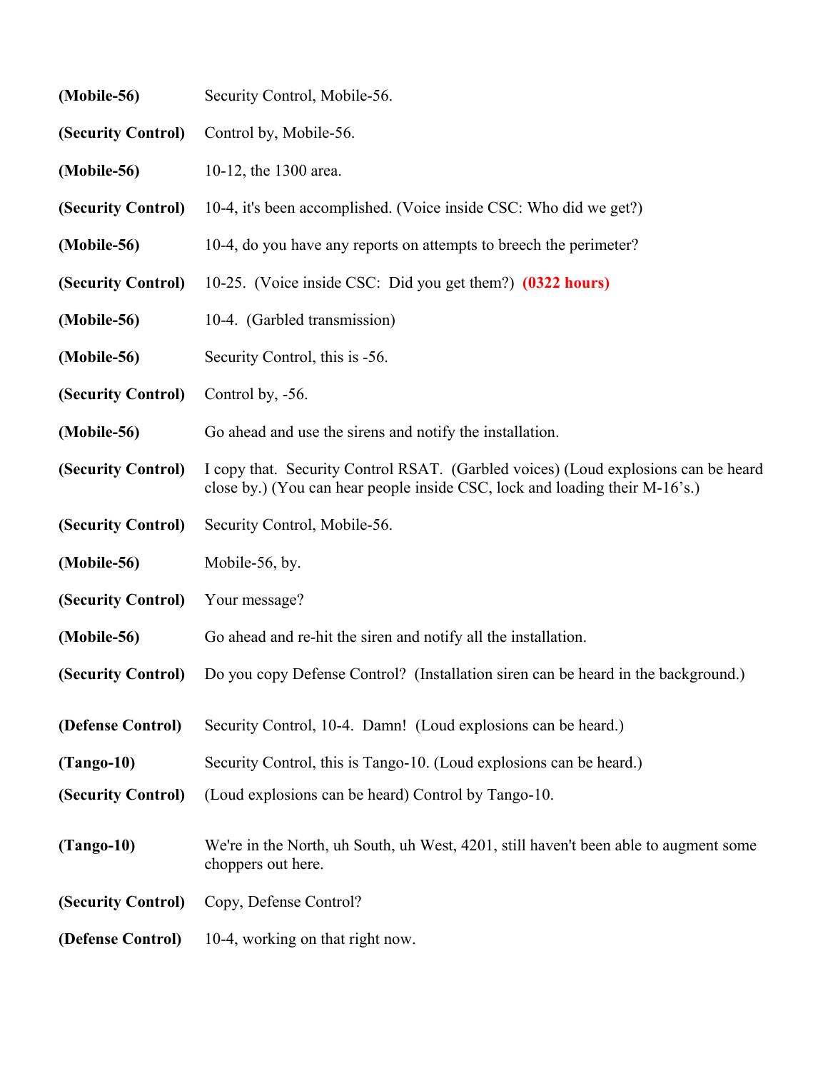**(Mobile-56)** Security Control, Mobile-56.

**(Security Control)** Control by, Mobile-56.

**(Mobile-56)** 10-12, the 1300 area.

**(Security Control)** 10-4, it's been accomplished. (Voice inside CSC: Who did we get?)

**(Mobile-56)** 10-4, do you have any reports on attempts to breech the perimeter?

**(Security Control)** 10-25. (Voice inside CSC: Did you get them?) **(0322 hours)**

**(Mobile-56)** 10-4. (Garbled transmission)

**(Mobile-56)** Security Control, this is -56.

**(Security Control)** Control by, -56.

**(Mobile-56)** Go ahead and use the sirens and notify the installation.

**(Security Control)** I copy that. Security Control RSAT. (Garbled voices) (Loud explosions can be heard close by.) (You can hear people inside CSC, lock and loading their M-16's.)

**(Security Control)** Security Control, Mobile-56.

**(Mobile-56)** Mobile-56, by.

**(Security Control)** Your message?

**(Mobile-56)** Go ahead and re-hit the siren and notify all the installation.

**(Security Control)** Do you copy Defense Control? (Installation siren can be heard in the background.)

**(Defense Control)** Security Control, 10-4. Damn! (Loud explosions can be heard.)

**(Tango-10)** Security Control, this is Tango-10. (Loud explosions can be heard.)

**(Security Control)** (Loud explosions can be heard) Control by Tango-10.

**(Tango-10)** We're in the North, uh South, uh West, 4201, still haven't been able to augment some choppers out here.

**(Security Control)** Copy, Defense Control?

**(Defense Control)** 10-4, working on that right now.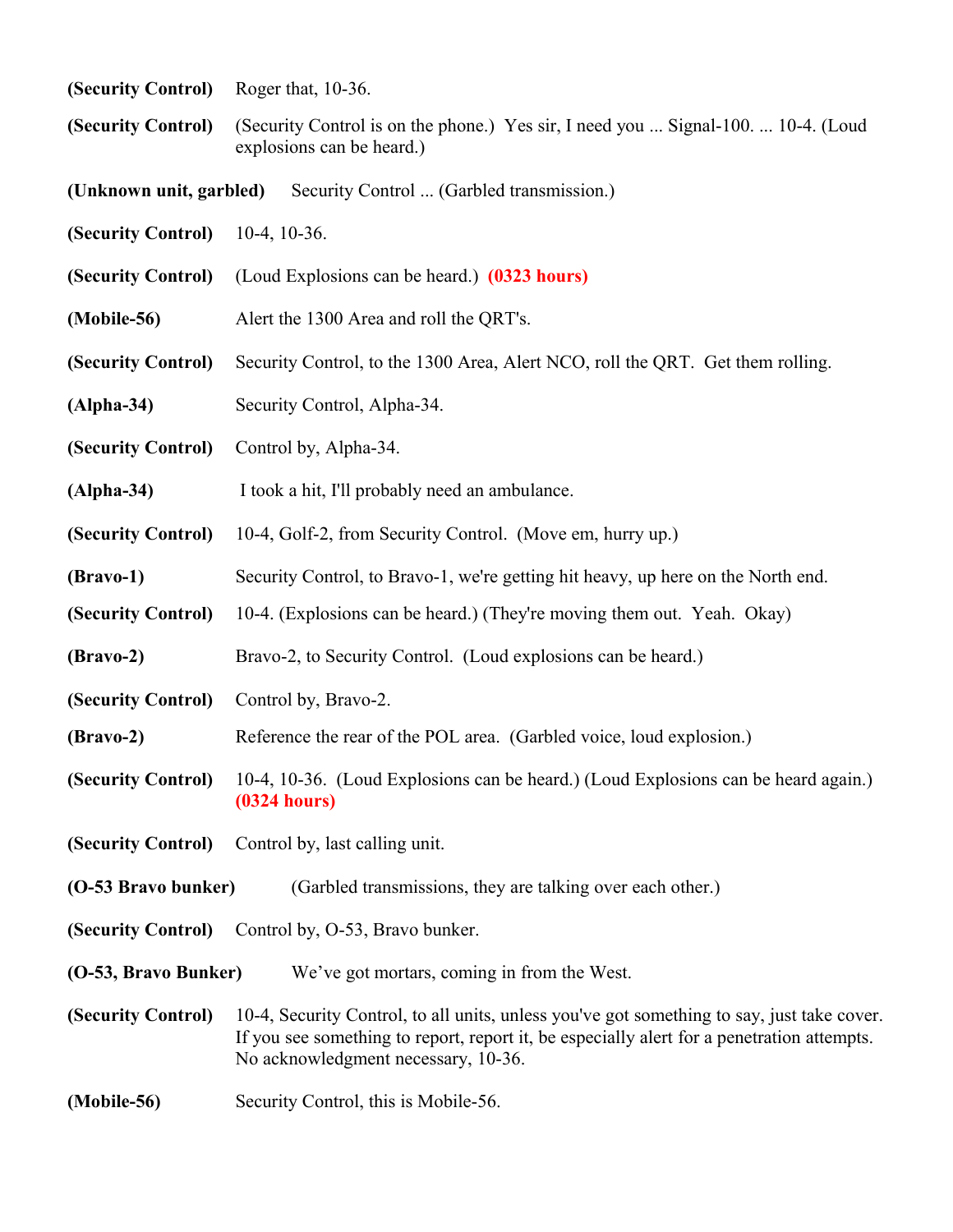**(Security Control)** Roger that, 10-36.

**(Security Control)** (Security Control is on the phone.) Yes sir, I need you ... Signal-100. ... 10-4. (Loud explosions can be heard.)

**(Unknown unit, garbled)** Security Control ... (Garbled transmission.)

**(Security Control)** 10-4, 10-36.

**(Security Control)** (Loud Explosions can be heard.) **(0323 hours)**

**(Mobile-56)** Alert the 1300 Area and roll the QRT's.

**(Security Control)** Security Control, to the 1300 Area, Alert NCO, roll the QRT. Get them rolling.

**(Alpha-34)** Security Control, Alpha-34.

**(Security Control)** Control by, Alpha-34.

**(Alpha-34)** I took a hit, I'll probably need an ambulance.

**(Security Control)** 10-4, Golf-2, from Security Control. (Move em, hurry up.)

**(Bravo-1)** Security Control, to Bravo-1, we're getting hit heavy, up here on the North end.

**(Security Control)** 10-4. (Explosions can be heard.) (They're moving them out. Yeah. Okay)

**(Bravo-2)** Bravo-2, to Security Control. (Loud explosions can be heard.)

**(Security Control)** Control by, Bravo-2.

**(Bravo-2)** Reference the rear of the POL area. (Garbled voice, loud explosion.)

**(Security Control)** 10-4, 10-36. (Loud Explosions can be heard.) (Loud Explosions can be heard again.) **(0324 hours)**

**(Security Control)** Control by, last calling unit.

**(O-53 Bravo bunker)** (Garbled transmissions, they are talking over each other.)

**(Security Control)** Control by, O-53, Bravo bunker.

**(O-53, Bravo Bunker)** We've got mortars, coming in from the West.

**(Security Control)** 10-4, Security Control, to all units, unless you've got something to say, just take cover. If you see something to report, report it, be especially alert for a penetration attempts. No acknowledgment necessary, 10-36.

**(Mobile-56)** Security Control, this is Mobile-56.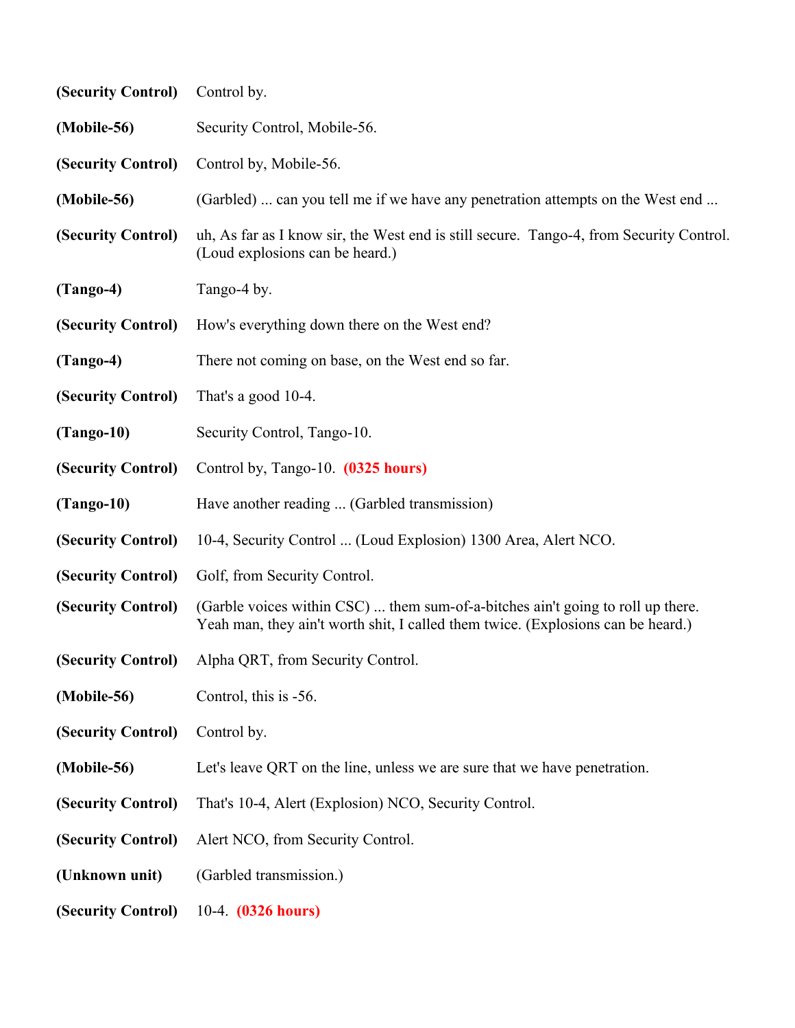**(Security Control)** Control by.

**(Mobile-56)** Security Control, Mobile-56.

**(Security Control)** Control by, Mobile-56.

**(Mobile-56)** (Garbled) ... can you tell me if we have any penetration attempts on the West end ...

**(Security Control)** uh, As far as I know sir, the West end is still secure. Tango-4, from Security Control. (Loud explosions can be heard.)

**(Tango-4)** Tango-4 by.

**(Security Control)** How's everything down there on the West end?

**(Tango-4)** There not coming on base, on the West end so far.

**(Security Control)** That's a good 10-4.

**(Tango-10)** Security Control, Tango-10.

**(Security Control)** Control by, Tango-10. **(0325 hours)**

**(Tango-10)** Have another reading ... (Garbled transmission)

**(Security Control)** 10-4, Security Control ... (Loud Explosion) 1300 Area, Alert NCO.

**(Security Control)** Golf, from Security Control.

**(Security Control)** (Garble voices within CSC) ... them sum-of-a-bitches ain't going to roll up there. Yeah man, they ain't worth shit, I called them twice. (Explosions can be heard.)

**(Security Control)** Alpha QRT, from Security Control.

**(Mobile-56)** Control, this is -56.

**(Security Control)** Control by.

**(Mobile-56)** Let's leave QRT on the line, unless we are sure that we have penetration.

**(Security Control)** That's 10-4, Alert (Explosion) NCO, Security Control.

**(Security Control)** Alert NCO, from Security Control.

**(Unknown unit)** (Garbled transmission.)

**(Security Control)** 10-4. **(0326 hours)**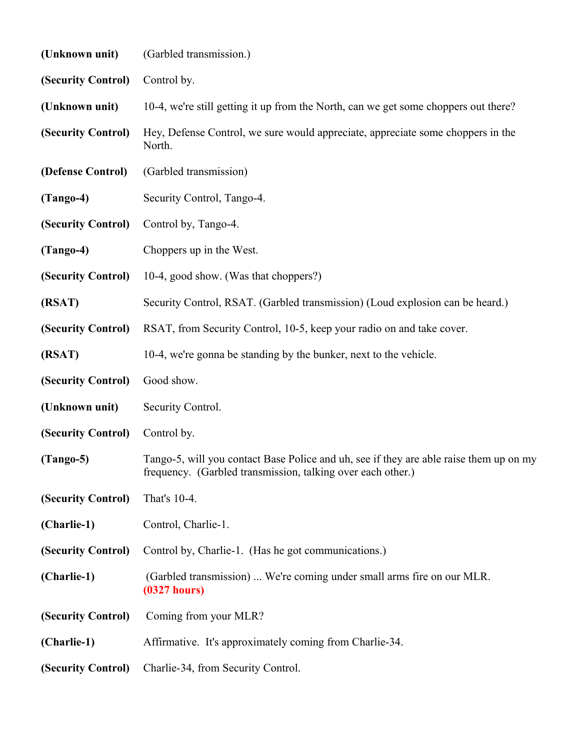| | |
|---|---|
| **(Unknown unit)** | (Garbled transmission.) |
| **(Security Control)** | Control by. |
| **(Unknown unit)** | 10-4, we're still getting it up from the North, can we get some choppers out there? |
| **(Security Control)** | Hey, Defense Control, we sure would appreciate, appreciate some choppers in the North. |
| **(Defense Control)** | (Garbled transmission) |
| **(Tango-4)** | Security Control, Tango-4. |
| **(Security Control)** | Control by, Tango-4. |
| **(Tango-4)** | Choppers up in the West. |
| **(Security Control)** | 10-4, good show. (Was that choppers?) |
| **(RSAT)** | Security Control, RSAT. (Garbled transmission) (Loud explosion can be heard.) |
| **(Security Control)** | RSAT, from Security Control, 10-5, keep your radio on and take cover. |
| **(RSAT)** | 10-4, we're gonna be standing by the bunker, next to the vehicle. |
| **(Security Control)** | Good show. |
| **(Unknown unit)** | Security Control. |
| **(Security Control)** | Control by. |
| **(Tango-5)** | Tango-5, will you contact Base Police and uh, see if they are able raise them up on my frequency. (Garbled transmission, talking over each other.) |
| **(Security Control)** | That's 10-4. |
| **(Charlie-1)** | Control, Charlie-1. |
| **(Security Control)** | Control by, Charlie-1. (Has he got communications.) |
| **(Charlie-1)** | (Garbled transmission) ... We're coming under small arms fire on our MLR. **(0327 hours)** |
| **(Security Control)** | Coming from your MLR? |
| **(Charlie-1)** | Affirmative. It's approximately coming from Charlie-34. |
| **(Security Control)** | Charlie-34, from Security Control. |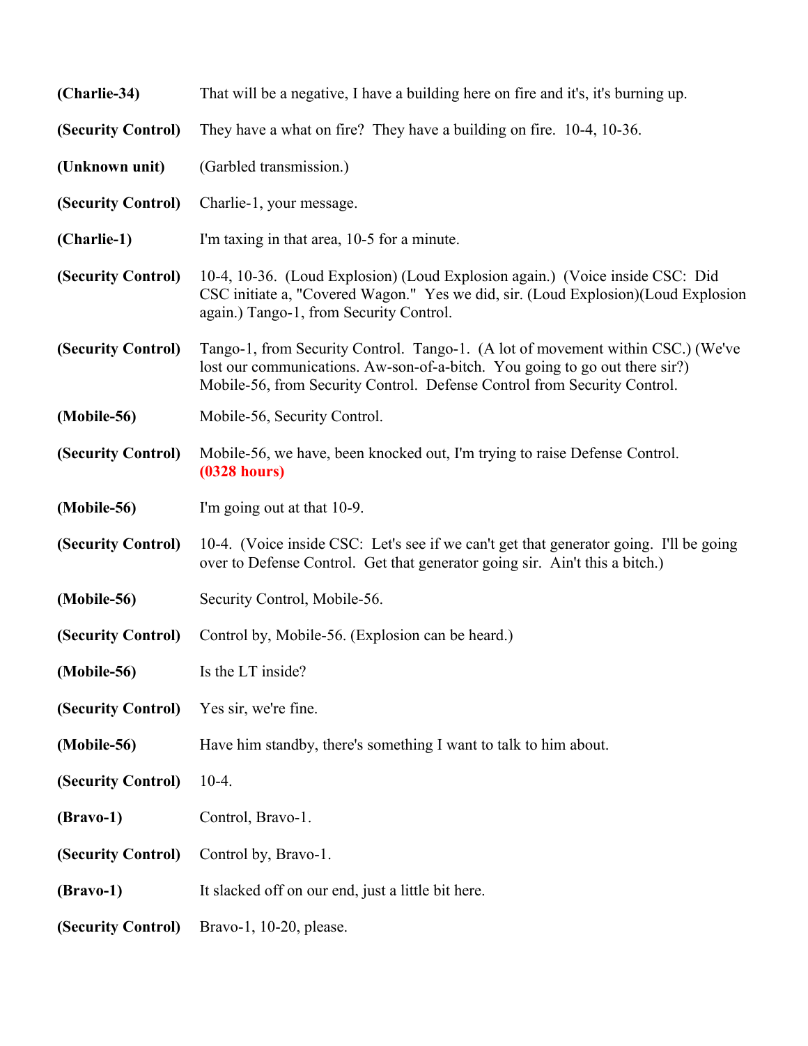**(Charlie-34)** That will be a negative, I have a building here on fire and it's, it's burning up.

**(Security Control)** They have a what on fire? They have a building on fire. 10-4, 10-36.

**(Unknown unit)** (Garbled transmission.)

**(Security Control)** Charlie-1, your message.

**(Charlie-1)** I'm taxing in that area, 10-5 for a minute.

**(Security Control)** 10-4, 10-36. (Loud Explosion) (Loud Explosion again.) (Voice inside CSC: Did CSC initiate a, "Covered Wagon." Yes we did, sir. (Loud Explosion)(Loud Explosion again.) Tango-1, from Security Control.

**(Security Control)** Tango-1, from Security Control. Tango-1. (A lot of movement within CSC.) (We've lost our communications. Aw-son-of-a-bitch. You going to go out there sir?) Mobile-56, from Security Control. Defense Control from Security Control.

**(Mobile-56)** Mobile-56, Security Control.

**(Security Control)** Mobile-56, we have, been knocked out, I'm trying to raise Defense Control. **(0328 hours)**

**(Mobile-56)** I'm going out at that 10-9.

**(Security Control)** 10-4. (Voice inside CSC: Let's see if we can't get that generator going. I'll be going over to Defense Control. Get that generator going sir. Ain't this a bitch.)

**(Mobile-56)** Security Control, Mobile-56.

**(Security Control)** Control by, Mobile-56. (Explosion can be heard.)

**(Mobile-56)** Is the LT inside?

**(Security Control)** Yes sir, we're fine.

**(Mobile-56)** Have him standby, there's something I want to talk to him about.

**(Security Control)** 10-4.

**(Bravo-1)** Control, Bravo-1.

**(Security Control)** Control by, Bravo-1.

**(Bravo-1)** It slacked off on our end, just a little bit here.

**(Security Control)** Bravo-1, 10-20, please.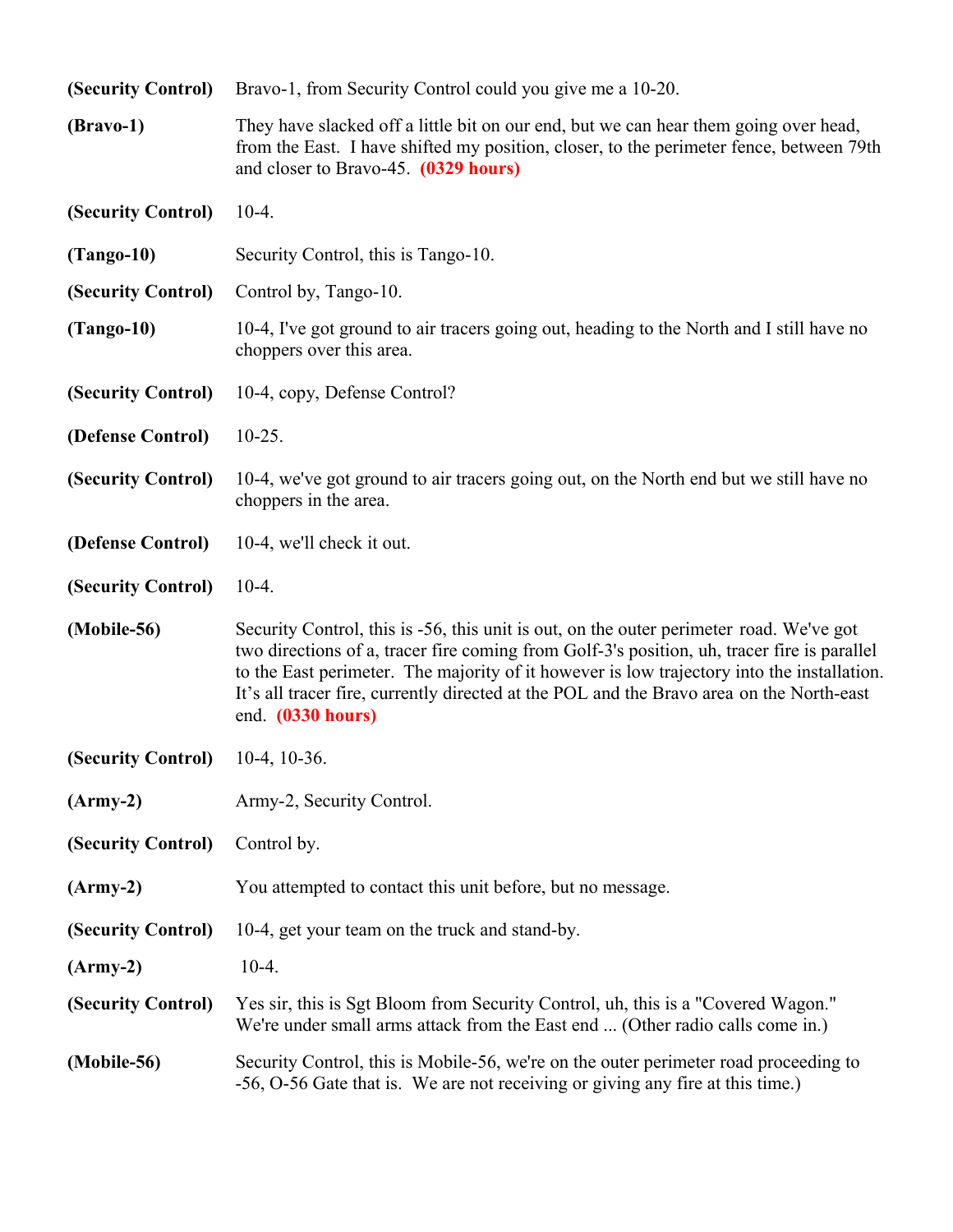**(Security Control)** Bravo-1, from Security Control could you give me a 10-20.

**(Bravo-1)** They have slacked off a little bit on our end, but we can hear them going over head, from the East. I have shifted my position, closer, to the perimeter fence, between 79th and closer to Bravo-45. **(0329 hours)**

**(Security Control)** 10-4.

**(Tango-10)** Security Control, this is Tango-10.

**(Security Control)** Control by, Tango-10.

**(Tango-10)** 10-4, I've got ground to air tracers going out, heading to the North and I still have no choppers over this area.

**(Security Control)** 10-4, copy, Defense Control?

**(Defense Control)** 10-25.

**(Security Control)** 10-4, we've got ground to air tracers going out, on the North end but we still have no choppers in the area.

**(Defense Control)** 10-4, we'll check it out.

**(Security Control)** 10-4.

**(Mobile-56)** Security Control, this is -56, this unit is out, on the outer perimeter road. We've got two directions of a, tracer fire coming from Golf-3's position, uh, tracer fire is parallel to the East perimeter. The majority of it however is low trajectory into the installation. It's all tracer fire, currently directed at the POL and the Bravo area on the North-east end. **(0330 hours)**

**(Security Control)** 10-4, 10-36.

**(Army-2)** Army-2, Security Control.

**(Security Control)** Control by.

**(Army-2)** You attempted to contact this unit before, but no message.

**(Security Control)** 10-4, get your team on the truck and stand-by.

**(Army-2)** 10-4.

**(Security Control)** Yes sir, this is Sgt Bloom from Security Control, uh, this is a "Covered Wagon." We're under small arms attack from the East end ... (Other radio calls come in.)

**(Mobile-56)** Security Control, this is Mobile-56, we're on the outer perimeter road proceeding to -56, O-56 Gate that is. We are not receiving or giving any fire at this time.)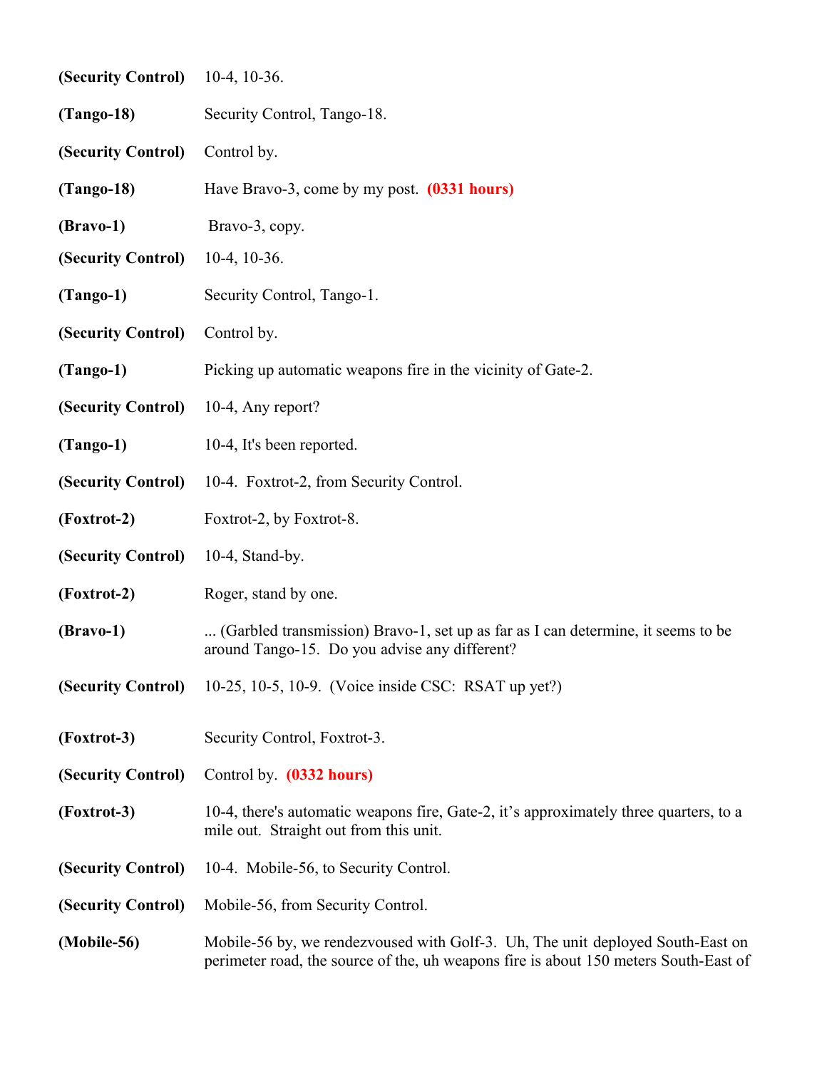**(Security Control)** 10-4, 10-36.

**(Tango-18)** Security Control, Tango-18.

**(Security Control)** Control by.

**(Tango-18)** Have Bravo-3, come by my post. **(0331 hours)**

**(Bravo-1)** Bravo-3, copy.

**(Security Control)** 10-4, 10-36.

**(Tango-1)** Security Control, Tango-1.

**(Security Control)** Control by.

**(Tango-1)** Picking up automatic weapons fire in the vicinity of Gate-2.

**(Security Control)** 10-4, Any report?

**(Tango-1)** 10-4, It's been reported.

**(Security Control)** 10-4. Foxtrot-2, from Security Control.

**(Foxtrot-2)** Foxtrot-2, by Foxtrot-8.

**(Security Control)** 10-4, Stand-by.

**(Foxtrot-2)** Roger, stand by one.

**(Bravo-1)** ... (Garbled transmission) Bravo-1, set up as far as I can determine, it seems to be around Tango-15. Do you advise any different?

**(Security Control)** 10-25, 10-5, 10-9. (Voice inside CSC: RSAT up yet?)

**(Foxtrot-3)** Security Control, Foxtrot-3.

**(Security Control)** Control by. **(0332 hours)**

**(Foxtrot-3)** 10-4, there's automatic weapons fire, Gate-2, it's approximately three quarters, to a mile out. Straight out from this unit.

**(Security Control)** 10-4. Mobile-56, to Security Control.

**(Security Control)** Mobile-56, from Security Control.

**(Mobile-56)** Mobile-56 by, we rendezvoused with Golf-3. Uh, The unit deployed South-East on perimeter road, the source of the, uh weapons fire is about 150 meters South-East of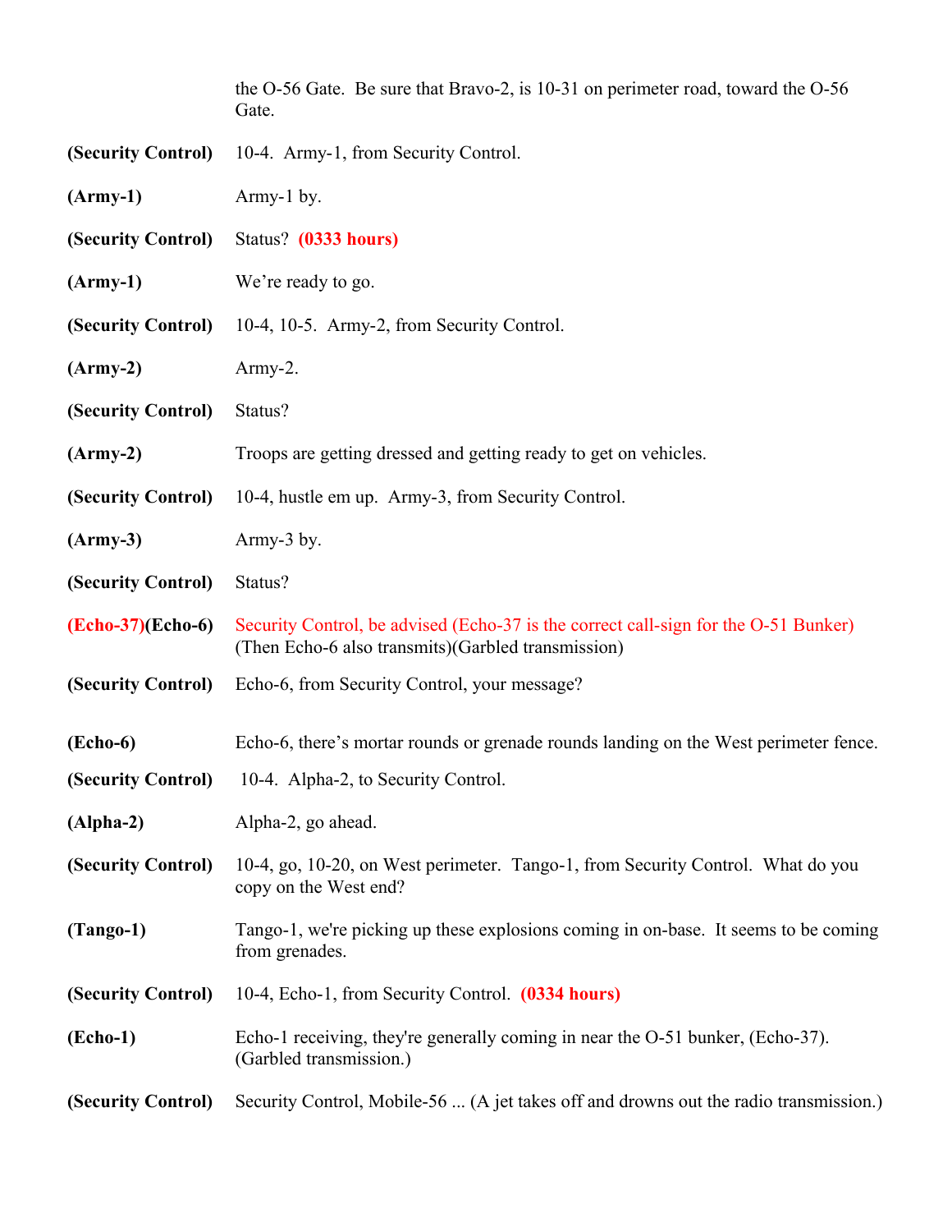the O-56 Gate. Be sure that Bravo-2, is 10-31 on perimeter road, toward the O-56 Gate.

**(Security Control)** 10-4. Army-1, from Security Control.

**(Army-1)** Army-1 by.

**(Security Control)** Status? **(0333 hours)**

**(Army-1)** We're ready to go.

**(Security Control)** 10-4, 10-5. Army-2, from Security Control.

**(Army-2)** Army-2.

**(Security Control)** Status?

**(Army-2)** Troops are getting dressed and getting ready to get on vehicles.

**(Security Control)** 10-4, hustle em up. Army-3, from Security Control.

**(Army-3)** Army-3 by.

**(Security Control)** Status?

**(Echo-37)(Echo-6)** Security Control, be advised (Echo-37 is the correct call-sign for the O-51 Bunker) (Then Echo-6 also transmits)(Garbled transmission)

**(Security Control)** Echo-6, from Security Control, your message?

**(Echo-6)** Echo-6, there's mortar rounds or grenade rounds landing on the West perimeter fence.

**(Security Control)** 10-4. Alpha-2, to Security Control.

**(Alpha-2)** Alpha-2, go ahead.

**(Security Control)** 10-4, go, 10-20, on West perimeter. Tango-1, from Security Control. What do you copy on the West end?

**(Tango-1)** Tango-1, we're picking up these explosions coming in on-base. It seems to be coming from grenades.

**(Security Control)** 10-4, Echo-1, from Security Control. **(0334 hours)**

**(Echo-1)** Echo-1 receiving, they're generally coming in near the O-51 bunker, (Echo-37). (Garbled transmission.)

**(Security Control)** Security Control, Mobile-56 ... (A jet takes off and drowns out the radio transmission.)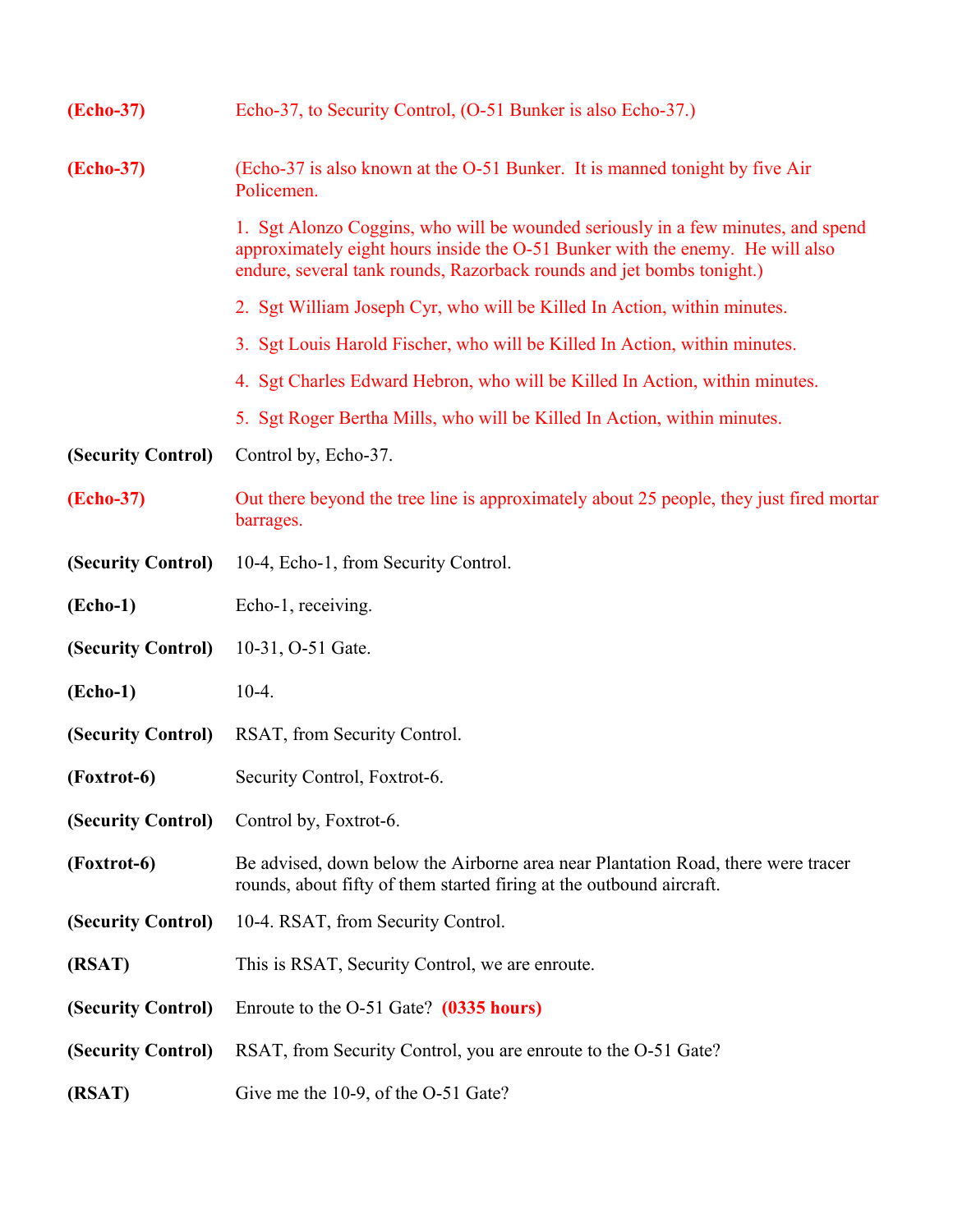**(Echo-37)** Echo-37, to Security Control, (O-51 Bunker is also Echo-37.)

**(Echo-37)** (Echo-37 is also known at the O-51 Bunker. It is manned tonight by five Air Policemen.

1. Sgt Alonzo Coggins, who will be wounded seriously in a few minutes, and spend approximately eight hours inside the O-51 Bunker with the enemy. He will also endure, several tank rounds, Razorback rounds and jet bombs tonight.)

2. Sgt William Joseph Cyr, who will be Killed In Action, within minutes.

3. Sgt Louis Harold Fischer, who will be Killed In Action, within minutes.

4. Sgt Charles Edward Hebron, who will be Killed In Action, within minutes.

5. Sgt Roger Bertha Mills, who will be Killed In Action, within minutes.

**(Security Control)** Control by, Echo-37.

**(Echo-37)** Out there beyond the tree line is approximately about 25 people, they just fired mortar barrages.

**(Security Control)** 10-4, Echo-1, from Security Control.

**(Echo-1)** Echo-1, receiving.

**(Security Control)** 10-31, O-51 Gate.

**(Echo-1)** 10-4.

**(Security Control)** RSAT, from Security Control.

**(Foxtrot-6)** Security Control, Foxtrot-6.

**(Security Control)** Control by, Foxtrot-6.

**(Foxtrot-6)** Be advised, down below the Airborne area near Plantation Road, there were tracer rounds, about fifty of them started firing at the outbound aircraft.

**(Security Control)** 10-4. RSAT, from Security Control.

**(RSAT)** This is RSAT, Security Control, we are enroute.

**(Security Control)** Enroute to the O-51 Gate? **(0335 hours)**

**(Security Control)** RSAT, from Security Control, you are enroute to the O-51 Gate?

**(RSAT)** Give me the 10-9, of the O-51 Gate?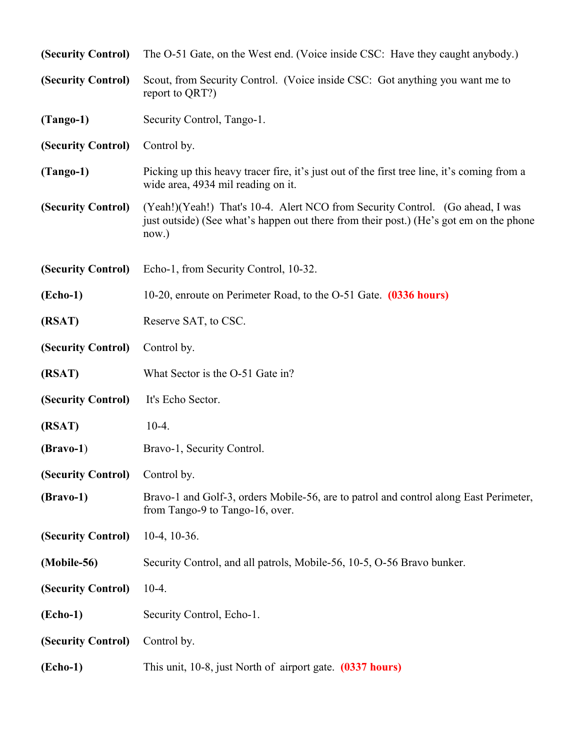**(Security Control)** The O-51 Gate, on the West end. (Voice inside CSC: Have they caught anybody.)

**(Security Control)** Scout, from Security Control. (Voice inside CSC: Got anything you want me to report to QRT?)

**(Tango-1)** Security Control, Tango-1.

**(Security Control)** Control by.

**(Tango-1)** Picking up this heavy tracer fire, it's just out of the first tree line, it's coming from a wide area, 4934 mil reading on it.

**(Security Control)** (Yeah!)(Yeah!) That's 10-4. Alert NCO from Security Control. (Go ahead, I was just outside) (See what's happen out there from their post.) (He's got em on the phone now.)

**(Security Control)** Echo-1, from Security Control, 10-32.

**(Echo-1)** 10-20, enroute on Perimeter Road, to the O-51 Gate. **(0336 hours)**

**(RSAT)** Reserve SAT, to CSC.

**(Security Control)** Control by.

**(RSAT)** What Sector is the O-51 Gate in?

**(Security Control)** It's Echo Sector.

**(RSAT)** 10-4.

**(Bravo-1)** Bravo-1, Security Control.

**(Security Control)** Control by.

**(Bravo-1)** Bravo-1 and Golf-3, orders Mobile-56, are to patrol and control along East Perimeter, from Tango-9 to Tango-16, over.

**(Security Control)** 10-4, 10-36.

**(Mobile-56)** Security Control, and all patrols, Mobile-56, 10-5, O-56 Bravo bunker.

**(Security Control)** 10-4.

**(Echo-1)** Security Control, Echo-1.

**(Security Control)** Control by.

**(Echo-1)** This unit, 10-8, just North of airport gate. **(0337 hours)**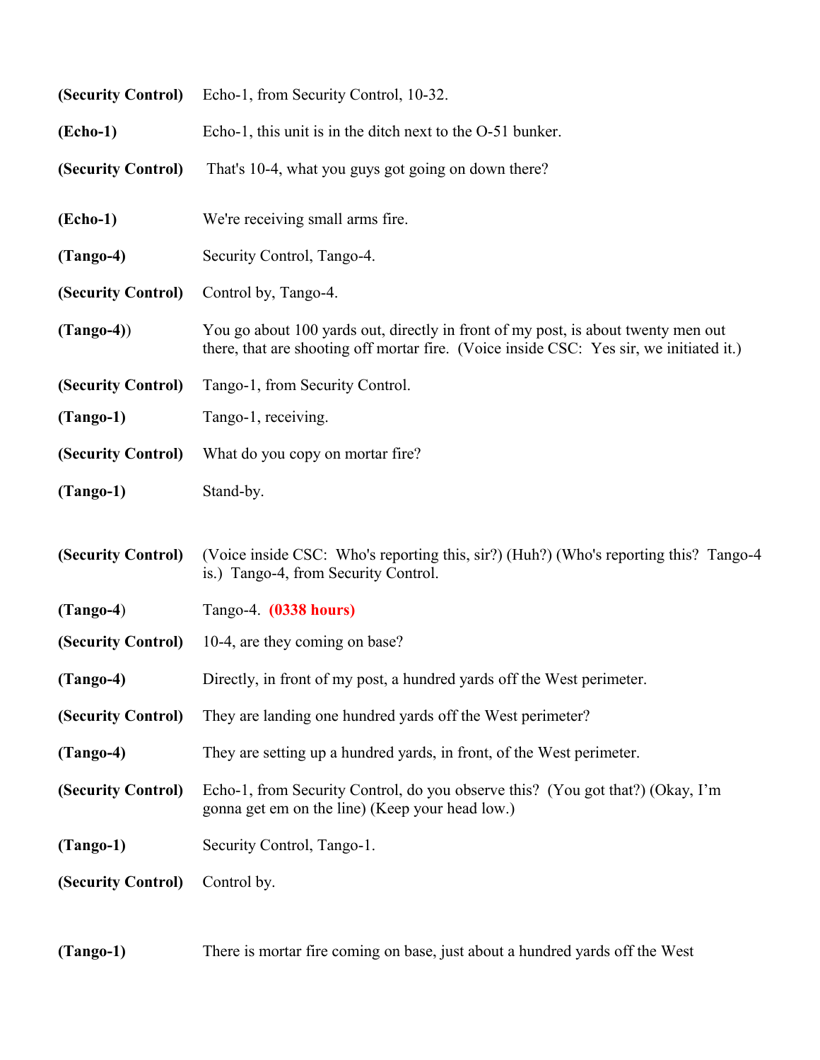**(Security Control)** Echo-1, from Security Control, 10-32.

**(Echo-1)** Echo-1, this unit is in the ditch next to the O-51 bunker.

**(Security Control)** That's 10-4, what you guys got going on down there?

**(Echo-1)** We're receiving small arms fire.

**(Tango-4)** Security Control, Tango-4.

**(Security Control)** Control by, Tango-4.

**(Tango-4))** You go about 100 yards out, directly in front of my post, is about twenty men out there, that are shooting off mortar fire. (Voice inside CSC: Yes sir, we initiated it.)

**(Security Control)** Tango-1, from Security Control.

**(Tango-1)** Tango-1, receiving.

**(Security Control)** What do you copy on mortar fire?

**(Tango-1)** Stand-by.

**(Security Control)** (Voice inside CSC: Who's reporting this, sir?) (Huh?) (Who's reporting this? Tango-4 is.) Tango-4, from Security Control.

**(Tango-4**) Tango-4. **(0338 hours)**

**(Security Control)** 10-4, are they coming on base?

**(Tango-4)** Directly, in front of my post, a hundred yards off the West perimeter.

**(Security Control)** They are landing one hundred yards off the West perimeter?

**(Tango-4)** They are setting up a hundred yards, in front, of the West perimeter.

**(Security Control)** Echo-1, from Security Control, do you observe this? (You got that?) (Okay, I'm gonna get em on the line) (Keep your head low.)

**(Tango-1)** Security Control, Tango-1.

**(Security Control)** Control by.

**(Tango-1)** There is mortar fire coming on base, just about a hundred yards off the West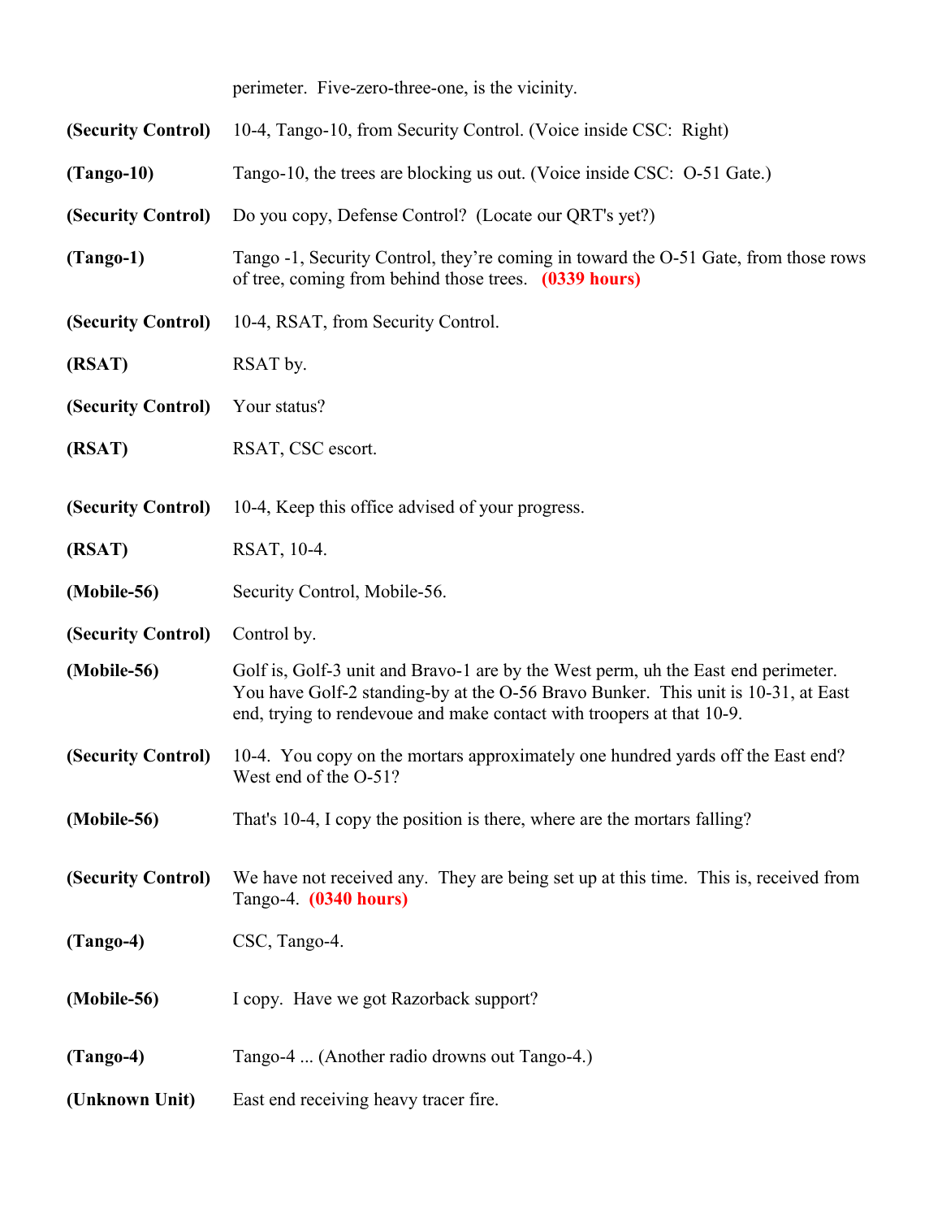perimeter. Five-zero-three-one, is the vicinity.

**(Security Control)** 10-4, Tango-10, from Security Control. (Voice inside CSC: Right)

**(Tango-10)** Tango-10, the trees are blocking us out. (Voice inside CSC: O-51 Gate.)

**(Security Control)** Do you copy, Defense Control? (Locate our QRT's yet?)

**(Tango-1)** Tango -1, Security Control, they're coming in toward the O-51 Gate, from those rows of tree, coming from behind those trees. **(0339 hours)**

**(Security Control)** 10-4, RSAT, from Security Control.

**(RSAT)** RSAT by.

**(Security Control)** Your status?

**(RSAT)** RSAT, CSC escort.

**(Security Control)** 10-4, Keep this office advised of your progress.

**(RSAT)** RSAT, 10-4.

**(Mobile-56)** Security Control, Mobile-56.

**(Security Control)** Control by.

**(Mobile-56)** Golf is, Golf-3 unit and Bravo-1 are by the West perm, uh the East end perimeter. You have Golf-2 standing-by at the O-56 Bravo Bunker. This unit is 10-31, at East end, trying to rendevoue and make contact with troopers at that 10-9.

**(Security Control)** 10-4. You copy on the mortars approximately one hundred yards off the East end? West end of the O-51?

**(Mobile-56)** That's 10-4, I copy the position is there, where are the mortars falling?

**(Security Control)** We have not received any. They are being set up at this time. This is, received from Tango-4. **(0340 hours)**

**(Tango-4)** CSC, Tango-4.

**(Mobile-56)** I copy. Have we got Razorback support?

**(Tango-4)** Tango-4 ... (Another radio drowns out Tango-4.)

**(Unknown Unit)** East end receiving heavy tracer fire.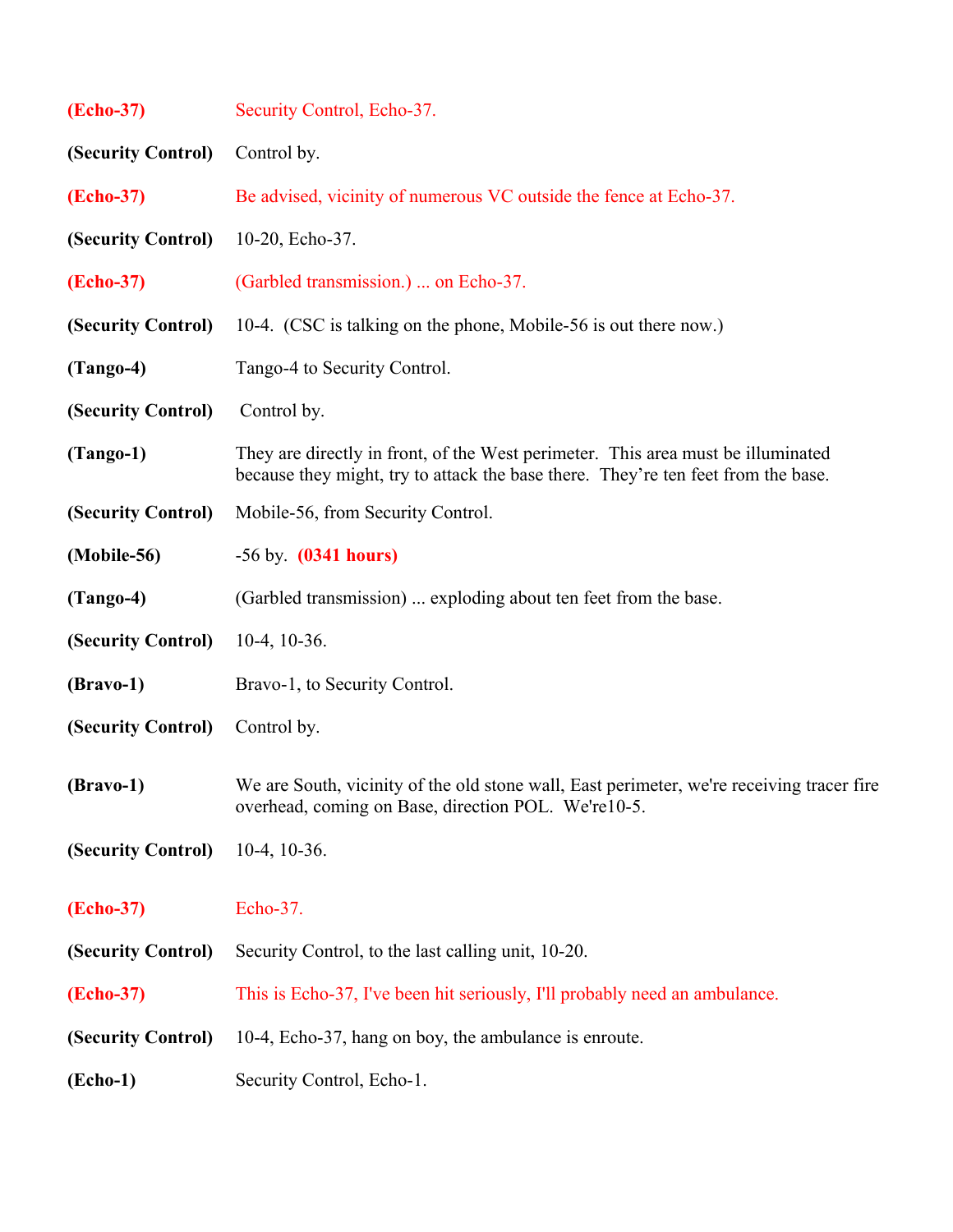**(Echo-37)** Security Control, Echo-37.

**(Security Control)** Control by.

**(Echo-37)** Be advised, vicinity of numerous VC outside the fence at Echo-37.

**(Security Control)** 10-20, Echo-37.

**(Echo-37)** (Garbled transmission.) ... on Echo-37.

**(Security Control)** 10-4. (CSC is talking on the phone, Mobile-56 is out there now.)

**(Tango-4)** Tango-4 to Security Control.

**(Security Control)** Control by.

**(Tango-1)** They are directly in front, of the West perimeter. This area must be illuminated because they might, try to attack the base there. They're ten feet from the base.

**(Security Control)** Mobile-56, from Security Control.

**(Mobile-56)** -56 by. **(0341 hours)**

**(Tango-4)** (Garbled transmission) ... exploding about ten feet from the base.

**(Security Control)** 10-4, 10-36.

**(Bravo-1)** Bravo-1, to Security Control.

**(Security Control)** Control by.

**(Bravo-1)** We are South, vicinity of the old stone wall, East perimeter, we're receiving tracer fire overhead, coming on Base, direction POL. We're10-5.

**(Security Control)** 10-4, 10-36.

**(Echo-37)** Echo-37.

**(Security Control)** Security Control, to the last calling unit, 10-20.

**(Echo-37)** This is Echo-37, I've been hit seriously, I'll probably need an ambulance.

**(Security Control)** 10-4, Echo-37, hang on boy, the ambulance is enroute.

**(Echo-1)** Security Control, Echo-1.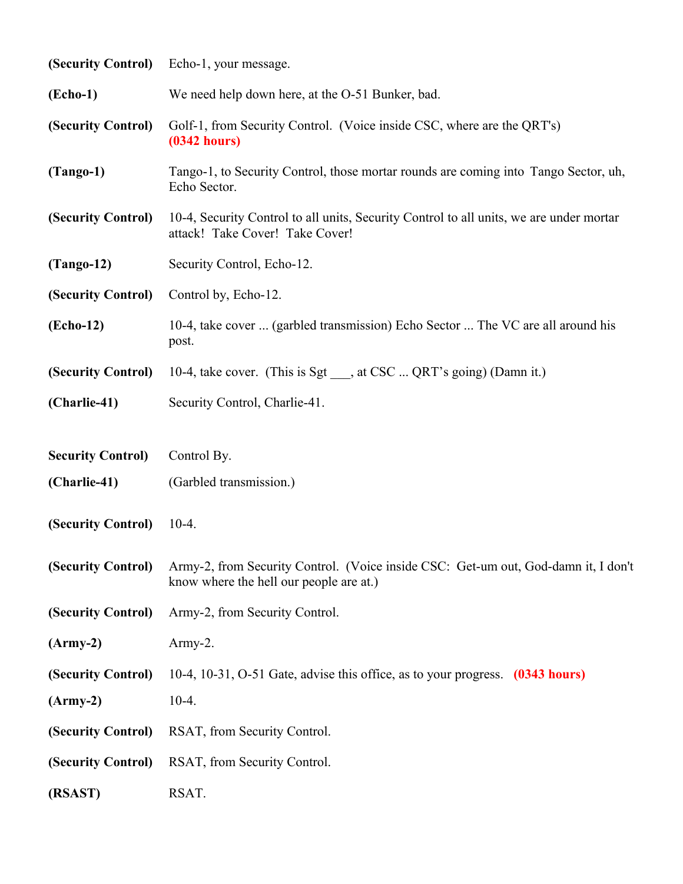**(Security Control)** Echo-1, your message.

**(Echo-1)** We need help down here, at the O-51 Bunker, bad.

**(Security Control)** Golf-1, from Security Control. (Voice inside CSC, where are the QRT's) **(0342 hours)**

**(Tango-1)** Tango-1, to Security Control, those mortar rounds are coming into Tango Sector, uh, Echo Sector.

**(Security Control)** 10-4, Security Control to all units, Security Control to all units, we are under mortar attack! Take Cover! Take Cover!

**(Tango-12)** Security Control, Echo-12.

**(Security Control)** Control by, Echo-12.

**(Echo-12)** 10-4, take cover ... (garbled transmission) Echo Sector ... The VC are all around his post.

**(Security Control)** 10-4, take cover. (This is Sgt ___, at CSC ... QRT's going) (Damn it.)

**(Charlie-41)** Security Control, Charlie-41.

**Security Control)** Control By.

**(Charlie-41)** (Garbled transmission.)

**(Security Control)** 10-4.

**(Security Control)** Army-2, from Security Control. (Voice inside CSC: Get-um out, God-damn it, I don't know where the hell our people are at.)

**(Security Control)** Army-2, from Security Control.

**(Army-2)** Army-2.

**(Security Control)** 10-4, 10-31, O-51 Gate, advise this office, as to your progress. **(0343 hours)**

**(Army-2)** 10-4.

**(Security Control)** RSAT, from Security Control.

**(Security Control)** RSAT, from Security Control.

**(RSAST)** RSAT.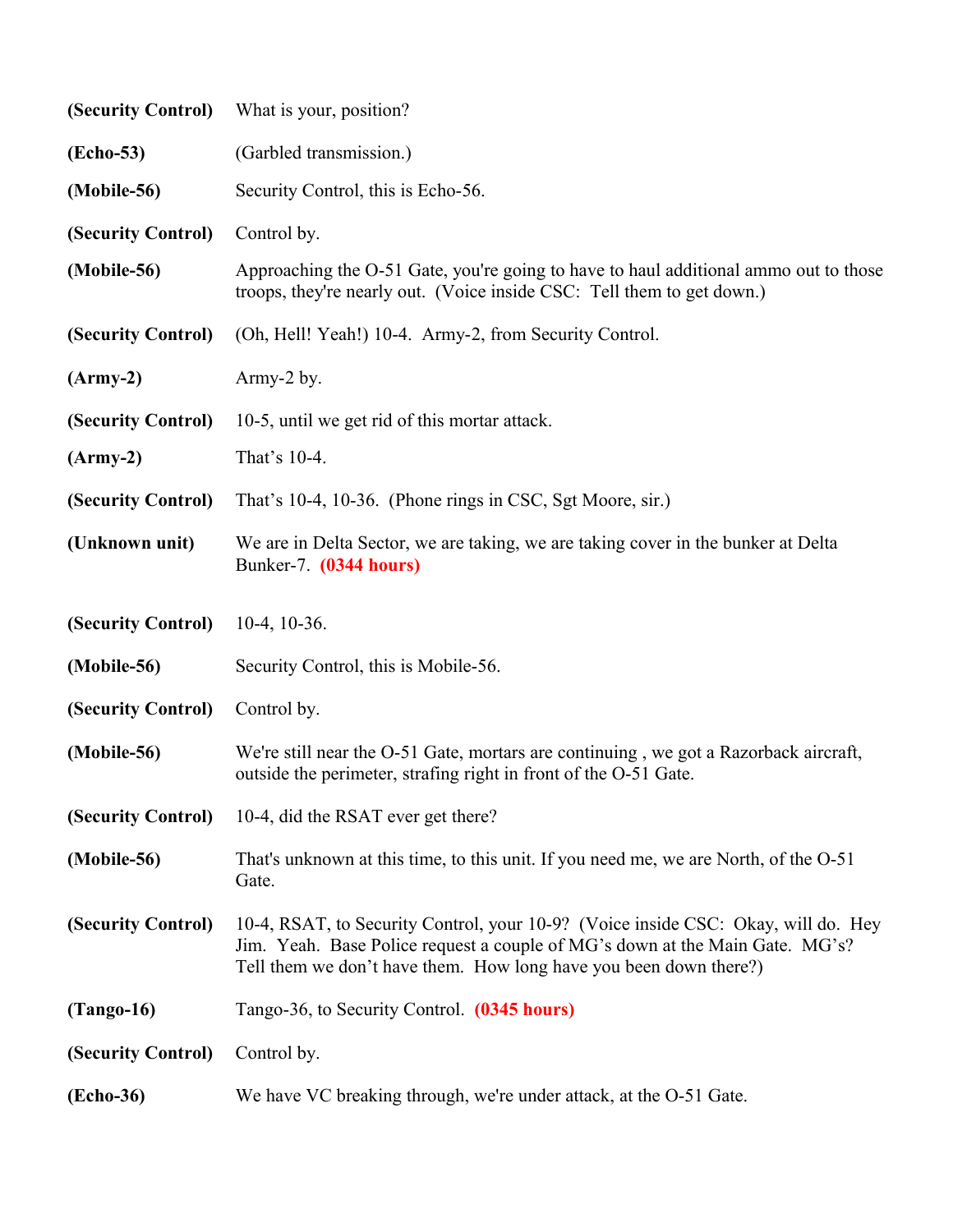| | |
|---|---|
| **(Security Control)** | What is your, position? |
| **(Echo-53)** | (Garbled transmission.) |
| **(Mobile-56)** | Security Control, this is Echo-56. |
| **(Security Control)** | Control by. |
| **(Mobile-56)** | Approaching the O-51 Gate, you're going to have to haul additional ammo out to those troops, they're nearly out. (Voice inside CSC: Tell them to get down.) |
| **(Security Control)** | (Oh, Hell! Yeah!) 10-4. Army-2, from Security Control. |
| **(Army-2)** | Army-2 by. |
| **(Security Control)** | 10-5, until we get rid of this mortar attack. |
| **(Army-2)** | That's 10-4. |
| **(Security Control)** | That's 10-4, 10-36. (Phone rings in CSC, Sgt Moore, sir.) |
| **(Unknown unit)** | We are in Delta Sector, we are taking, we are taking cover in the bunker at Delta Bunker-7. **(0344 hours)** |
| **(Security Control)** | 10-4, 10-36. |
| **(Mobile-56)** | Security Control, this is Mobile-56. |
| **(Security Control)** | Control by. |
| **(Mobile-56)** | We're still near the O-51 Gate, mortars are continuing , we got a Razorback aircraft, outside the perimeter, strafing right in front of the O-51 Gate. |
| **(Security Control)** | 10-4, did the RSAT ever get there? |
| **(Mobile-56)** | That's unknown at this time, to this unit. If you need me, we are North, of the O-51 Gate. |
| **(Security Control)** | 10-4, RSAT, to Security Control, your 10-9? (Voice inside CSC: Okay, will do. Hey Jim. Yeah. Base Police request a couple of MG's down at the Main Gate. MG's? Tell them we don't have them. How long have you been down there?) |
| **(Tango-16)** | Tango-36, to Security Control. **(0345 hours)** |
| **(Security Control)** | Control by. |
| **(Echo-36)** | We have VC breaking through, we're under attack, at the O-51 Gate. |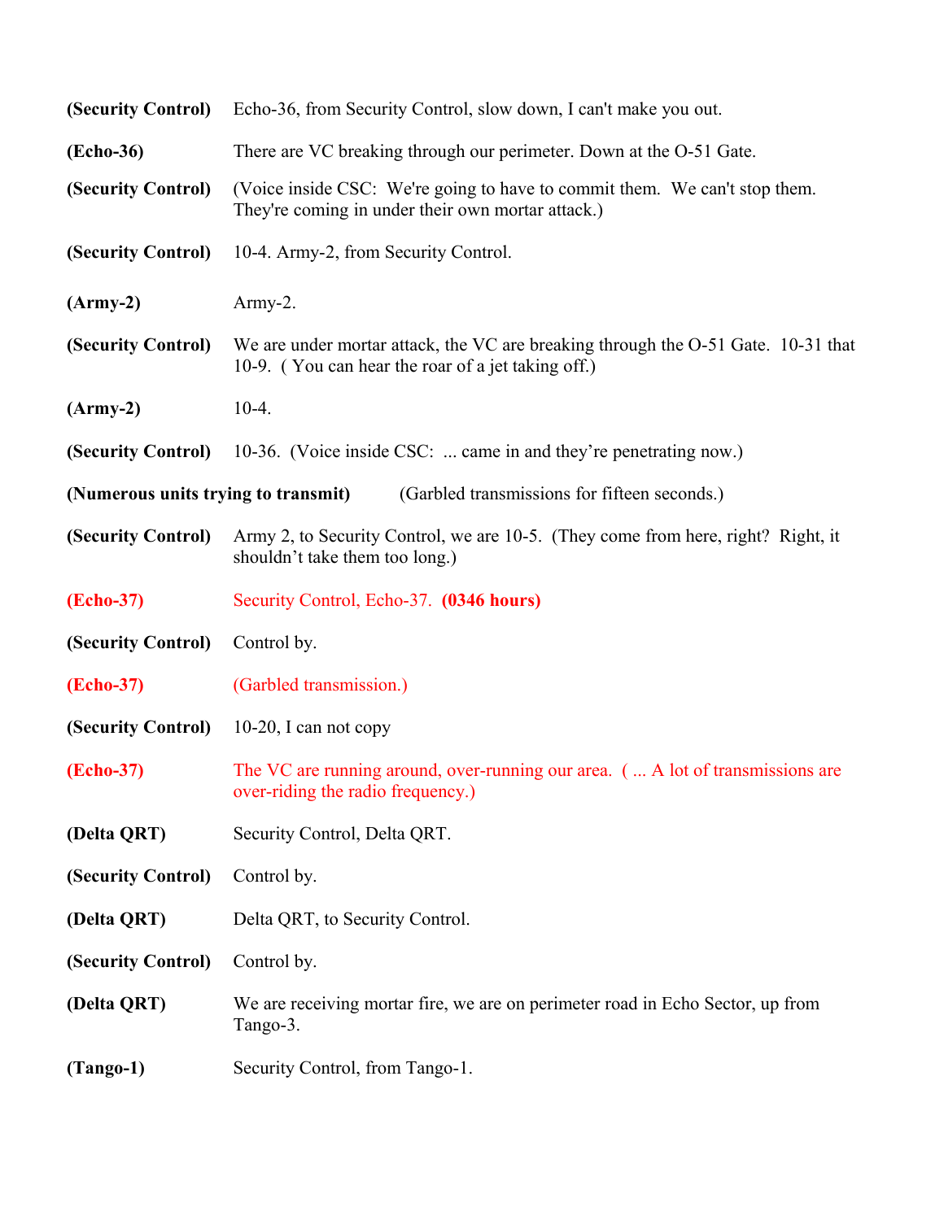**(Security Control)** Echo-36, from Security Control, slow down, I can't make you out.

**(Echo-36)** There are VC breaking through our perimeter. Down at the O-51 Gate.

**(Security Control)** (Voice inside CSC: We're going to have to commit them. We can't stop them. They're coming in under their own mortar attack.)

**(Security Control)** 10-4. Army-2, from Security Control.

**(Army-2)** Army-2.

**(Security Control)** We are under mortar attack, the VC are breaking through the O-51 Gate. 10-31 that 10-9. ( You can hear the roar of a jet taking off.)

**(Army-2)** 10-4.

**(Security Control)** 10-36. (Voice inside CSC: ... came in and they're penetrating now.)

**(Numerous units trying to transmit)** (Garbled transmissions for fifteen seconds.)

**(Security Control)** Army 2, to Security Control, we are 10-5. (They come from here, right? Right, it shouldn't take them too long.)

**(Echo-37)** Security Control, Echo-37. **(0346 hours)**

**(Security Control)** Control by.

**(Echo-37)** (Garbled transmission.)

**(Security Control)** 10-20, I can not copy

**(Echo-37)** The VC are running around, over-running our area. ( ... A lot of transmissions are over-riding the radio frequency.)

**(Delta QRT)** Security Control, Delta QRT.

**(Security Control)** Control by.

**(Delta QRT)** Delta QRT, to Security Control.

**(Security Control)** Control by.

**(Delta QRT)** We are receiving mortar fire, we are on perimeter road in Echo Sector, up from Tango-3.

**(Tango-1)** Security Control, from Tango-1.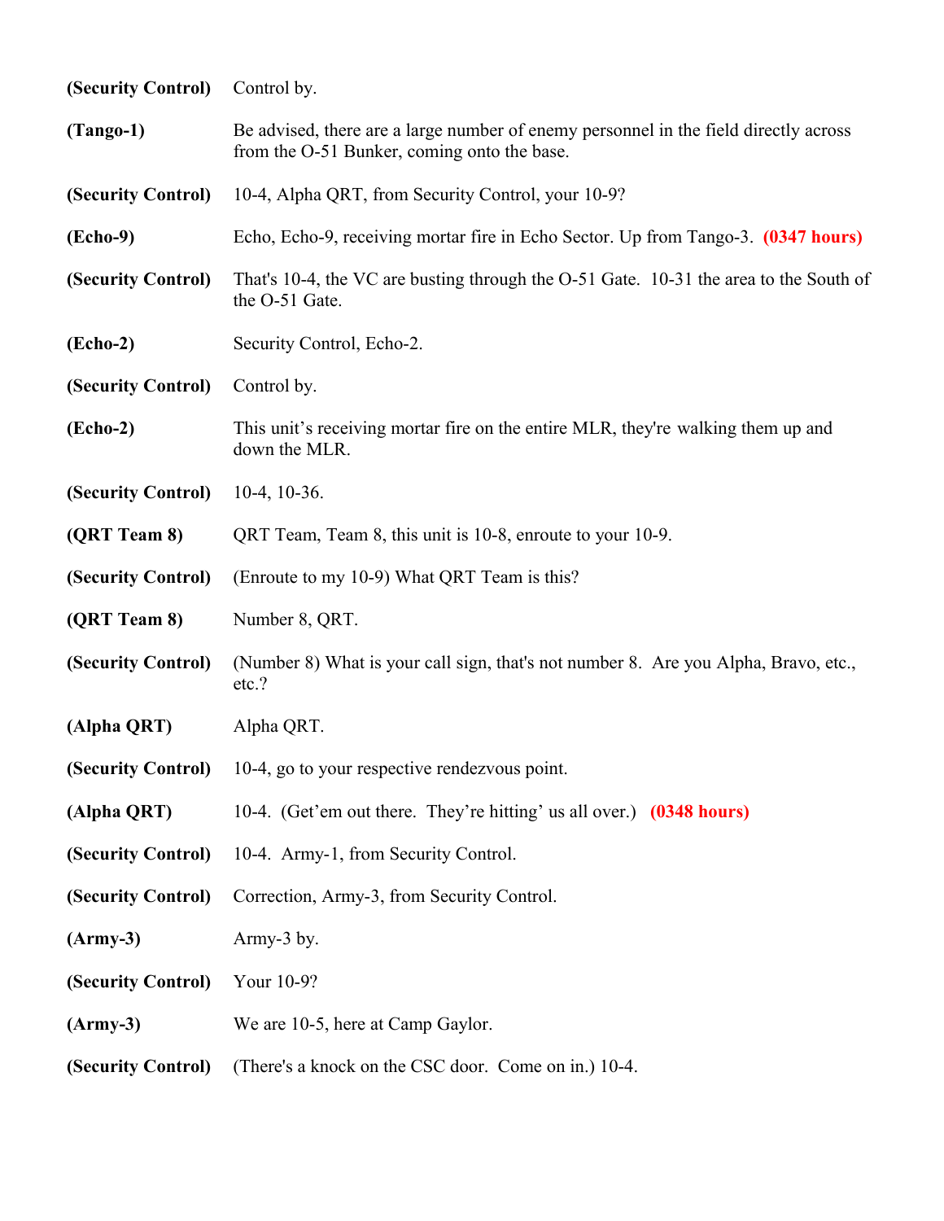**(Security Control)** Control by.

**(Tango-1)** Be advised, there are a large number of enemy personnel in the field directly across from the O-51 Bunker, coming onto the base.

**(Security Control)** 10-4, Alpha QRT, from Security Control, your 10-9?

**(Echo-9)** Echo, Echo-9, receiving mortar fire in Echo Sector. Up from Tango-3. **(0347 hours)**

**(Security Control)** That's 10-4, the VC are busting through the O-51 Gate. 10-31 the area to the South of the O-51 Gate.

**(Echo-2)** Security Control, Echo-2.

**(Security Control)** Control by.

**(Echo-2)** This unit's receiving mortar fire on the entire MLR, they're walking them up and down the MLR.

**(Security Control)** 10-4, 10-36.

**(QRT Team 8)** QRT Team, Team 8, this unit is 10-8, enroute to your 10-9.

**(Security Control)** (Enroute to my 10-9) What QRT Team is this?

**(QRT Team 8)** Number 8, QRT.

**(Security Control)** (Number 8) What is your call sign, that's not number 8. Are you Alpha, Bravo, etc., etc.?

**(Alpha QRT)** Alpha QRT.

**(Security Control)** 10-4, go to your respective rendezvous point.

**(Alpha QRT)** 10-4. (Get'em out there. They're hitting' us all over.) **(0348 hours)**

**(Security Control)** 10-4. Army-1, from Security Control.

**(Security Control)** Correction, Army-3, from Security Control.

**(Army-3)** Army-3 by.

**(Security Control)** Your 10-9?

**(Army-3)** We are 10-5, here at Camp Gaylor.

**(Security Control)** (There's a knock on the CSC door. Come on in.) 10-4.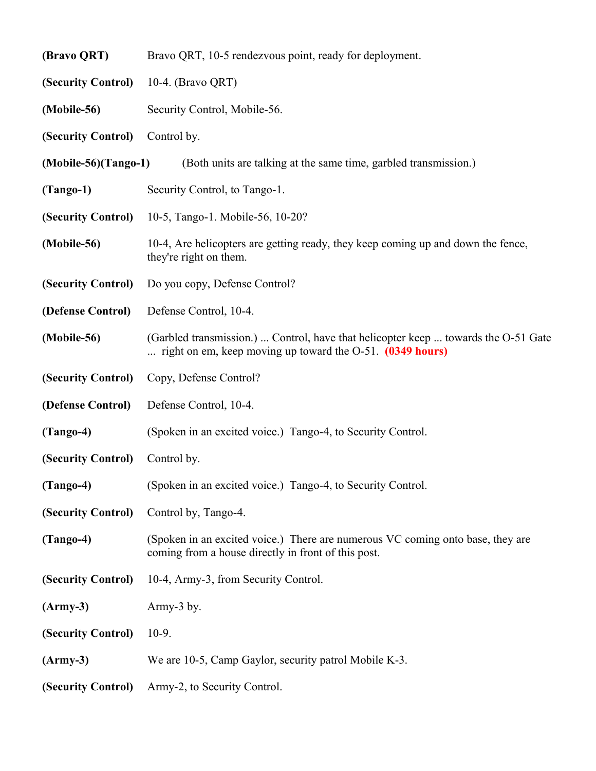**(Bravo QRT)** Bravo QRT, 10-5 rendezvous point, ready for deployment.

**(Security Control)** 10-4. (Bravo QRT)

**(Mobile-56)** Security Control, Mobile-56.

**(Security Control)** Control by.

**(Mobile-56)(Tango-1)** (Both units are talking at the same time, garbled transmission.)

**(Tango-1)** Security Control, to Tango-1.

**(Security Control)** 10-5, Tango-1. Mobile-56, 10-20?

**(Mobile-56)** 10-4, Are helicopters are getting ready, they keep coming up and down the fence, they're right on them.

**(Security Control)** Do you copy, Defense Control?

**(Defense Control)** Defense Control, 10-4.

**(Mobile-56)** (Garbled transmission.) ... Control, have that helicopter keep ... towards the O-51 Gate ... right on em, keep moving up toward the O-51. **(0349 hours)**

**(Security Control)** Copy, Defense Control?

**(Defense Control)** Defense Control, 10-4.

**(Tango-4)** (Spoken in an excited voice.) Tango-4, to Security Control.

**(Security Control)** Control by.

**(Tango-4)** (Spoken in an excited voice.) Tango-4, to Security Control.

**(Security Control)** Control by, Tango-4.

**(Tango-4)** (Spoken in an excited voice.) There are numerous VC coming onto base, they are coming from a house directly in front of this post.

**(Security Control)** 10-4, Army-3, from Security Control.

**(Army-3)** Army-3 by.

**(Security Control)** 10-9.

**(Army-3)** We are 10-5, Camp Gaylor, security patrol Mobile K-3.

**(Security Control)** Army-2, to Security Control.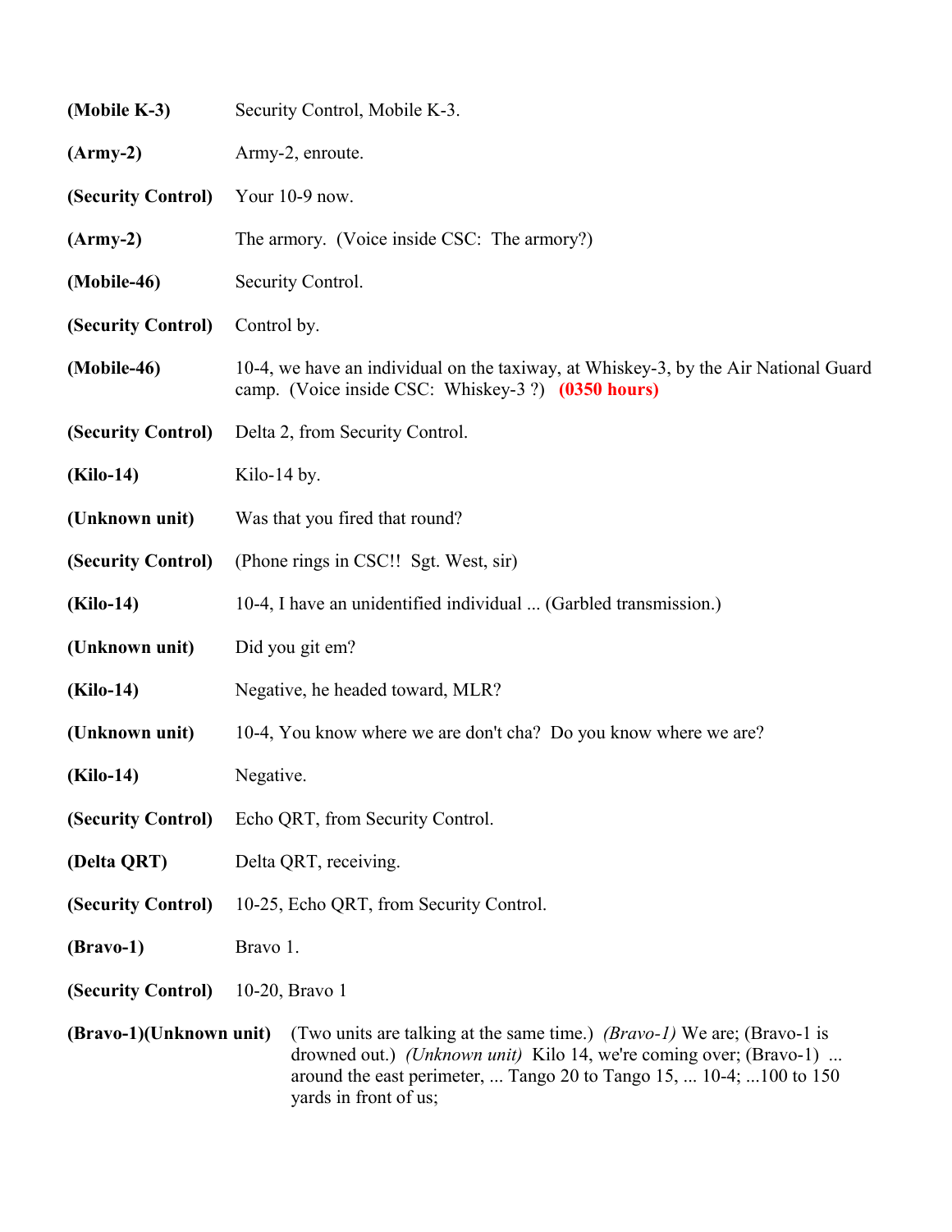**(Mobile K-3)** Security Control, Mobile K-3.

**(Army-2)** Army-2, enroute.

**(Security Control)** Your 10-9 now.

**(Army-2)** The armory. (Voice inside CSC: The armory?)

**(Mobile-46)** Security Control.

**(Security Control)** Control by.

**(Mobile-46)** 10-4, we have an individual on the taxiway, at Whiskey-3, by the Air National Guard camp. (Voice inside CSC: Whiskey-3 ?) **(0350 hours)**

**(Security Control)** Delta 2, from Security Control.

**(Kilo-14)** Kilo-14 by.

**(Unknown unit)** Was that you fired that round?

**(Security Control)** (Phone rings in CSC!! Sgt. West, sir)

**(Kilo-14)** 10-4, I have an unidentified individual ... (Garbled transmission.)

**(Unknown unit)** Did you git em?

**(Kilo-14)** Negative, he headed toward, MLR?

**(Unknown unit)** 10-4, You know where we are don't cha? Do you know where we are?

**(Kilo-14)** Negative.

**(Security Control)** Echo QRT, from Security Control.

**(Delta QRT)** Delta QRT, receiving.

**(Security Control)** 10-25, Echo QRT, from Security Control.

**(Bravo-1)** Bravo 1.

**(Security Control)** 10-20, Bravo 1

**(Bravo-1)(Unknown unit)** (Two units are talking at the same time.) *(Bravo-1)* We are; (Bravo-1 is drowned out.) *(Unknown unit)* Kilo 14, we're coming over; (Bravo-1) ... around the east perimeter, ... Tango 20 to Tango 15, ... 10-4; ...100 to 150 yards in front of us;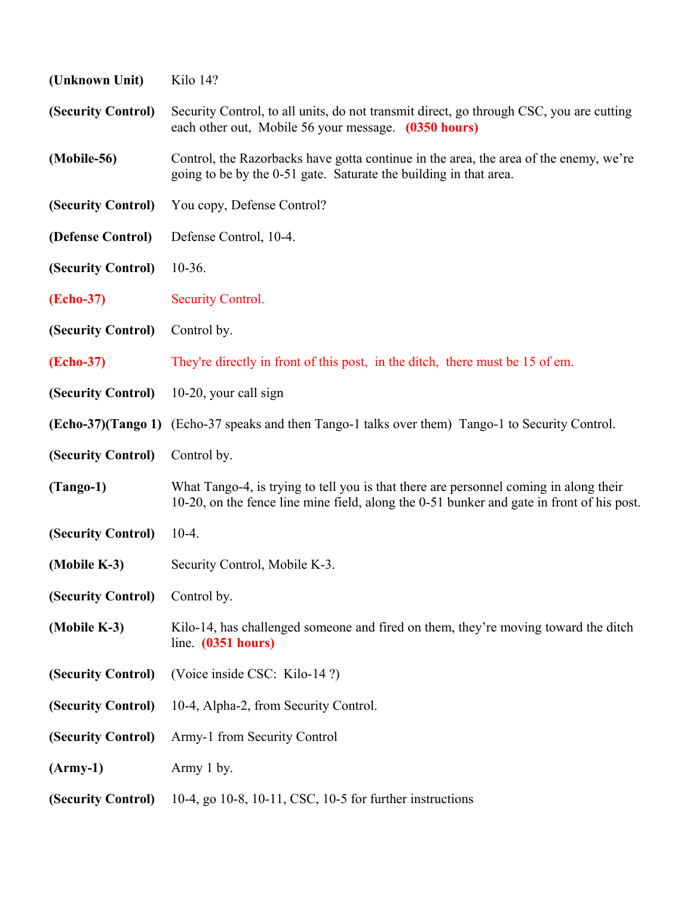**(Unknown Unit)** Kilo 14?

**(Security Control)** Security Control, to all units, do not transmit direct, go through CSC, you are cutting each other out, Mobile 56 your message. **(0350 hours)**

**(Mobile-56)** Control, the Razorbacks have gotta continue in the area, the area of the enemy, we're going to be by the 0-51 gate. Saturate the building in that area.

**(Security Control)** You copy, Defense Control?

**(Defense Control)** Defense Control, 10-4.

**(Security Control)** 10-36.

**(Echo-37)** Security Control.

**(Security Control)** Control by.

**(Echo-37)** They're directly in front of this post, in the ditch, there must be 15 of em.

**(Security Control)** 10-20, your call sign

**(Echo-37)(Tango 1)** (Echo-37 speaks and then Tango-1 talks over them) Tango-1 to Security Control.

**(Security Control)** Control by.

**(Tango-1)** What Tango-4, is trying to tell you is that there are personnel coming in along their 10-20, on the fence line mine field, along the 0-51 bunker and gate in front of his post.

**(Security Control)** 10-4.

**(Mobile K-3)** Security Control, Mobile K-3.

**(Security Control)** Control by.

**(Mobile K-3)** Kilo-14, has challenged someone and fired on them, they're moving toward the ditch line. **(0351 hours)**

**(Security Control)** (Voice inside CSC: Kilo-14 ?)

**(Security Control)** 10-4, Alpha-2, from Security Control.

**(Security Control)** Army-1 from Security Control

**(Army-1)** Army 1 by.

**(Security Control)** 10-4, go 10-8, 10-11, CSC, 10-5 for further instructions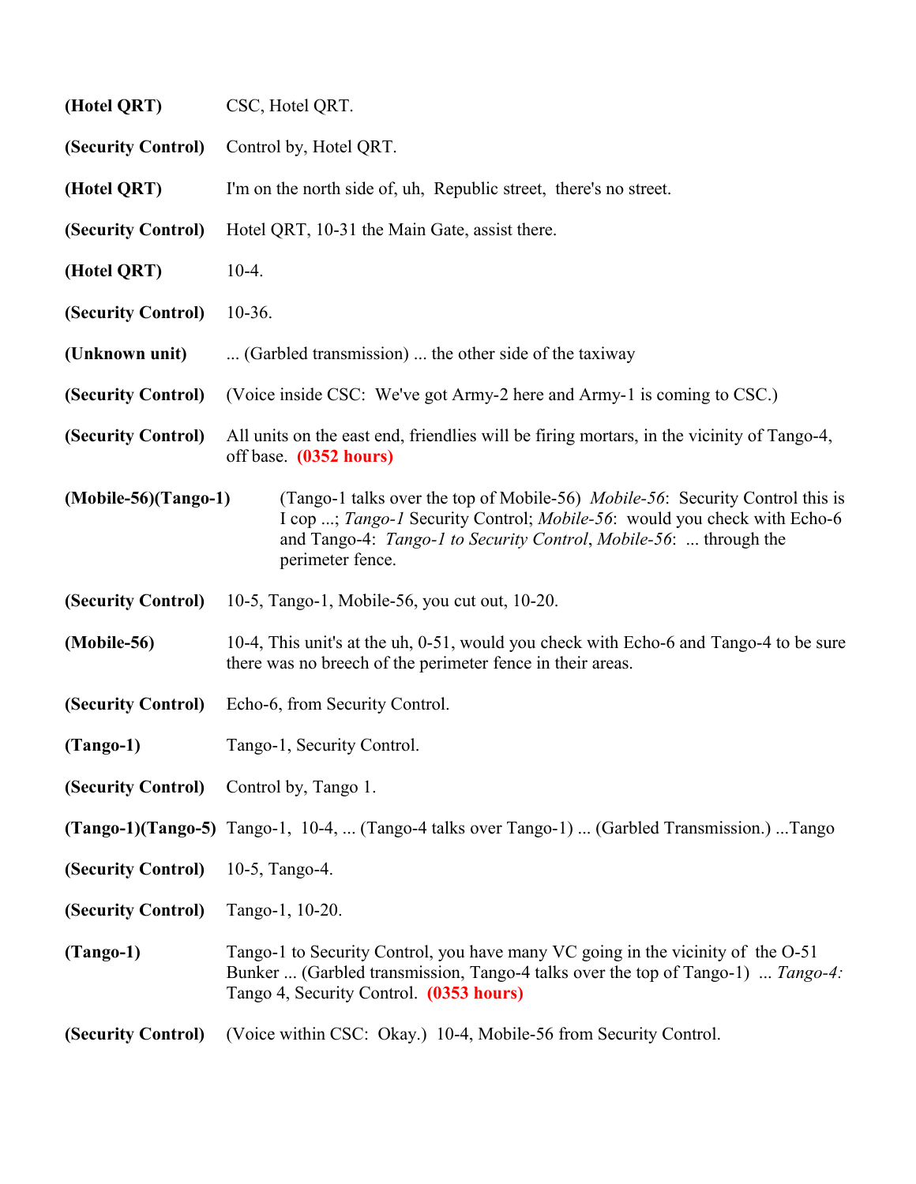**(Hotel QRT)** CSC, Hotel QRT.

**(Security Control)** Control by, Hotel QRT.

**(Hotel QRT)** I'm on the north side of, uh, Republic street, there's no street.

**(Security Control)** Hotel QRT, 10-31 the Main Gate, assist there.

**(Hotel QRT)** 10-4.

**(Security Control)** 10-36.

**(Unknown unit)** ... (Garbled transmission) ... the other side of the taxiway

**(Security Control)** (Voice inside CSC: We've got Army-2 here and Army-1 is coming to CSC.)

**(Security Control)** All units on the east end, friendlies will be firing mortars, in the vicinity of Tango-4, off base. **(0352 hours)**

**(Mobile-56)(Tango-1)** (Tango-1 talks over the top of Mobile-56) *Mobile-56*: Security Control this is I cop ...; *Tango-1* Security Control; *Mobile-56*: would you check with Echo-6 and Tango-4: *Tango-1 to Security Control*, *Mobile-56*: ... through the perimeter fence.

**(Security Control)** 10-5, Tango-1, Mobile-56, you cut out, 10-20.

**(Mobile-56)** 10-4, This unit's at the uh, 0-51, would you check with Echo-6 and Tango-4 to be sure there was no breech of the perimeter fence in their areas.

**(Security Control)** Echo-6, from Security Control.

**(Tango-1)** Tango-1, Security Control.

**(Security Control)** Control by, Tango 1.

**(Tango-1)(Tango-5)** Tango-1, 10-4, ... (Tango-4 talks over Tango-1) ... (Garbled Transmission.) ...Tango

**(Security Control)** 10-5, Tango-4.

**(Security Control)** Tango-1, 10-20.

**(Tango-1)** Tango-1 to Security Control, you have many VC going in the vicinity of the O-51 Bunker ... (Garbled transmission, Tango-4 talks over the top of Tango-1) ... *Tango-4:* Tango 4, Security Control. **(0353 hours)**

**(Security Control)** (Voice within CSC: Okay.) 10-4, Mobile-56 from Security Control.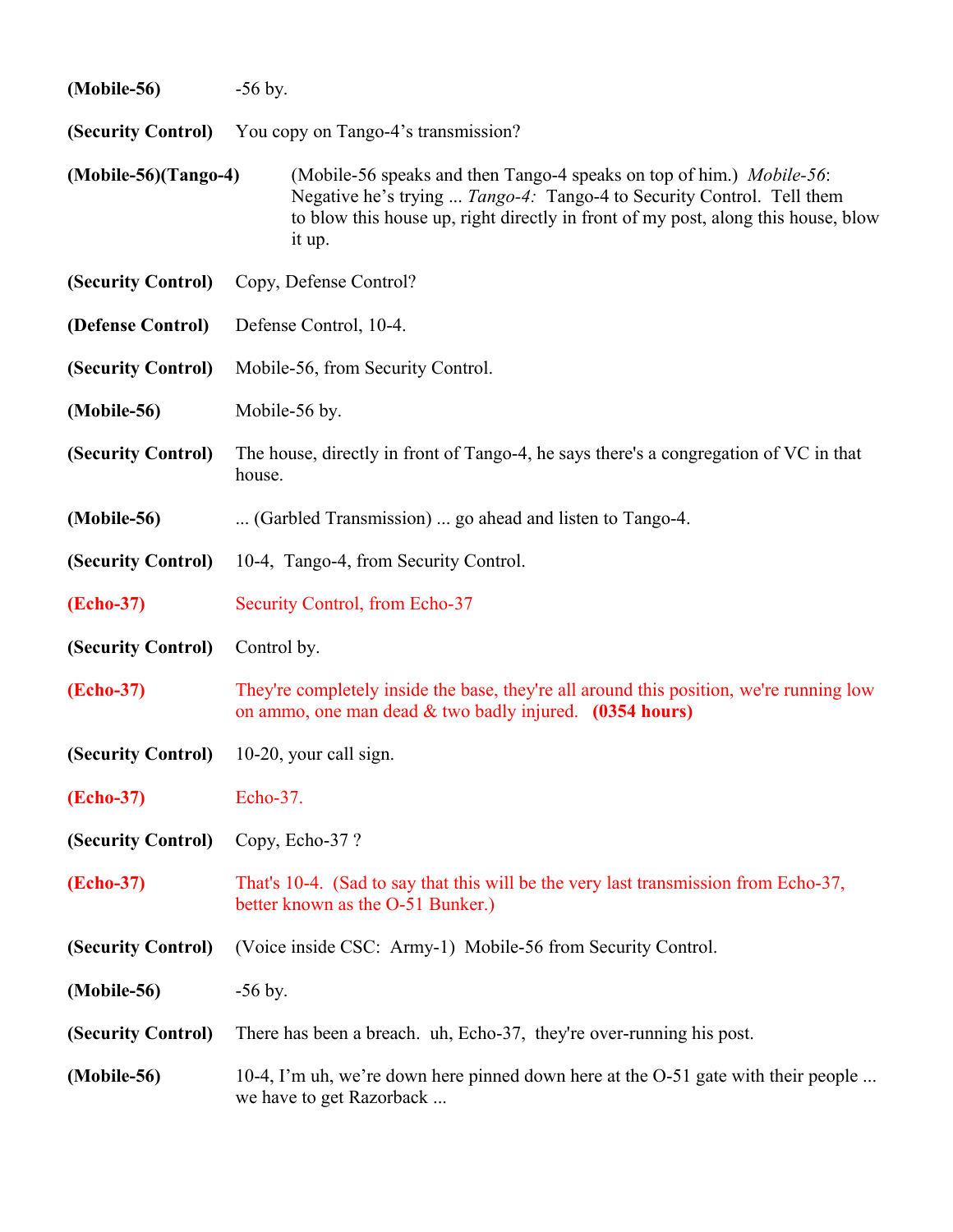**(Mobile-56)** -56 by.

**(Security Control)** You copy on Tango-4's transmission?

**(Mobile-56)(Tango-4)** (Mobile-56 speaks and then Tango-4 speaks on top of him.) *Mobile-56*: Negative he's trying ... *Tango-4:* Tango-4 to Security Control. Tell them to blow this house up, right directly in front of my post, along this house, blow it up.

**(Security Control)** Copy, Defense Control?

**(Defense Control)** Defense Control, 10-4.

**(Security Control)** Mobile-56, from Security Control.

**(Mobile-56)** Mobile-56 by.

**(Security Control)** The house, directly in front of Tango-4, he says there's a congregation of VC in that house.

**(Mobile-56)** ... (Garbled Transmission) ... go ahead and listen to Tango-4.

**(Security Control)** 10-4, Tango-4, from Security Control.

**(Echo-37)** Security Control, from Echo-37

**(Security Control)** Control by.

**(Echo-37)** They're completely inside the base, they're all around this position, we're running low on ammo, one man dead & two badly injured. **(0354 hours)**

**(Security Control)** 10-20, your call sign.

**(Echo-37)** Echo-37.

**(Security Control)** Copy, Echo-37 ?

**(Echo-37)** That's 10-4. (Sad to say that this will be the very last transmission from Echo-37, better known as the O-51 Bunker.)

**(Security Control)** (Voice inside CSC: Army-1) Mobile-56 from Security Control.

**(Mobile-56)** -56 by.

**(Security Control)** There has been a breach. uh, Echo-37, they're over-running his post.

**(Mobile-56)** 10-4, I'm uh, we're down here pinned down here at the O-51 gate with their people ... we have to get Razorback ...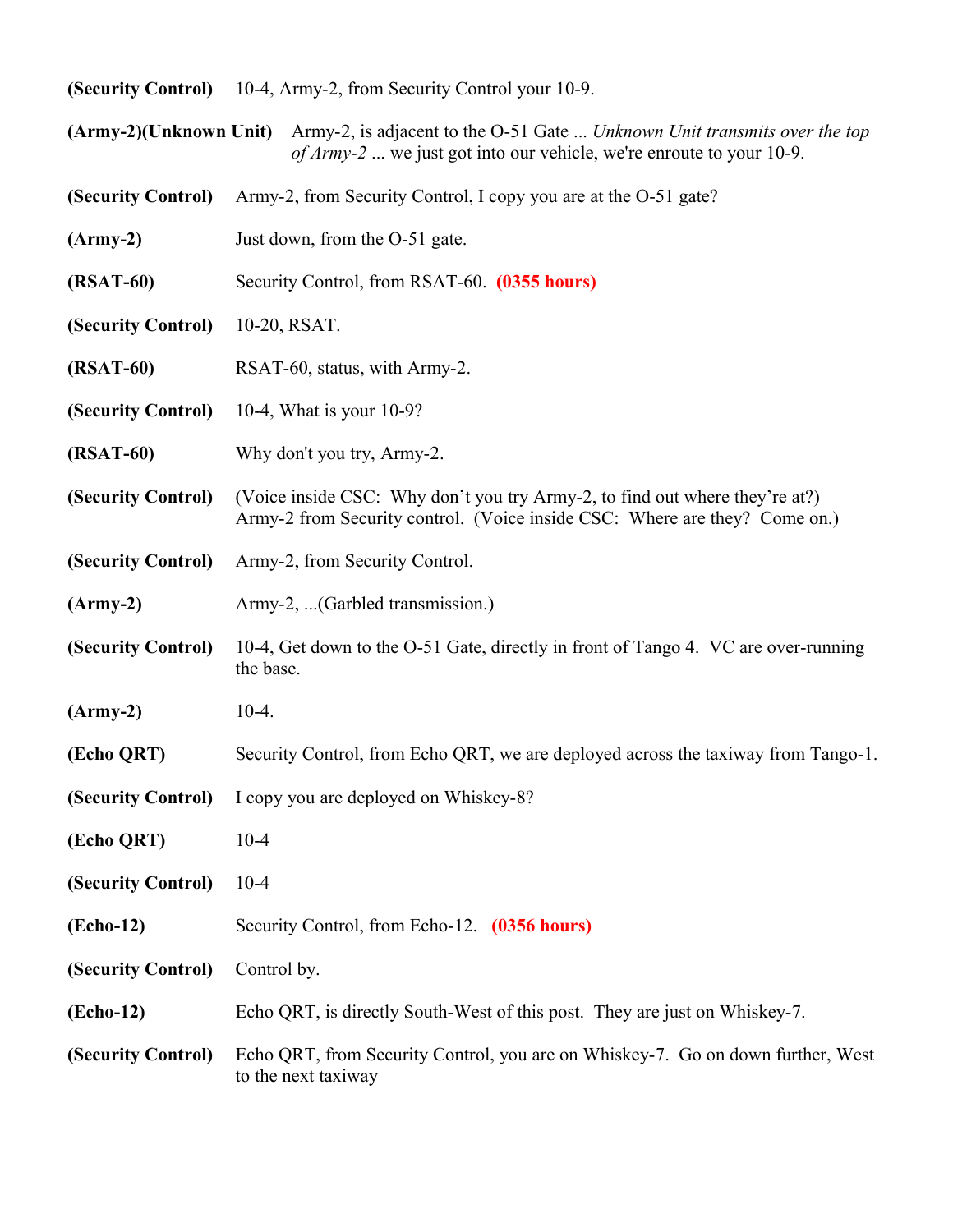**(Security Control)** 10-4, Army-2, from Security Control your 10-9.

**(Army-2)(Unknown Unit)** Army-2, is adjacent to the O-51 Gate ... *Unknown Unit transmits over the top of Army-2* ... we just got into our vehicle, we're enroute to your 10-9.

**(Security Control)** Army-2, from Security Control, I copy you are at the O-51 gate?

**(Army-2)** Just down, from the O-51 gate.

**(RSAT-60)** Security Control, from RSAT-60. **(0355 hours)**

**(Security Control)** 10-20, RSAT.

**(RSAT-60)** RSAT-60, status, with Army-2.

**(Security Control)** 10-4, What is your 10-9?

**(RSAT-60)** Why don't you try, Army-2.

**(Security Control)** (Voice inside CSC: Why don't you try Army-2, to find out where they're at?) Army-2 from Security control. (Voice inside CSC: Where are they? Come on.)

**(Security Control)** Army-2, from Security Control.

**(Army-2)** Army-2, ...(Garbled transmission.)

**(Security Control)** 10-4, Get down to the O-51 Gate, directly in front of Tango 4. VC are over-running the base.

**(Army-2)** 10-4.

**(Echo QRT)** Security Control, from Echo QRT, we are deployed across the taxiway from Tango-1.

**(Security Control)** I copy you are deployed on Whiskey-8?

**(Echo QRT)** 10-4

**(Security Control)** 10-4

**(Echo-12)** Security Control, from Echo-12. **(0356 hours)**

**(Security Control)** Control by.

**(Echo-12)** Echo QRT, is directly South-West of this post. They are just on Whiskey-7.

**(Security Control)** Echo QRT, from Security Control, you are on Whiskey-7. Go on down further, West to the next taxiway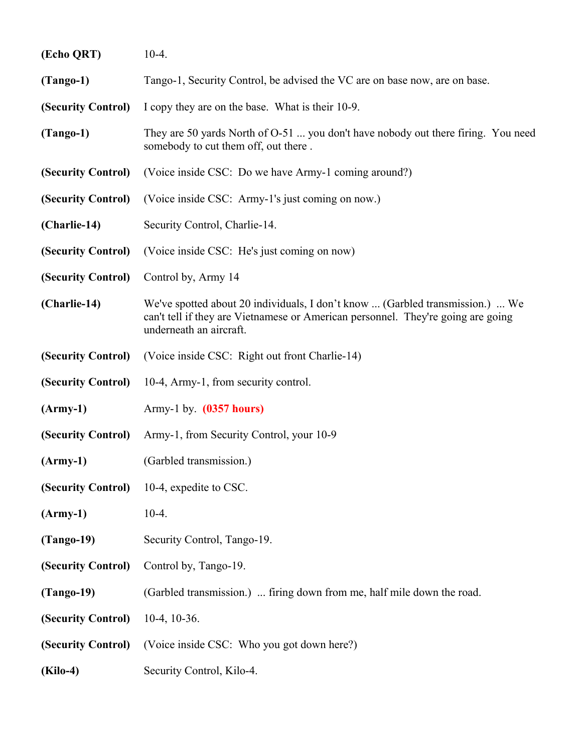| | |
|---|---|
| **(Echo QRT)** | 10-4. |
| **(Tango-1)** | Tango-1, Security Control, be advised the VC are on base now, are on base. |
| **(Security Control)** | I copy they are on the base. What is their 10-9. |
| **(Tango-1)** | They are 50 yards North of O-51 ... you don't have nobody out there firing. You need somebody to cut them off, out there . |
| **(Security Control)** | (Voice inside CSC: Do we have Army-1 coming around?) |
| **(Security Control)** | (Voice inside CSC: Army-1's just coming on now.) |
| **(Charlie-14)** | Security Control, Charlie-14. |
| **(Security Control)** | (Voice inside CSC: He's just coming on now) |
| **(Security Control)** | Control by, Army 14 |
| **(Charlie-14)** | We've spotted about 20 individuals, I don't know ... (Garbled transmission.) ... We can't tell if they are Vietnamese or American personnel. They're going are going underneath an aircraft. |
| **(Security Control)** | (Voice inside CSC: Right out front Charlie-14) |
| **(Security Control)** | 10-4, Army-1, from security control. |
| **(Army-1)** | Army-1 by. **(0357 hours)** |
| **(Security Control)** | Army-1, from Security Control, your 10-9 |
| **(Army-1)** | (Garbled transmission.) |
| **(Security Control)** | 10-4, expedite to CSC. |
| **(Army-1)** | 10-4. |
| **(Tango-19)** | Security Control, Tango-19. |
| **(Security Control)** | Control by, Tango-19. |
| **(Tango-19)** | (Garbled transmission.) ... firing down from me, half mile down the road. |
| **(Security Control)** | 10-4, 10-36. |
| **(Security Control)** | (Voice inside CSC: Who you got down here?) |
| **(Kilo-4)** | Security Control, Kilo-4. |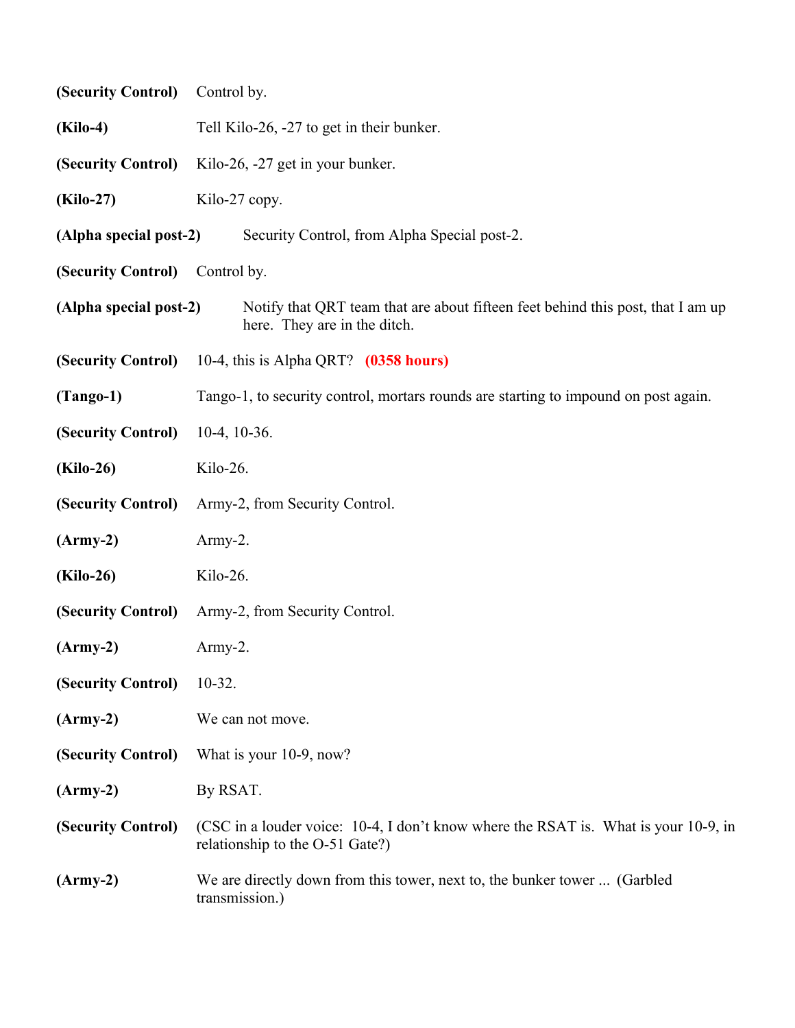**(Security Control)** Control by.

**(Kilo-4)** Tell Kilo-26, -27 to get in their bunker.

**(Security Control)** Kilo-26, -27 get in your bunker.

**(Kilo-27)** Kilo-27 copy.

**(Alpha special post-2)** Security Control, from Alpha Special post-2.

**(Security Control)** Control by.

**(Alpha special post-2)** Notify that QRT team that are about fifteen feet behind this post, that I am up here. They are in the ditch.

**(Security Control)** 10-4, this is Alpha QRT? **(0358 hours)**

**(Tango-1)** Tango-1, to security control, mortars rounds are starting to impound on post again.

**(Security Control)** 10-4, 10-36.

**(Kilo-26)** Kilo-26.

**(Security Control)** Army-2, from Security Control.

**(Army-2)** Army-2.

**(Kilo-26)** Kilo-26.

**(Security Control)** Army-2, from Security Control.

**(Army-2)** Army-2.

**(Security Control)** 10-32.

**(Army-2)** We can not move.

**(Security Control)** What is your 10-9, now?

**(Army-2)** By RSAT.

**(Security Control)** (CSC in a louder voice: 10-4, I don't know where the RSAT is. What is your 10-9, in relationship to the O-51 Gate?)

**(Army-2)** We are directly down from this tower, next to, the bunker tower ... (Garbled transmission.)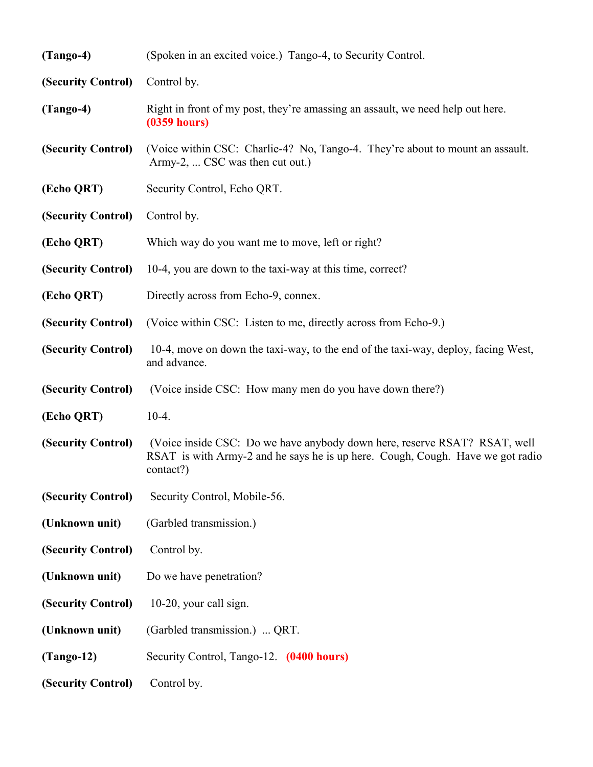**(Tango-4)** (Spoken in an excited voice.) Tango-4, to Security Control.

**(Security Control)** Control by.

**(Tango-4)** Right in front of my post, they're amassing an assault, we need help out here. **(0359 hours)**

**(Security Control)** (Voice within CSC: Charlie-4? No, Tango-4. They're about to mount an assault. Army-2, ... CSC was then cut out.)

**(Echo QRT)** Security Control, Echo QRT.

**(Security Control)** Control by.

**(Echo QRT)** Which way do you want me to move, left or right?

**(Security Control)** 10-4, you are down to the taxi-way at this time, correct?

**(Echo QRT)** Directly across from Echo-9, connex.

**(Security Control)** (Voice within CSC: Listen to me, directly across from Echo-9.)

**(Security Control)** 10-4, move on down the taxi-way, to the end of the taxi-way, deploy, facing West, and advance.

**(Security Control)** (Voice inside CSC: How many men do you have down there?)

**(Echo QRT)** 10-4.

**(Security Control)** (Voice inside CSC: Do we have anybody down here, reserve RSAT? RSAT, well RSAT is with Army-2 and he says he is up here. Cough, Cough. Have we got radio contact?)

**(Security Control)** Security Control, Mobile-56.

**(Unknown unit)** (Garbled transmission.)

**(Security Control)** Control by.

**(Unknown unit)** Do we have penetration?

**(Security Control)** 10-20, your call sign.

**(Unknown unit)** (Garbled transmission.) ... QRT.

**(Tango-12)** Security Control, Tango-12. **(0400 hours)**

**(Security Control)** Control by.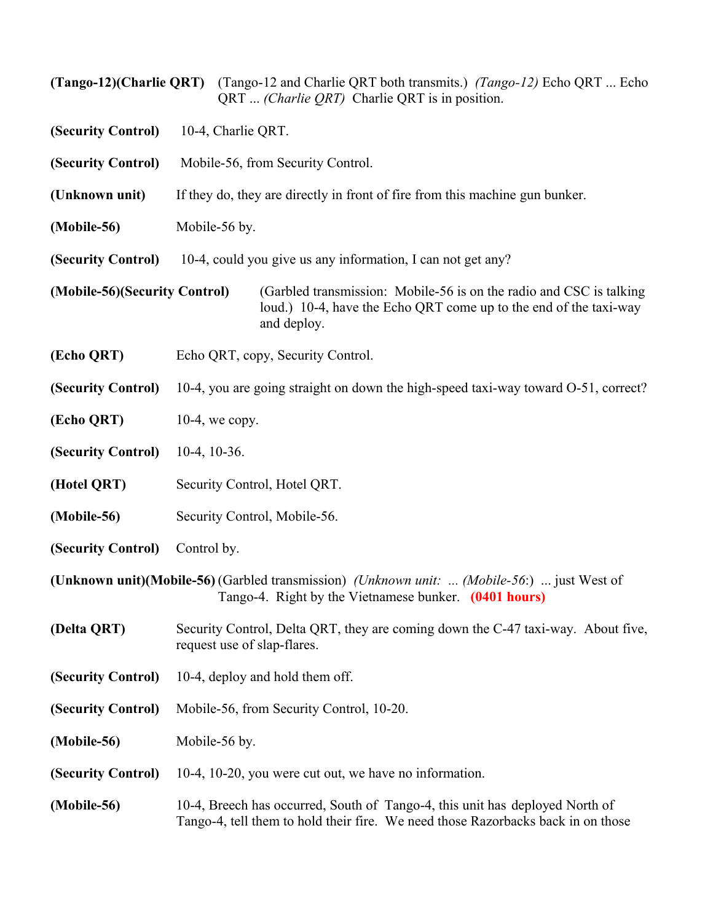**(Tango-12)(Charlie QRT)** (Tango-12 and Charlie QRT both transmits.) *(Tango-12)* Echo QRT ... Echo QRT ... *(Charlie QRT)* Charlie QRT is in position.

**(Security Control)** 10-4, Charlie QRT.

**(Security Control)** Mobile-56, from Security Control.

**(Unknown unit)** If they do, they are directly in front of fire from this machine gun bunker.

**(Mobile-56)** Mobile-56 by.

**(Security Control)** 10-4, could you give us any information, I can not get any?

**(Mobile-56)(Security Control)** (Garbled transmission: Mobile-56 is on the radio and CSC is talking loud.) 10-4, have the Echo QRT come up to the end of the taxi-way and deploy.

**(Echo QRT)** Echo QRT, copy, Security Control.

**(Security Control)** 10-4, you are going straight on down the high-speed taxi-way toward O-51, correct?

**(Echo QRT)** 10-4, we copy.

**(Security Control)** 10-4, 10-36.

**(Hotel QRT)** Security Control, Hotel QRT.

**(Mobile-56)** Security Control, Mobile-56.

**(Security Control)** Control by.

**(Unknown unit)(Mobile-56)** (Garbled transmission) *(Unknown unit: ... (Mobile-56:)* ... just West of Tango-4. Right by the Vietnamese bunker. **(0401 hours)**

**(Delta QRT)** Security Control, Delta QRT, they are coming down the C-47 taxi-way. About five, request use of slap-flares.

**(Security Control)** 10-4, deploy and hold them off.

**(Security Control)** Mobile-56, from Security Control, 10-20.

**(Mobile-56)** Mobile-56 by.

**(Security Control)** 10-4, 10-20, you were cut out, we have no information.

**(Mobile-56)** 10-4, Breech has occurred, South of Tango-4, this unit has deployed North of Tango-4, tell them to hold their fire. We need those Razorbacks back in on those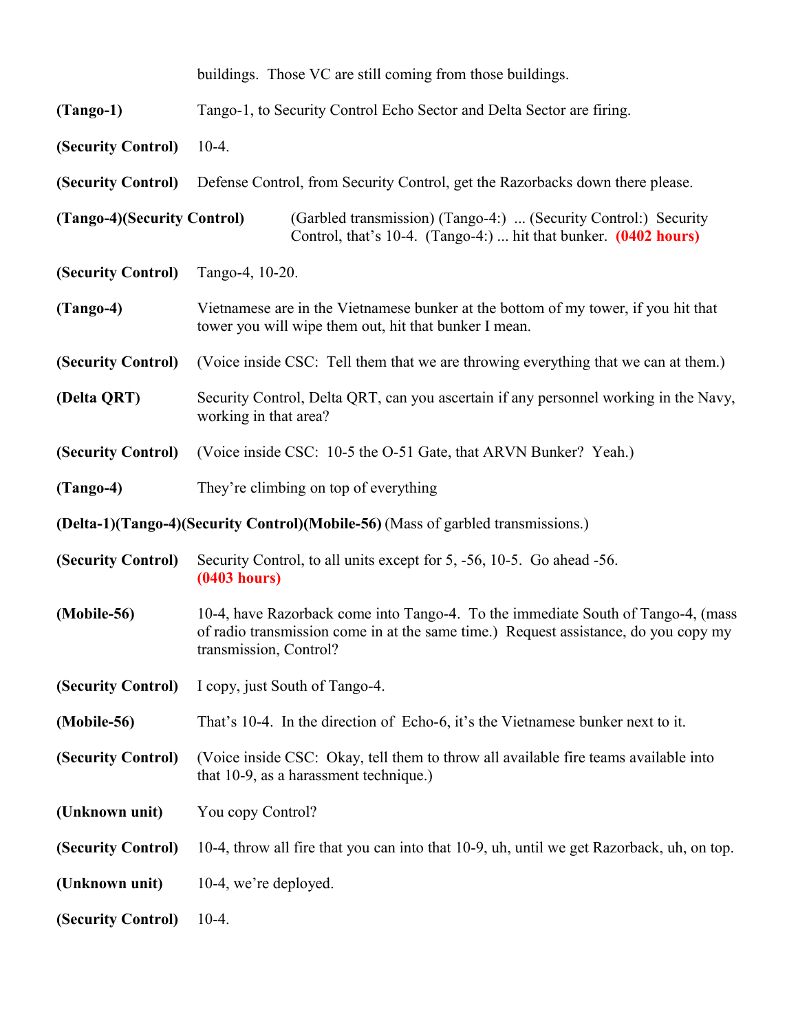buildings.  Those VC are still coming from those buildings.

**(Tango-1)** Tango-1, to Security Control Echo Sector and Delta Sector are firing.

**(Security Control)** 10-4.

**(Security Control)** Defense Control, from Security Control, get the Razorbacks down there please.

**(Tango-4)(Security Control)** (Garbled transmission) (Tango-4:) ... (Security Control:) Security Control, that's 10-4. (Tango-4:) ... hit that bunker. **(0402 hours)**

**(Security Control)** Tango-4, 10-20.

**(Tango-4)** Vietnamese are in the Vietnamese bunker at the bottom of my tower, if you hit that tower you will wipe them out, hit that bunker I mean.

**(Security Control)** (Voice inside CSC: Tell them that we are throwing everything that we can at them.)

**(Delta QRT)** Security Control, Delta QRT, can you ascertain if any personnel working in the Navy, working in that area?

**(Security Control)** (Voice inside CSC: 10-5 the O-51 Gate, that ARVN Bunker? Yeah.)

**(Tango-4)** They're climbing on top of everything

**(Delta-1)(Tango-4)(Security Control)(Mobile-56)** (Mass of garbled transmissions.)

**(Security Control)** Security Control, to all units except for 5, -56, 10-5. Go ahead -56. **(0403 hours)**

**(Mobile-56)** 10-4, have Razorback come into Tango-4. To the immediate South of Tango-4, (mass of radio transmission come in at the same time.) Request assistance, do you copy my transmission, Control?

**(Security Control)** I copy, just South of Tango-4.

**(Mobile-56)** That's 10-4. In the direction of Echo-6, it's the Vietnamese bunker next to it.

**(Security Control)** (Voice inside CSC: Okay, tell them to throw all available fire teams available into that 10-9, as a harassment technique.)

**(Unknown unit)** You copy Control?

**(Security Control)** 10-4, throw all fire that you can into that 10-9, uh, until we get Razorback, uh, on top.

**(Unknown unit)** 10-4, we're deployed.

**(Security Control)** 10-4.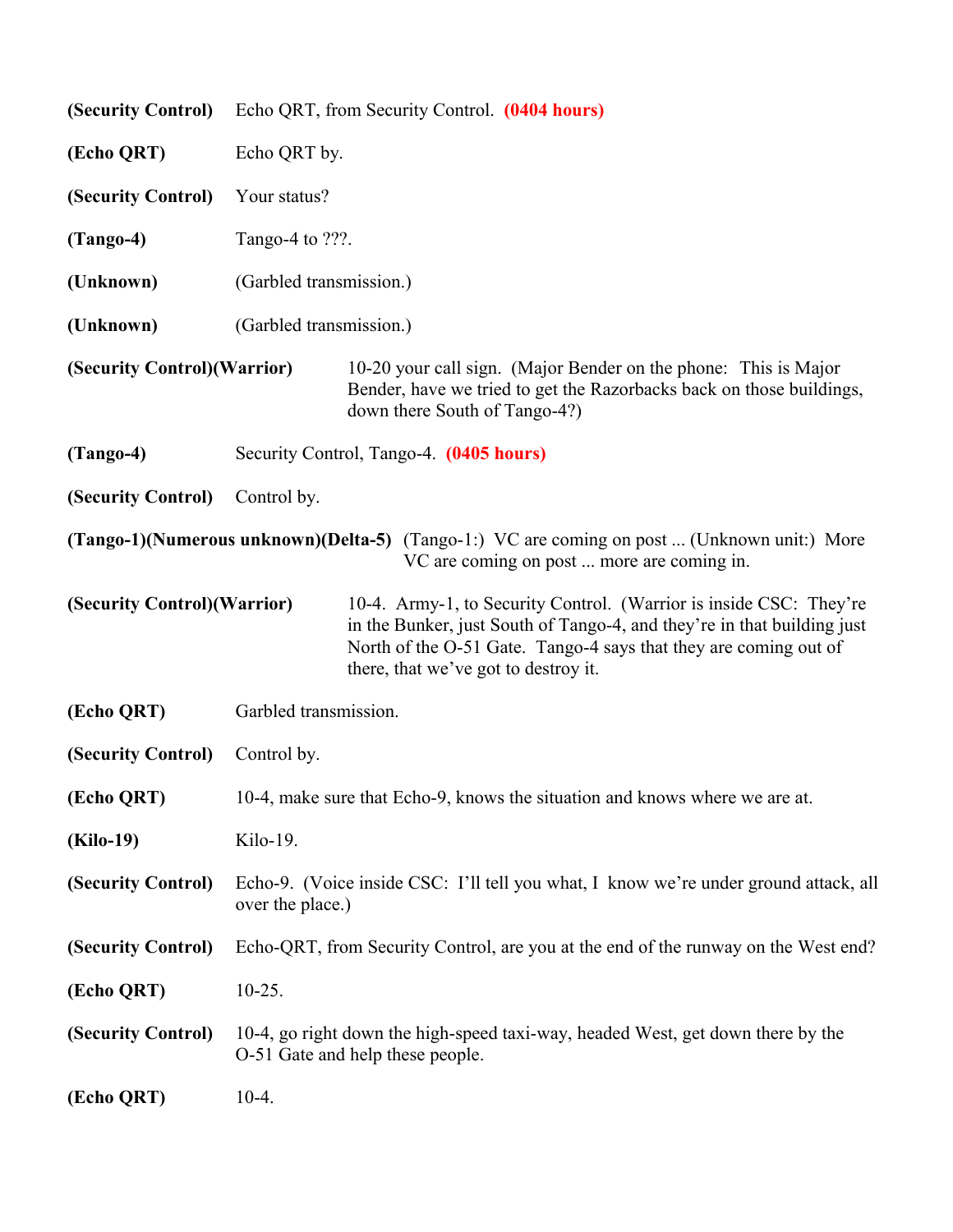**(Security Control)** Echo QRT, from Security Control. **(0404 hours)**

**(Echo QRT)** Echo QRT by.

**(Security Control)** Your status?

**(Tango-4)** Tango-4 to ???.

**(Unknown)** (Garbled transmission.)

**(Unknown)** (Garbled transmission.)

**(Security Control)(Warrior)** 10-20 your call sign. (Major Bender on the phone: This is Major Bender, have we tried to get the Razorbacks back on those buildings, down there South of Tango-4?)

**(Tango-4)** Security Control, Tango-4. **(0405 hours)**

**(Security Control)** Control by.

**(Tango-1)(Numerous unknown)(Delta-5)** (Tango-1:) VC are coming on post ... (Unknown unit:) More VC are coming on post ... more are coming in.

**(Security Control)(Warrior)** 10-4. Army-1, to Security Control. (Warrior is inside CSC: They're in the Bunker, just South of Tango-4, and they're in that building just North of the O-51 Gate. Tango-4 says that they are coming out of there, that we've got to destroy it.

**(Echo QRT)** Garbled transmission.

**(Security Control)** Control by.

**(Echo QRT)** 10-4, make sure that Echo-9, knows the situation and knows where we are at.

**(Kilo-19)** Kilo-19.

**(Security Control)** Echo-9. (Voice inside CSC: I'll tell you what, I know we're under ground attack, all over the place.)

**(Security Control)** Echo-QRT, from Security Control, are you at the end of the runway on the West end?

**(Echo QRT)** 10-25.

**(Security Control)** 10-4, go right down the high-speed taxi-way, headed West, get down there by the O-51 Gate and help these people.

**(Echo QRT)** 10-4.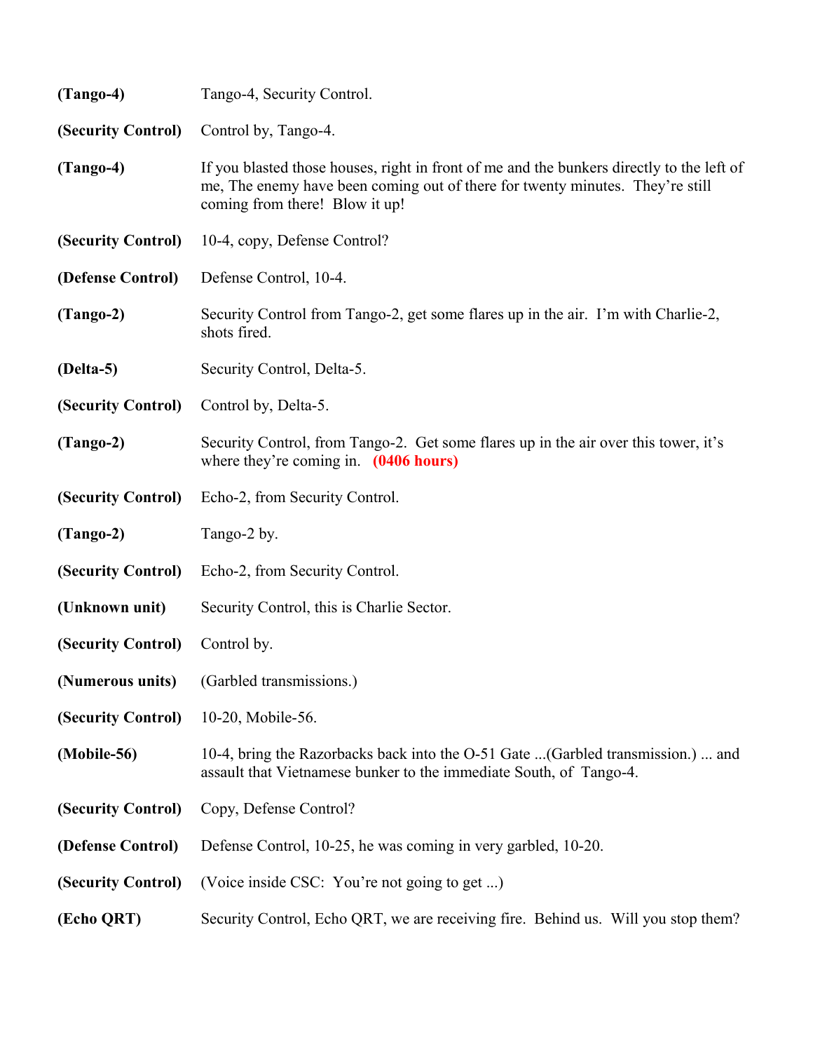**(Tango-4)** Tango-4, Security Control.

**(Security Control)** Control by, Tango-4.

**(Tango-4)** If you blasted those houses, right in front of me and the bunkers directly to the left of me, The enemy have been coming out of there for twenty minutes. They're still coming from there! Blow it up!

**(Security Control)** 10-4, copy, Defense Control?

**(Defense Control)** Defense Control, 10-4.

**(Tango-2)** Security Control from Tango-2, get some flares up in the air. I'm with Charlie-2, shots fired.

**(Delta-5)** Security Control, Delta-5.

**(Security Control)** Control by, Delta-5.

**(Tango-2)** Security Control, from Tango-2. Get some flares up in the air over this tower, it's where they're coming in. **(0406 hours)**

**(Security Control)** Echo-2, from Security Control.

**(Tango-2)** Tango-2 by.

**(Security Control)** Echo-2, from Security Control.

**(Unknown unit)** Security Control, this is Charlie Sector.

**(Security Control)** Control by.

**(Numerous units)** (Garbled transmissions.)

**(Security Control)** 10-20, Mobile-56.

**(Mobile-56)** 10-4, bring the Razorbacks back into the O-51 Gate ...(Garbled transmission.) ... and assault that Vietnamese bunker to the immediate South, of Tango-4.

**(Security Control)** Copy, Defense Control?

**(Defense Control)** Defense Control, 10-25, he was coming in very garbled, 10-20.

**(Security Control)** (Voice inside CSC: You're not going to get ...)

**(Echo QRT)** Security Control, Echo QRT, we are receiving fire. Behind us. Will you stop them?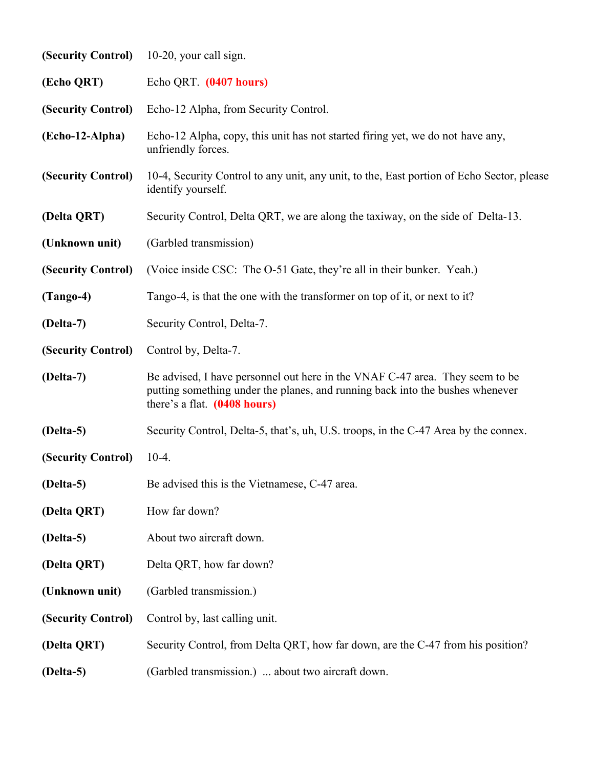**(Security Control)** 10-20, your call sign.

**(Echo QRT)** Echo QRT. **(0407 hours)**

**(Security Control)** Echo-12 Alpha, from Security Control.

**(Echo-12-Alpha)** Echo-12 Alpha, copy, this unit has not started firing yet, we do not have any, unfriendly forces.

**(Security Control)** 10-4, Security Control to any unit, any unit, to the, East portion of Echo Sector, please identify yourself.

**(Delta QRT)** Security Control, Delta QRT, we are along the taxiway, on the side of Delta-13.

**(Unknown unit)** (Garbled transmission)

**(Security Control)** (Voice inside CSC: The O-51 Gate, they're all in their bunker. Yeah.)

**(Tango-4)** Tango-4, is that the one with the transformer on top of it, or next to it?

**(Delta-7)** Security Control, Delta-7.

**(Security Control)** Control by, Delta-7.

**(Delta-7)** Be advised, I have personnel out here in the VNAF C-47 area. They seem to be putting something under the planes, and running back into the bushes whenever there's a flat. **(0408 hours)**

**(Delta-5)** Security Control, Delta-5, that's, uh, U.S. troops, in the C-47 Area by the connex.

**(Security Control)** 10-4.

**(Delta-5)** Be advised this is the Vietnamese, C-47 area.

**(Delta QRT)** How far down?

**(Delta-5)** About two aircraft down.

**(Delta QRT)** Delta QRT, how far down?

**(Unknown unit)** (Garbled transmission.)

**(Security Control)** Control by, last calling unit.

**(Delta QRT)** Security Control, from Delta QRT, how far down, are the C-47 from his position?

**(Delta-5)** (Garbled transmission.) ... about two aircraft down.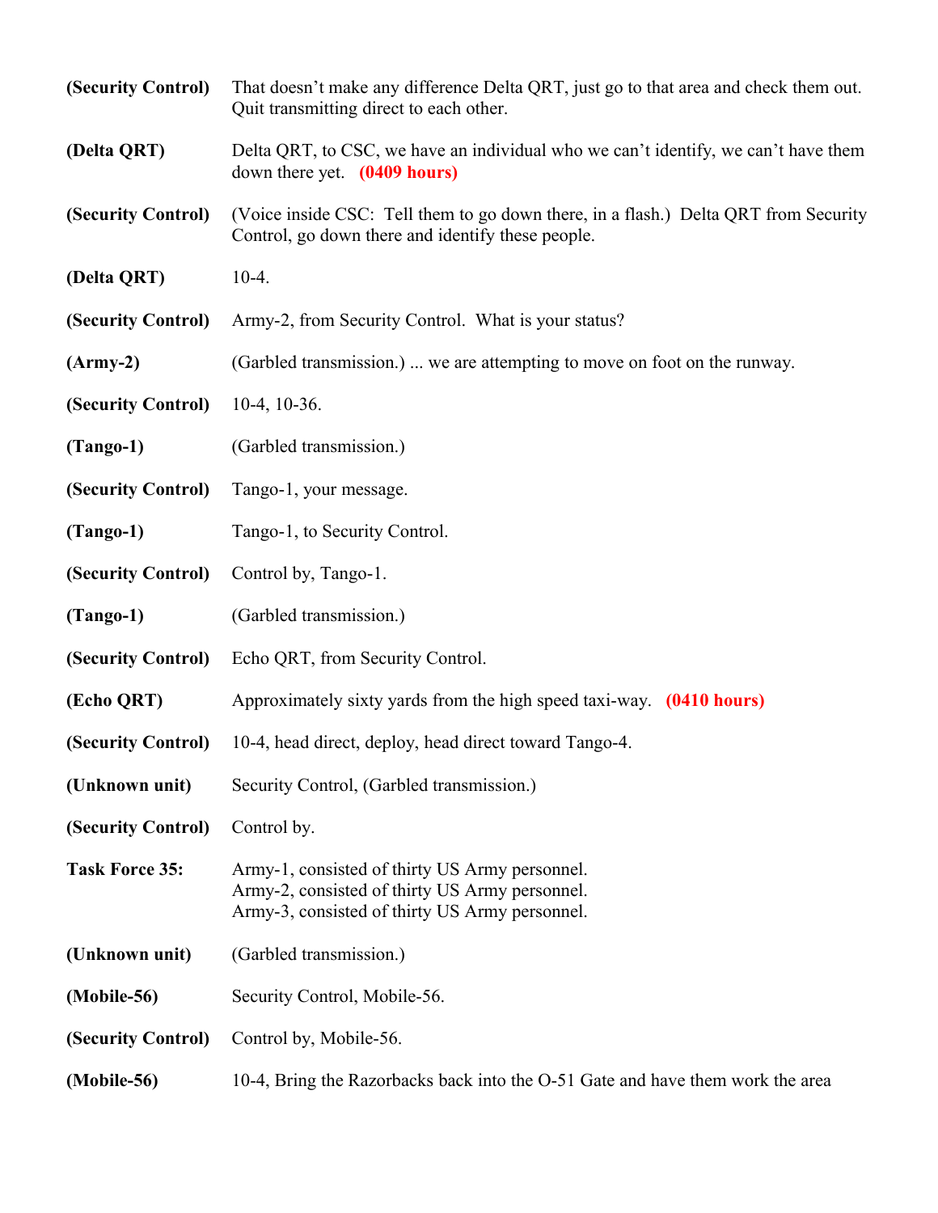**(Security Control)** That doesn't make any difference Delta QRT, just go to that area and check them out. Quit transmitting direct to each other.

**(Delta QRT)** Delta QRT, to CSC, we have an individual who we can't identify, we can't have them down there yet. **(0409 hours)**

**(Security Control)** (Voice inside CSC: Tell them to go down there, in a flash.) Delta QRT from Security Control, go down there and identify these people.

**(Delta QRT)** 10-4.

**(Security Control)** Army-2, from Security Control. What is your status?

**(Army-2)** (Garbled transmission.) ... we are attempting to move on foot on the runway.

**(Security Control)** 10-4, 10-36.

**(Tango-1)** (Garbled transmission.)

**(Security Control)** Tango-1, your message.

**(Tango-1)** Tango-1, to Security Control.

**(Security Control)** Control by, Tango-1.

**(Tango-1)** (Garbled transmission.)

**(Security Control)** Echo QRT, from Security Control.

**(Echo QRT)** Approximately sixty yards from the high speed taxi-way. **(0410 hours)**

**(Security Control)** 10-4, head direct, deploy, head direct toward Tango-4.

**(Unknown unit)** Security Control, (Garbled transmission.)

**(Security Control)** Control by.

**Task Force 35:** Army-1, consisted of thirty US Army personnel.
Army-2, consisted of thirty US Army personnel.
Army-3, consisted of thirty US Army personnel.

**(Unknown unit)** (Garbled transmission.)

**(Mobile-56)** Security Control, Mobile-56.

**(Security Control)** Control by, Mobile-56.

**(Mobile-56)** 10-4, Bring the Razorbacks back into the O-51 Gate and have them work the area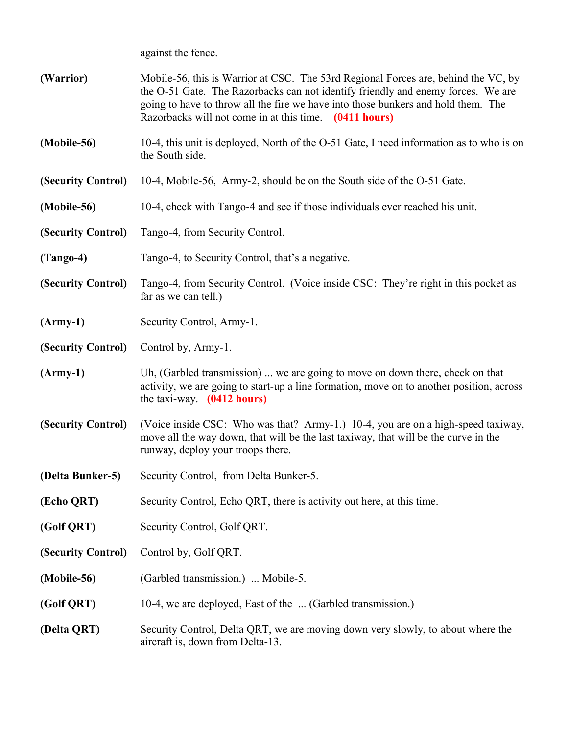against the fence.

**(Warrior)** Mobile-56, this is Warrior at CSC. The 53rd Regional Forces are, behind the VC, by the O-51 Gate. The Razorbacks can not identify friendly and enemy forces. We are going to have to throw all the fire we have into those bunkers and hold them. The Razorbacks will not come in at this time. **(0411 hours)**

**(Mobile-56)** 10-4, this unit is deployed, North of the O-51 Gate, I need information as to who is on the South side.

**(Security Control)** 10-4, Mobile-56, Army-2, should be on the South side of the O-51 Gate.

**(Mobile-56)** 10-4, check with Tango-4 and see if those individuals ever reached his unit.

**(Security Control)** Tango-4, from Security Control.

**(Tango-4)** Tango-4, to Security Control, that's a negative.

**(Security Control)** Tango-4, from Security Control. (Voice inside CSC: They're right in this pocket as far as we can tell.)

**(Army-1)** Security Control, Army-1.

**(Security Control)** Control by, Army-1.

**(Army-1)** Uh, (Garbled transmission) ... we are going to move on down there, check on that activity, we are going to start-up a line formation, move on to another position, across the taxi-way. **(0412 hours)**

**(Security Control)** (Voice inside CSC: Who was that? Army-1.) 10-4, you are on a high-speed taxiway, move all the way down, that will be the last taxiway, that will be the curve in the runway, deploy your troops there.

**(Delta Bunker-5)** Security Control, from Delta Bunker-5.

**(Echo QRT)** Security Control, Echo QRT, there is activity out here, at this time.

**(Golf QRT)** Security Control, Golf QRT.

**(Security Control)** Control by, Golf QRT.

**(Mobile-56)** (Garbled transmission.) ... Mobile-5.

**(Golf QRT)** 10-4, we are deployed, East of the ... (Garbled transmission.)

**(Delta QRT)** Security Control, Delta QRT, we are moving down very slowly, to about where the aircraft is, down from Delta-13.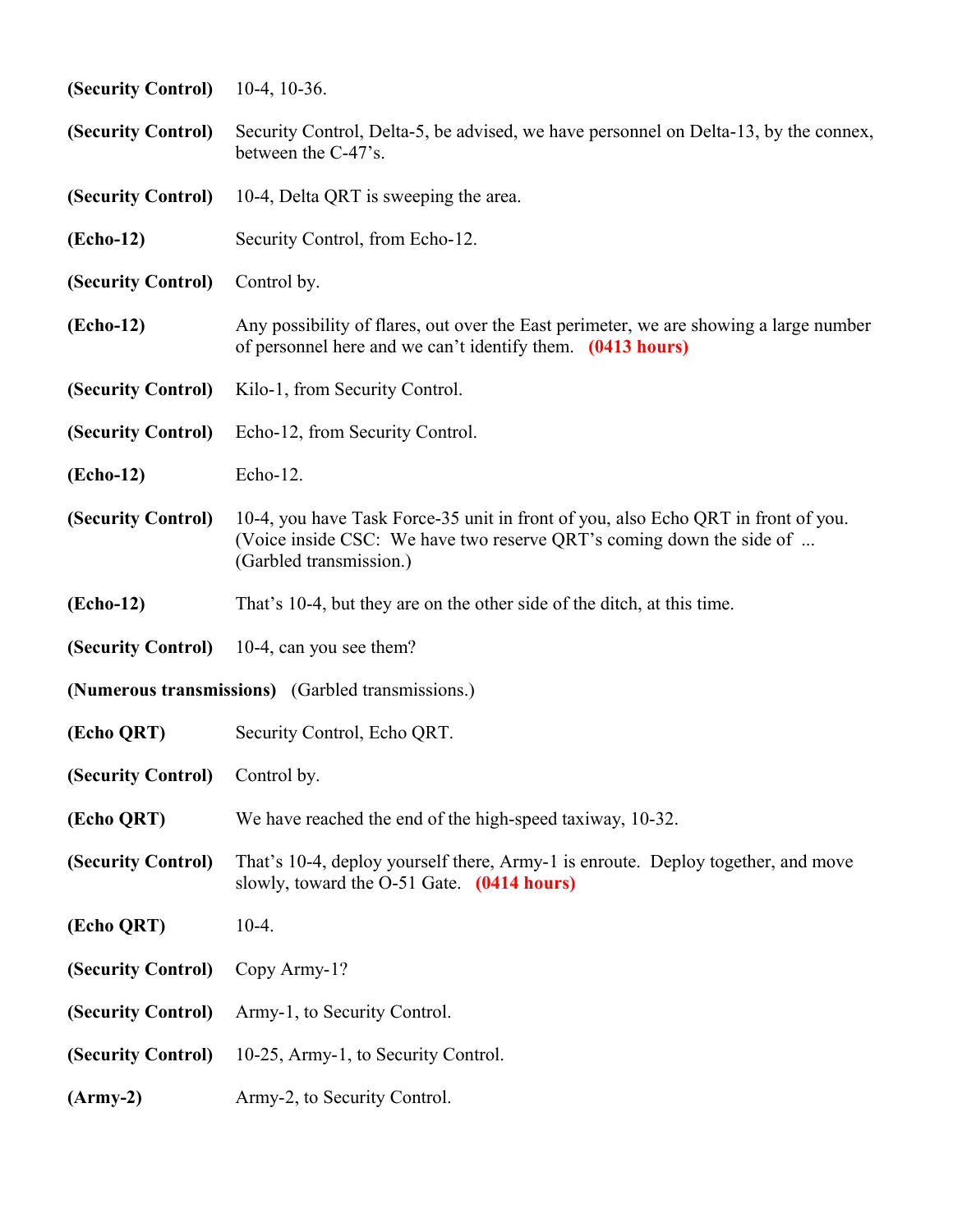**(Security Control)** 10-4, 10-36.

**(Security Control)** Security Control, Delta-5, be advised, we have personnel on Delta-13, by the connex, between the C-47's.

**(Security Control)** 10-4, Delta QRT is sweeping the area.

**(Echo-12)** Security Control, from Echo-12.

**(Security Control)** Control by.

**(Echo-12)** Any possibility of flares, out over the East perimeter, we are showing a large number of personnel here and we can't identify them. **(0413 hours)**

**(Security Control)** Kilo-1, from Security Control.

**(Security Control)** Echo-12, from Security Control.

**(Echo-12)** Echo-12.

**(Security Control)** 10-4, you have Task Force-35 unit in front of you, also Echo QRT in front of you. (Voice inside CSC: We have two reserve QRT's coming down the side of ... (Garbled transmission.)

**(Echo-12)** That's 10-4, but they are on the other side of the ditch, at this time.

**(Security Control)** 10-4, can you see them?

**(Numerous transmissions)** (Garbled transmissions.)

**(Echo QRT)** Security Control, Echo QRT.

**(Security Control)** Control by.

**(Echo QRT)** We have reached the end of the high-speed taxiway, 10-32.

**(Security Control)** That's 10-4, deploy yourself there, Army-1 is enroute. Deploy together, and move slowly, toward the O-51 Gate. **(0414 hours)**

**(Echo QRT)** 10-4.

**(Security Control)** Copy Army-1?

**(Security Control)** Army-1, to Security Control.

**(Security Control)** 10-25, Army-1, to Security Control.

**(Army-2)** Army-2, to Security Control.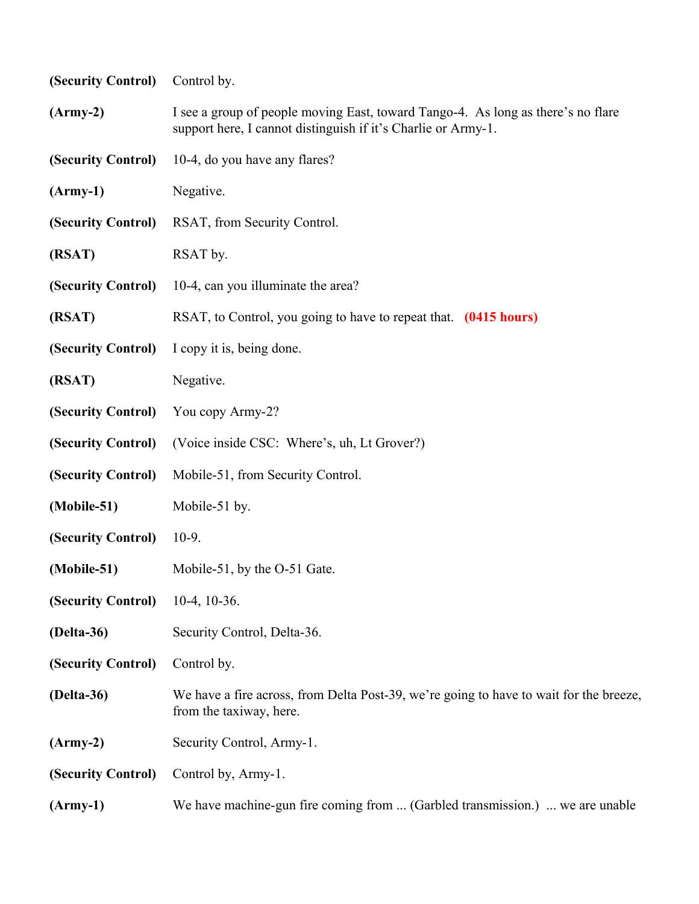**(Security Control)** Control by.

**(Army-2)** I see a group of people moving East, toward Tango-4. As long as there's no flare support here, I cannot distinguish if it's Charlie or Army-1.

**(Security Control)** 10-4, do you have any flares?

**(Army-1)** Negative.

**(Security Control)** RSAT, from Security Control.

**(RSAT)** RSAT by.

**(Security Control)** 10-4, can you illuminate the area?

**(RSAT)** RSAT, to Control, you going to have to repeat that. **(0415 hours)**

**(Security Control)** I copy it is, being done.

**(RSAT)** Negative.

**(Security Control)** You copy Army-2?

**(Security Control)** (Voice inside CSC: Where's, uh, Lt Grover?)

**(Security Control)** Mobile-51, from Security Control.

**(Mobile-51)** Mobile-51 by.

**(Security Control)** 10-9.

**(Mobile-51)** Mobile-51, by the O-51 Gate.

**(Security Control)** 10-4, 10-36.

**(Delta-36)** Security Control, Delta-36.

**(Security Control)** Control by.

**(Delta-36)** We have a fire across, from Delta Post-39, we're going to have to wait for the breeze, from the taxiway, here.

**(Army-2)** Security Control, Army-1.

**(Security Control)** Control by, Army-1.

**(Army-1)** We have machine-gun fire coming from ... (Garbled transmission.) ... we are unable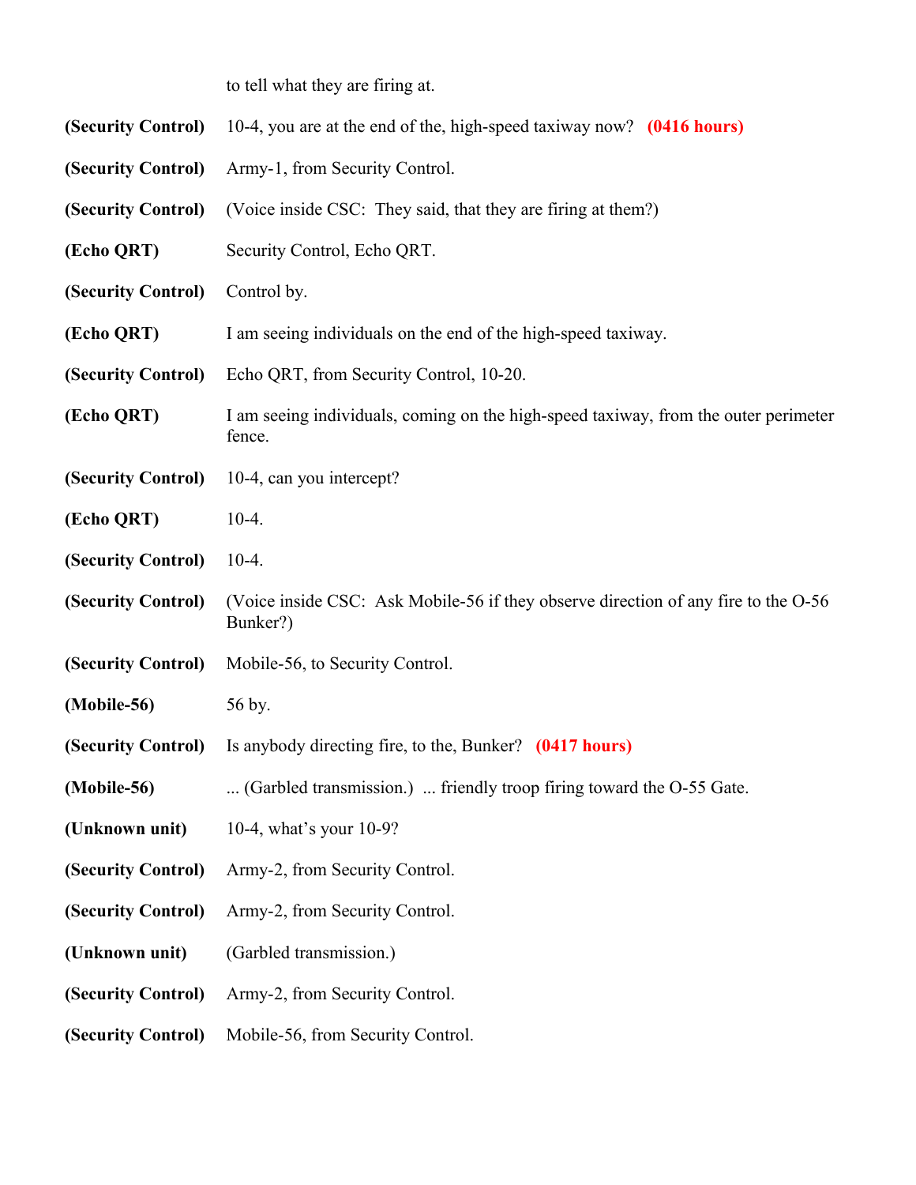to tell what they are firing at.

**(Security Control)** 10-4, you are at the end of the, high-speed taxiway now? **(0416 hours)**

**(Security Control)** Army-1, from Security Control.

**(Security Control)** (Voice inside CSC: They said, that they are firing at them?)

**(Echo QRT)** Security Control, Echo QRT.

**(Security Control)** Control by.

**(Echo QRT)** I am seeing individuals on the end of the high-speed taxiway.

**(Security Control)** Echo QRT, from Security Control, 10-20.

**(Echo QRT)** I am seeing individuals, coming on the high-speed taxiway, from the outer perimeter fence.

**(Security Control)** 10-4, can you intercept?

**(Echo QRT)** 10-4.

**(Security Control)** 10-4.

**(Security Control)** (Voice inside CSC: Ask Mobile-56 if they observe direction of any fire to the O-56 Bunker?)

**(Security Control)** Mobile-56, to Security Control.

**(Mobile-56)** 56 by.

**(Security Control)** Is anybody directing fire, to the, Bunker? **(0417 hours)**

**(Mobile-56)** ... (Garbled transmission.) ... friendly troop firing toward the O-55 Gate.

**(Unknown unit)** 10-4, what's your 10-9?

**(Security Control)** Army-2, from Security Control.

**(Security Control)** Army-2, from Security Control.

**(Unknown unit)** (Garbled transmission.)

**(Security Control)** Army-2, from Security Control.

**(Security Control)** Mobile-56, from Security Control.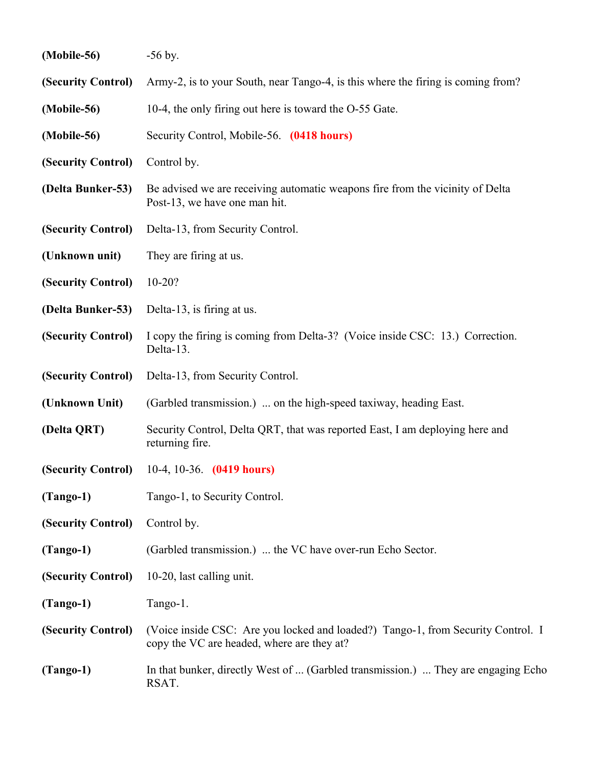**(Mobile-56)** -56 by.

**(Security Control)** Army-2, is to your South, near Tango-4, is this where the firing is coming from?

**(Mobile-56)** 10-4, the only firing out here is toward the O-55 Gate.

**(Mobile-56)** Security Control, Mobile-56. **(0418 hours)**

**(Security Control)** Control by.

**(Delta Bunker-53)** Be advised we are receiving automatic weapons fire from the vicinity of Delta Post-13, we have one man hit.

**(Security Control)** Delta-13, from Security Control.

**(Unknown unit)** They are firing at us.

**(Security Control)** 10-20?

**(Delta Bunker-53)** Delta-13, is firing at us.

**(Security Control)** I copy the firing is coming from Delta-3? (Voice inside CSC: 13.) Correction. Delta-13.

**(Security Control)** Delta-13, from Security Control.

**(Unknown Unit)** (Garbled transmission.) ... on the high-speed taxiway, heading East.

**(Delta QRT)** Security Control, Delta QRT, that was reported East, I am deploying here and returning fire.

**(Security Control)** 10-4, 10-36. **(0419 hours)**

**(Tango-1)** Tango-1, to Security Control.

**(Security Control)** Control by.

**(Tango-1)** (Garbled transmission.) ... the VC have over-run Echo Sector.

**(Security Control)** 10-20, last calling unit.

**(Tango-1)** Tango-1.

**(Security Control)** (Voice inside CSC: Are you locked and loaded?) Tango-1, from Security Control. I copy the VC are headed, where are they at?

**(Tango-1)** In that bunker, directly West of ... (Garbled transmission.) ... They are engaging Echo RSAT.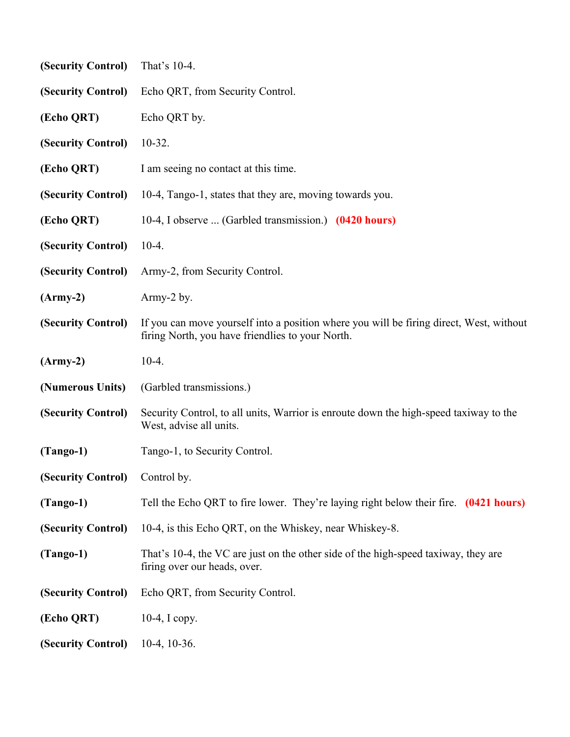**(Security Control)** That's 10-4.

**(Security Control)** Echo QRT, from Security Control.

**(Echo QRT)** Echo QRT by.

**(Security Control)** 10-32.

**(Echo QRT)** I am seeing no contact at this time.

**(Security Control)** 10-4, Tango-1, states that they are, moving towards you.

**(Echo QRT)** 10-4, I observe ... (Garbled transmission.) **(0420 hours)**

**(Security Control)** 10-4.

**(Security Control)** Army-2, from Security Control.

**(Army-2)** Army-2 by.

**(Security Control)** If you can move yourself into a position where you will be firing direct, West, without firing North, you have friendlies to your North.

**(Army-2)** 10-4.

**(Numerous Units)** (Garbled transmissions.)

**(Security Control)** Security Control, to all units, Warrior is enroute down the high-speed taxiway to the West, advise all units.

**(Tango-1)** Tango-1, to Security Control.

**(Security Control)** Control by.

**(Tango-1)** Tell the Echo QRT to fire lower. They're laying right below their fire. **(0421 hours)**

**(Security Control)** 10-4, is this Echo QRT, on the Whiskey, near Whiskey-8.

**(Tango-1)** That's 10-4, the VC are just on the other side of the high-speed taxiway, they are firing over our heads, over.

**(Security Control)** Echo QRT, from Security Control.

**(Echo QRT)** 10-4, I copy.

**(Security Control)** 10-4, 10-36.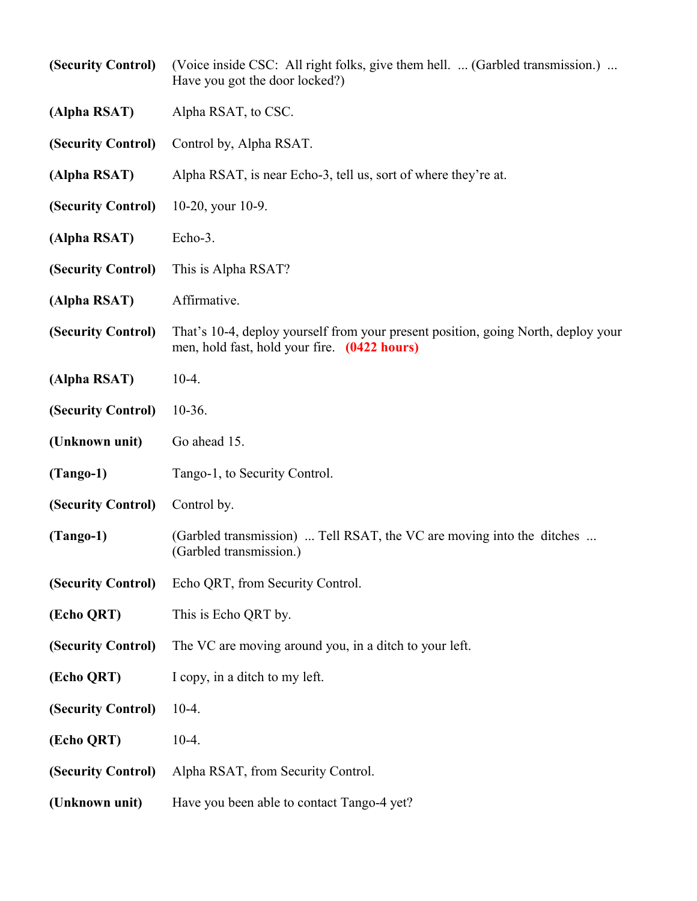**(Security Control)** (Voice inside CSC: All right folks, give them hell. ... (Garbled transmission.) ... Have you got the door locked?)

**(Alpha RSAT)** Alpha RSAT, to CSC.

**(Security Control)** Control by, Alpha RSAT.

**(Alpha RSAT)** Alpha RSAT, is near Echo-3, tell us, sort of where they're at.

**(Security Control)** 10-20, your 10-9.

**(Alpha RSAT)** Echo-3.

**(Security Control)** This is Alpha RSAT?

**(Alpha RSAT)** Affirmative.

**(Security Control)** That's 10-4, deploy yourself from your present position, going North, deploy your men, hold fast, hold your fire. **(0422 hours)**

**(Alpha RSAT)** 10-4.

**(Security Control)** 10-36.

**(Unknown unit)** Go ahead 15.

**(Tango-1)** Tango-1, to Security Control.

**(Security Control)** Control by.

**(Tango-1)** (Garbled transmission) ... Tell RSAT, the VC are moving into the ditches ... (Garbled transmission.)

**(Security Control)** Echo QRT, from Security Control.

**(Echo QRT)** This is Echo QRT by.

**(Security Control)** The VC are moving around you, in a ditch to your left.

**(Echo QRT)** I copy, in a ditch to my left.

**(Security Control)** 10-4.

**(Echo QRT)** 10-4.

**(Security Control)** Alpha RSAT, from Security Control.

**(Unknown unit)** Have you been able to contact Tango-4 yet?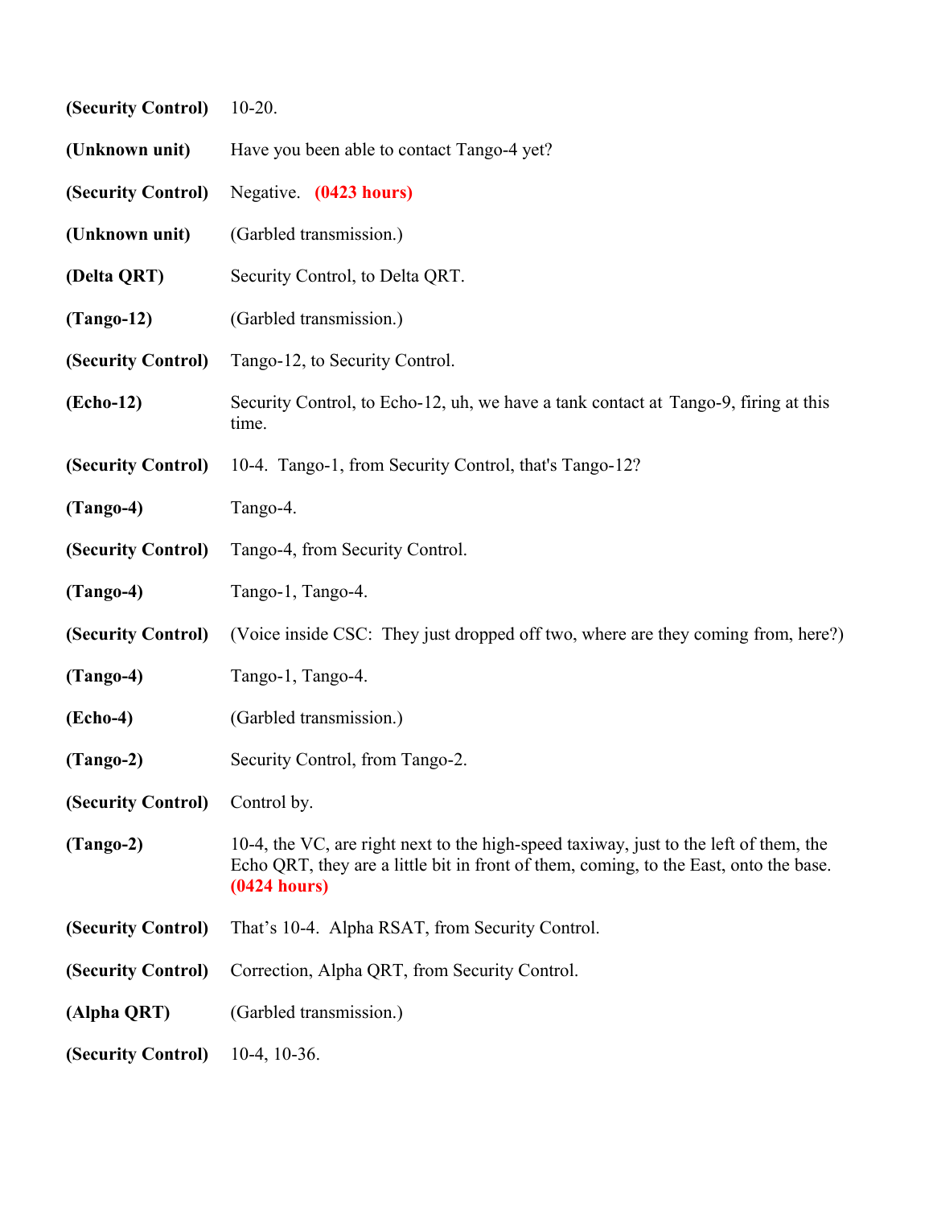**(Security Control)** 10-20.

**(Unknown unit)** Have you been able to contact Tango-4 yet?

**(Security Control)** Negative. **(0423 hours)**

**(Unknown unit)** (Garbled transmission.)

**(Delta QRT)** Security Control, to Delta QRT.

**(Tango-12)** (Garbled transmission.)

**(Security Control)** Tango-12, to Security Control.

**(Echo-12)** Security Control, to Echo-12, uh, we have a tank contact at Tango-9, firing at this time.

**(Security Control)** 10-4. Tango-1, from Security Control, that's Tango-12?

**(Tango-4)** Tango-4.

**(Security Control)** Tango-4, from Security Control.

**(Tango-4)** Tango-1, Tango-4.

**(Security Control)** (Voice inside CSC: They just dropped off two, where are they coming from, here?)

**(Tango-4)** Tango-1, Tango-4.

**(Echo-4)** (Garbled transmission.)

**(Tango-2)** Security Control, from Tango-2.

**(Security Control)** Control by.

**(Tango-2)** 10-4, the VC, are right next to the high-speed taxiway, just to the left of them, the Echo QRT, they are a little bit in front of them, coming, to the East, onto the base. **(0424 hours)**

**(Security Control)** That's 10-4. Alpha RSAT, from Security Control.

**(Security Control)** Correction, Alpha QRT, from Security Control.

**(Alpha QRT)** (Garbled transmission.)

**(Security Control)** 10-4, 10-36.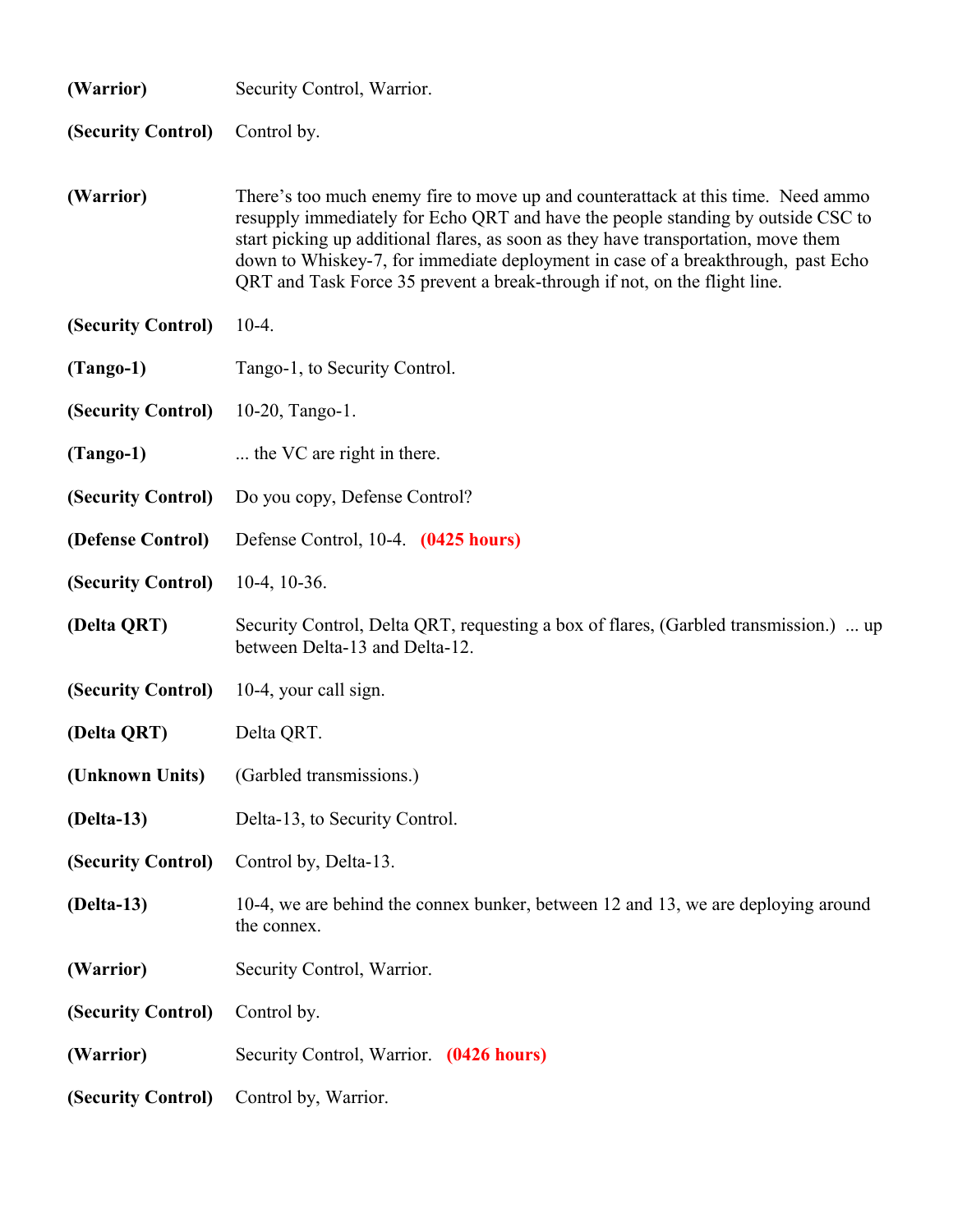**(Warrior)** Security Control, Warrior.

**(Security Control)** Control by.

**(Warrior)** There's too much enemy fire to move up and counterattack at this time. Need ammo resupply immediately for Echo QRT and have the people standing by outside CSC to start picking up additional flares, as soon as they have transportation, move them down to Whiskey-7, for immediate deployment in case of a breakthrough, past Echo QRT and Task Force 35 prevent a break-through if not, on the flight line.

**(Security Control)** 10-4.

**(Tango-1)** Tango-1, to Security Control.

**(Security Control)** 10-20, Tango-1.

**(Tango-1)** ... the VC are right in there.

**(Security Control)** Do you copy, Defense Control?

**(Defense Control)** Defense Control, 10-4. **(0425 hours)**

**(Security Control)** 10-4, 10-36.

**(Delta QRT)** Security Control, Delta QRT, requesting a box of flares, (Garbled transmission.) ... up between Delta-13 and Delta-12.

**(Security Control)** 10-4, your call sign.

**(Delta QRT)** Delta QRT.

**(Unknown Units)** (Garbled transmissions.)

**(Delta-13)** Delta-13, to Security Control.

**(Security Control)** Control by, Delta-13.

**(Delta-13)** 10-4, we are behind the connex bunker, between 12 and 13, we are deploying around the connex.

**(Warrior)** Security Control, Warrior.

**(Security Control)** Control by.

**(Warrior)** Security Control, Warrior. **(0426 hours)**

**(Security Control)** Control by, Warrior.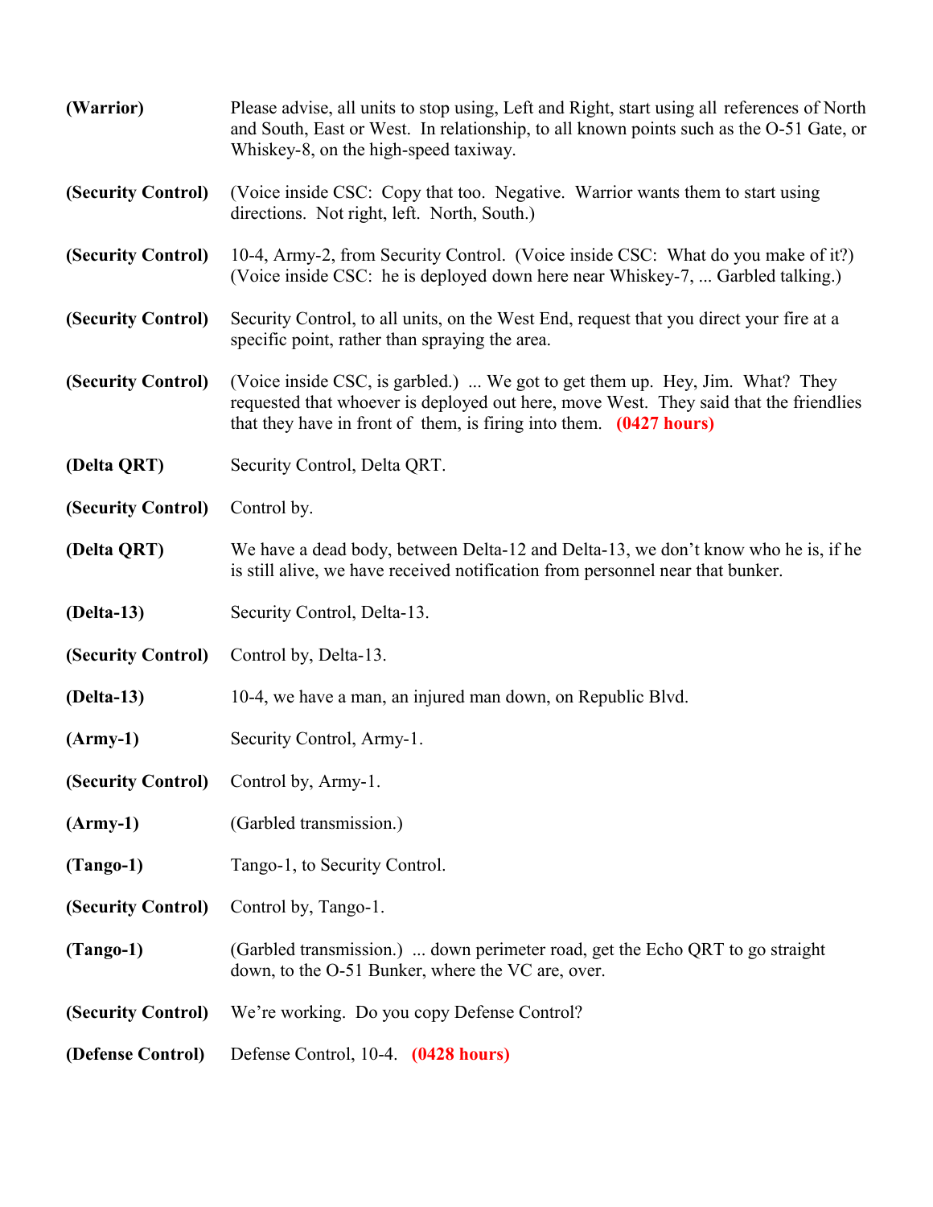**(Warrior)** Please advise, all units to stop using, Left and Right, start using all references of North and South, East or West. In relationship, to all known points such as the O-51 Gate, or Whiskey-8, on the high-speed taxiway.

**(Security Control)** (Voice inside CSC: Copy that too. Negative. Warrior wants them to start using directions. Not right, left. North, South.)

**(Security Control)** 10-4, Army-2, from Security Control. (Voice inside CSC: What do you make of it?) (Voice inside CSC: he is deployed down here near Whiskey-7, ... Garbled talking.)

**(Security Control)** Security Control, to all units, on the West End, request that you direct your fire at a specific point, rather than spraying the area.

**(Security Control)** (Voice inside CSC, is garbled.) ... We got to get them up. Hey, Jim. What? They requested that whoever is deployed out here, move West. They said that the friendlies that they have in front of them, is firing into them. **(0427 hours)**

**(Delta QRT)** Security Control, Delta QRT.

**(Security Control)** Control by.

**(Delta QRT)** We have a dead body, between Delta-12 and Delta-13, we don't know who he is, if he is still alive, we have received notification from personnel near that bunker.

**(Delta-13)** Security Control, Delta-13.

**(Security Control)** Control by, Delta-13.

**(Delta-13)** 10-4, we have a man, an injured man down, on Republic Blvd.

**(Army-1)** Security Control, Army-1.

**(Security Control)** Control by, Army-1.

**(Army-1)** (Garbled transmission.)

**(Tango-1)** Tango-1, to Security Control.

**(Security Control)** Control by, Tango-1.

**(Tango-1)** (Garbled transmission.) ... down perimeter road, get the Echo QRT to go straight down, to the O-51 Bunker, where the VC are, over.

**(Security Control)** We're working. Do you copy Defense Control?

**(Defense Control)** Defense Control, 10-4. **(0428 hours)**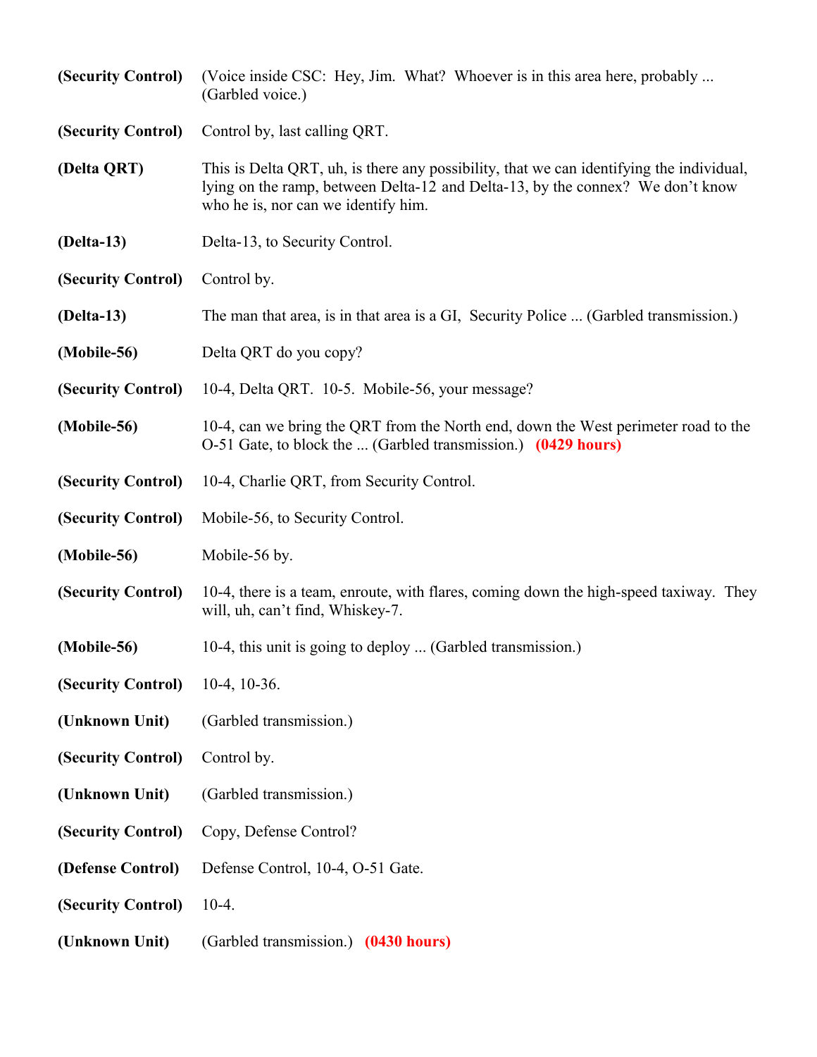**(Security Control)** (Voice inside CSC: Hey, Jim. What? Whoever is in this area here, probably ... (Garbled voice.)

**(Security Control)** Control by, last calling QRT.

**(Delta QRT)** This is Delta QRT, uh, is there any possibility, that we can identifying the individual, lying on the ramp, between Delta-12 and Delta-13, by the connex? We don't know who he is, nor can we identify him.

**(Delta-13)** Delta-13, to Security Control.

**(Security Control)** Control by.

**(Delta-13)** The man that area, is in that area is a GI, Security Police ... (Garbled transmission.)

**(Mobile-56)** Delta QRT do you copy?

**(Security Control)** 10-4, Delta QRT. 10-5. Mobile-56, your message?

**(Mobile-56)** 10-4, can we bring the QRT from the North end, down the West perimeter road to the O-51 Gate, to block the ... (Garbled transmission.) **(0429 hours)**

**(Security Control)** 10-4, Charlie QRT, from Security Control.

**(Security Control)** Mobile-56, to Security Control.

**(Mobile-56)** Mobile-56 by.

**(Security Control)** 10-4, there is a team, enroute, with flares, coming down the high-speed taxiway. They will, uh, can't find, Whiskey-7.

**(Mobile-56)** 10-4, this unit is going to deploy ... (Garbled transmission.)

**(Security Control)** 10-4, 10-36.

**(Unknown Unit)** (Garbled transmission.)

**(Security Control)** Control by.

**(Unknown Unit)** (Garbled transmission.)

**(Security Control)** Copy, Defense Control?

**(Defense Control)** Defense Control, 10-4, O-51 Gate.

**(Security Control)** 10-4.

**(Unknown Unit)** (Garbled transmission.) **(0430 hours)**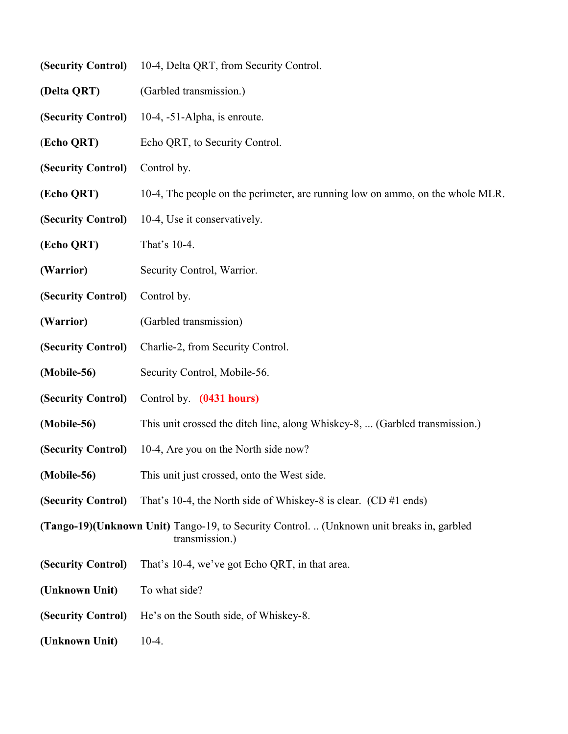**(Security Control)** 10-4, Delta QRT, from Security Control.

**(Delta QRT)** (Garbled transmission.)

**(Security Control)** 10-4, -51-Alpha, is enroute.

(**Echo QRT)** Echo QRT, to Security Control.

**(Security Control)** Control by.

**(Echo QRT)** 10-4, The people on the perimeter, are running low on ammo, on the whole MLR.

**(Security Control)** 10-4, Use it conservatively.

**(Echo QRT)** That's 10-4.

**(Warrior)** Security Control, Warrior.

**(Security Control)** Control by.

**(Warrior)** (Garbled transmission)

**(Security Control)** Charlie-2, from Security Control.

**(Mobile-56)** Security Control, Mobile-56.

**(Security Control)** Control by. **(0431 hours)**

**(Mobile-56)** This unit crossed the ditch line, along Whiskey-8, ... (Garbled transmission.)

**(Security Control)** 10-4, Are you on the North side now?

**(Mobile-56)** This unit just crossed, onto the West side.

**(Security Control)** That's 10-4, the North side of Whiskey-8 is clear. (CD #1 ends)

**(Tango-19)(Unknown Unit)** Tango-19, to Security Control. .. (Unknown unit breaks in, garbled transmission.)

**(Security Control)** That's 10-4, we've got Echo QRT, in that area.

**(Unknown Unit)** To what side?

**(Security Control)** He's on the South side, of Whiskey-8.

**(Unknown Unit)** 10-4.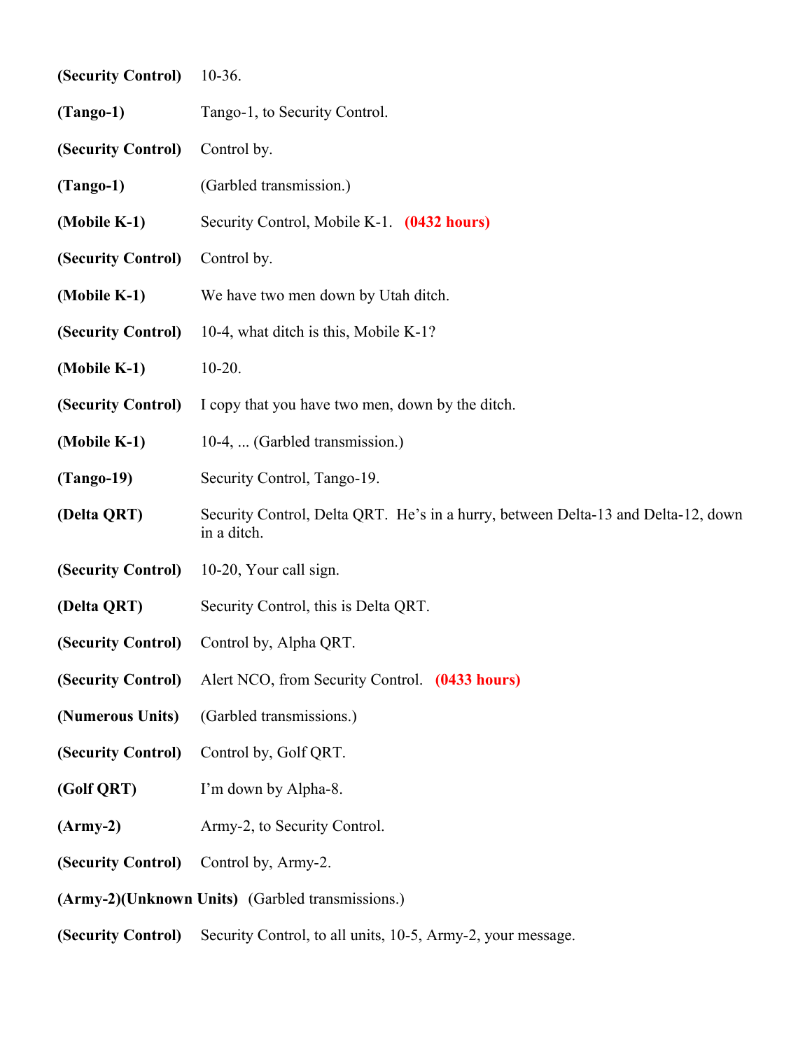**(Security Control)** 10-36.

**(Tango-1)** Tango-1, to Security Control.

**(Security Control)** Control by.

**(Tango-1)** (Garbled transmission.)

**(Mobile K-1)** Security Control, Mobile K-1. **(0432 hours)**

**(Security Control)** Control by.

**(Mobile K-1)** We have two men down by Utah ditch.

**(Security Control)** 10-4, what ditch is this, Mobile K-1?

**(Mobile K-1)** 10-20.

**(Security Control)** I copy that you have two men, down by the ditch.

**(Mobile K-1)** 10-4, ... (Garbled transmission.)

**(Tango-19)** Security Control, Tango-19.

**(Delta QRT)** Security Control, Delta QRT. He's in a hurry, between Delta-13 and Delta-12, down in a ditch.

**(Security Control)** 10-20, Your call sign.

**(Delta QRT)** Security Control, this is Delta QRT.

**(Security Control)** Control by, Alpha QRT.

**(Security Control)** Alert NCO, from Security Control. **(0433 hours)**

**(Numerous Units)** (Garbled transmissions.)

**(Security Control)** Control by, Golf QRT.

**(Golf QRT)** I'm down by Alpha-8.

**(Army-2)** Army-2, to Security Control.

**(Security Control)** Control by, Army-2.

**(Army-2)(Unknown Units)** (Garbled transmissions.)

**(Security Control)** Security Control, to all units, 10-5, Army-2, your message.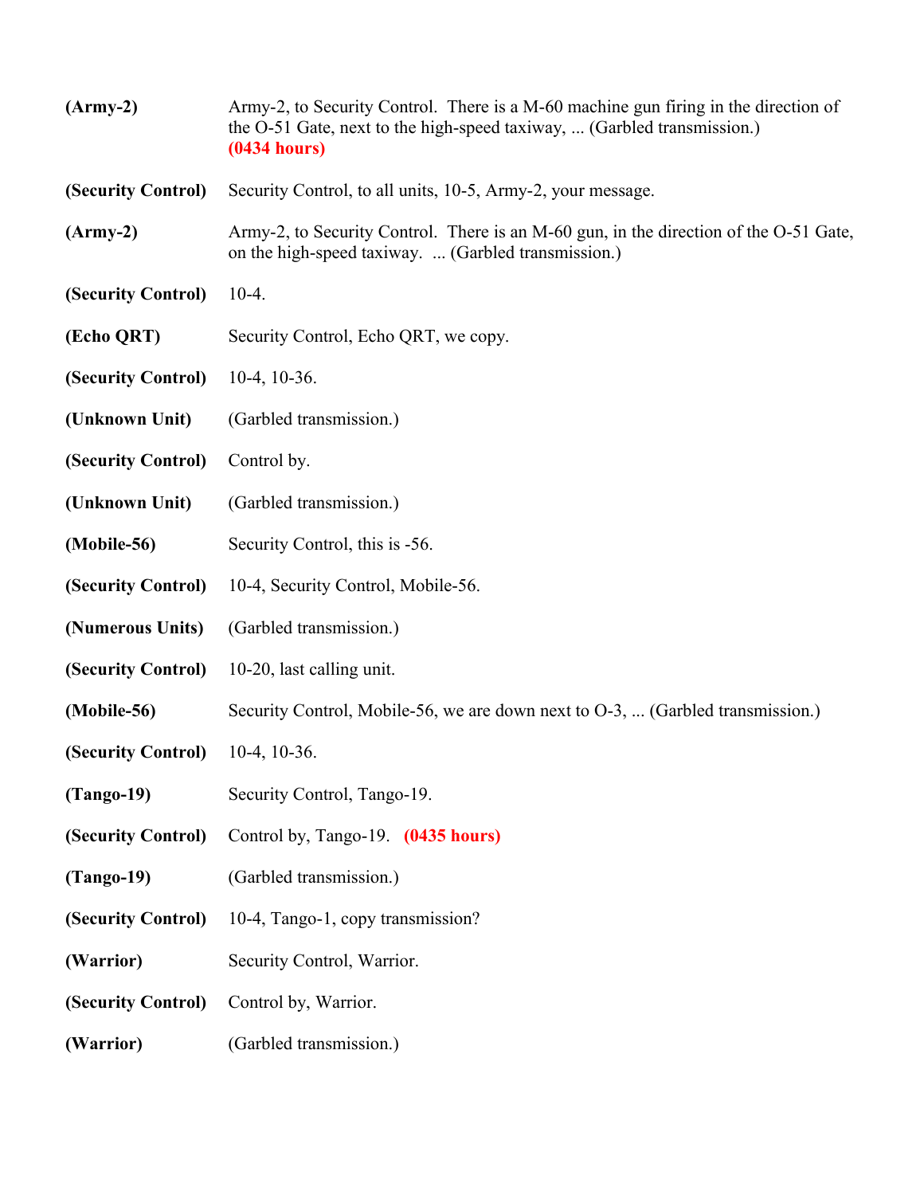**(Army-2)** Army-2, to Security Control. There is a M-60 machine gun firing in the direction of the O-51 Gate, next to the high-speed taxiway, ... (Garbled transmission.) **(0434 hours)**

**(Security Control)** Security Control, to all units, 10-5, Army-2, your message.

**(Army-2)** Army-2, to Security Control. There is an M-60 gun, in the direction of the O-51 Gate, on the high-speed taxiway. ... (Garbled transmission.)

**(Security Control)** 10-4.

**(Echo QRT)** Security Control, Echo QRT, we copy.

**(Security Control)** 10-4, 10-36.

**(Unknown Unit)** (Garbled transmission.)

**(Security Control)** Control by.

**(Unknown Unit)** (Garbled transmission.)

**(Mobile-56)** Security Control, this is -56.

**(Security Control)** 10-4, Security Control, Mobile-56.

**(Numerous Units)** (Garbled transmission.)

**(Security Control)** 10-20, last calling unit.

**(Mobile-56)** Security Control, Mobile-56, we are down next to O-3, ... (Garbled transmission.)

**(Security Control)** 10-4, 10-36.

**(Tango-19)** Security Control, Tango-19.

**(Security Control)** Control by, Tango-19. **(0435 hours)**

**(Tango-19)** (Garbled transmission.)

**(Security Control)** 10-4, Tango-1, copy transmission?

**(Warrior)** Security Control, Warrior.

**(Security Control)** Control by, Warrior.

**(Warrior)** (Garbled transmission.)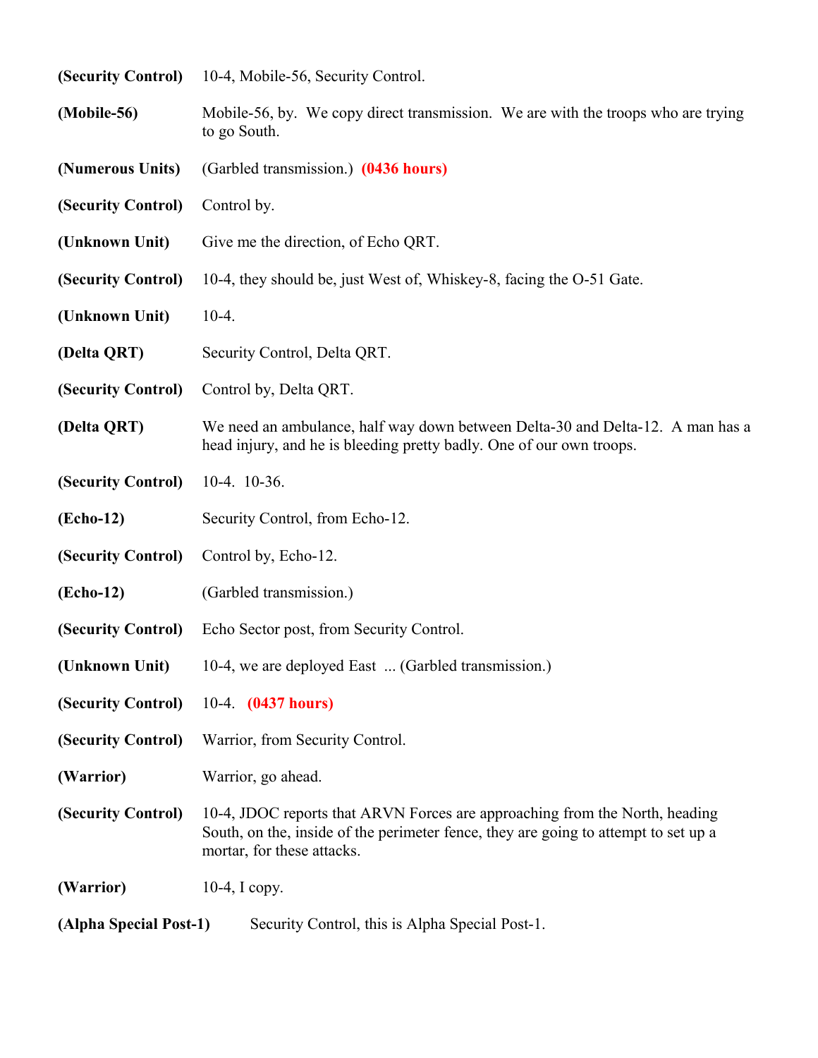**(Security Control)** 10-4, Mobile-56, Security Control.

**(Mobile-56)** Mobile-56, by. We copy direct transmission. We are with the troops who are trying to go South.

**(Numerous Units)** (Garbled transmission.) **(0436 hours)**

**(Security Control)** Control by.

**(Unknown Unit)** Give me the direction, of Echo QRT.

**(Security Control)** 10-4, they should be, just West of, Whiskey-8, facing the O-51 Gate.

**(Unknown Unit)** 10-4.

**(Delta QRT)** Security Control, Delta QRT.

**(Security Control)** Control by, Delta QRT.

**(Delta QRT)** We need an ambulance, half way down between Delta-30 and Delta-12. A man has a head injury, and he is bleeding pretty badly. One of our own troops.

**(Security Control)** 10-4. 10-36.

**(Echo-12)** Security Control, from Echo-12.

**(Security Control)** Control by, Echo-12.

**(Echo-12)** (Garbled transmission.)

**(Security Control)** Echo Sector post, from Security Control.

**(Unknown Unit)** 10-4, we are deployed East ... (Garbled transmission.)

**(Security Control)** 10-4. **(0437 hours)**

**(Security Control)** Warrior, from Security Control.

**(Warrior)** Warrior, go ahead.

**(Security Control)** 10-4, JDOC reports that ARVN Forces are approaching from the North, heading South, on the, inside of the perimeter fence, they are going to attempt to set up a mortar, for these attacks.

**(Warrior)** 10-4, I copy.

**(Alpha Special Post-1)** Security Control, this is Alpha Special Post-1.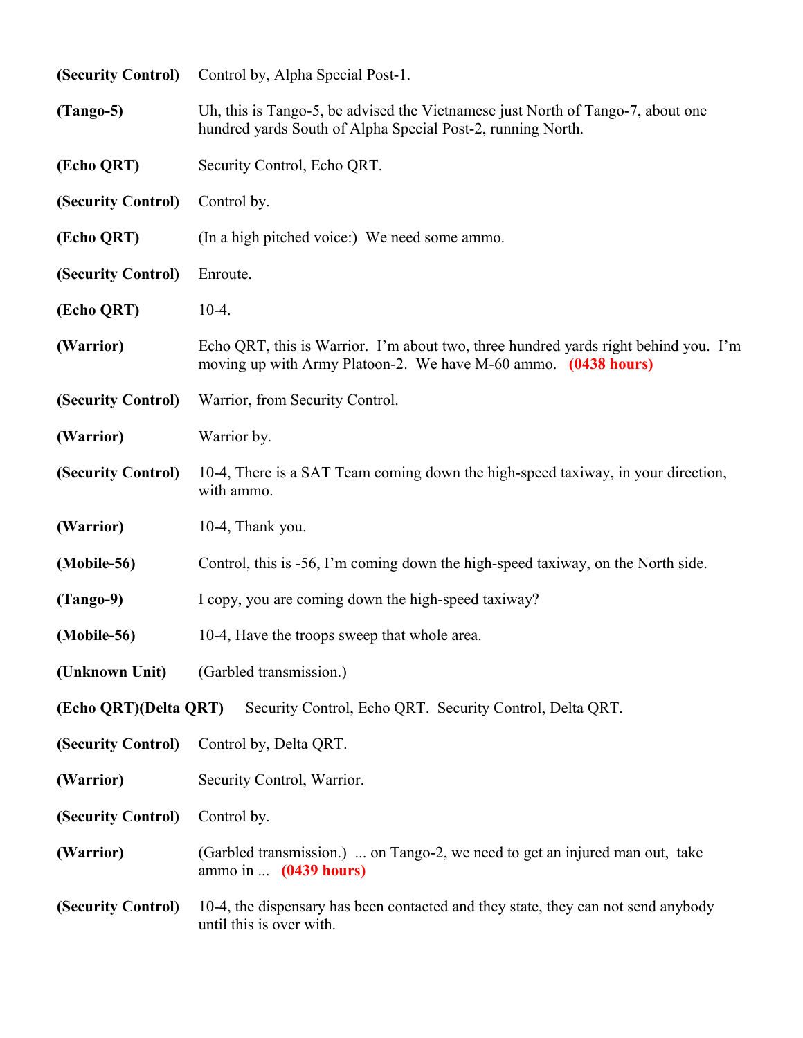**(Security Control)** Control by, Alpha Special Post-1.

**(Tango-5)** Uh, this is Tango-5, be advised the Vietnamese just North of Tango-7, about one hundred yards South of Alpha Special Post-2, running North.

**(Echo QRT)** Security Control, Echo QRT.

**(Security Control)** Control by.

**(Echo QRT)** (In a high pitched voice:) We need some ammo.

**(Security Control)** Enroute.

**(Echo QRT)** 10-4.

**(Warrior)** Echo QRT, this is Warrior. I'm about two, three hundred yards right behind you. I'm moving up with Army Platoon-2. We have M-60 ammo. **(0438 hours)**

**(Security Control)** Warrior, from Security Control.

**(Warrior)** Warrior by.

**(Security Control)** 10-4, There is a SAT Team coming down the high-speed taxiway, in your direction, with ammo.

**(Warrior)** 10-4, Thank you.

**(Mobile-56)** Control, this is -56, I'm coming down the high-speed taxiway, on the North side.

**(Tango-9)** I copy, you are coming down the high-speed taxiway?

**(Mobile-56)** 10-4, Have the troops sweep that whole area.

**(Unknown Unit)** (Garbled transmission.)

**(Echo QRT)(Delta QRT)** Security Control, Echo QRT. Security Control, Delta QRT.

**(Security Control)** Control by, Delta QRT.

**(Warrior)** Security Control, Warrior.

**(Security Control)** Control by.

**(Warrior)** (Garbled transmission.) ... on Tango-2, we need to get an injured man out, take ammo in ... **(0439 hours)**

**(Security Control)** 10-4, the dispensary has been contacted and they state, they can not send anybody until this is over with.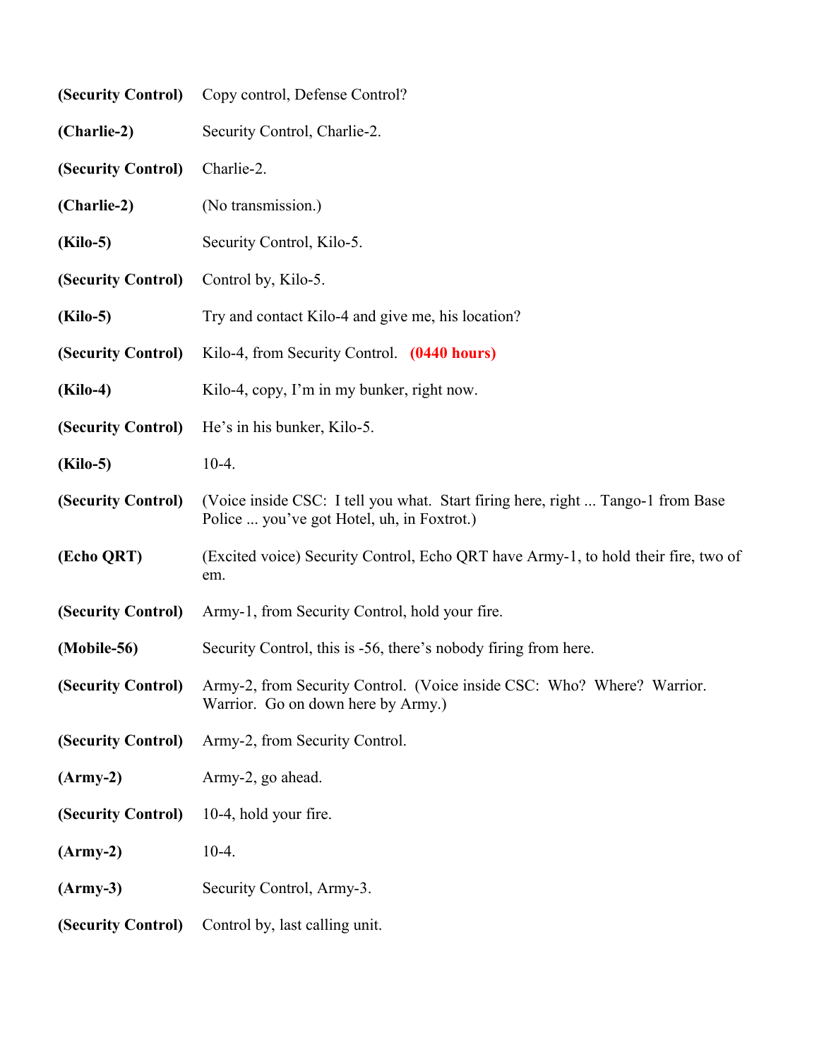**(Security Control)** Copy control, Defense Control?

**(Charlie-2)** Security Control, Charlie-2.

**(Security Control)** Charlie-2.

**(Charlie-2)** (No transmission.)

**(Kilo-5)** Security Control, Kilo-5.

**(Security Control)** Control by, Kilo-5.

**(Kilo-5)** Try and contact Kilo-4 and give me, his location?

**(Security Control)** Kilo-4, from Security Control. **(0440 hours)**

**(Kilo-4)** Kilo-4, copy, I'm in my bunker, right now.

**(Security Control)** He's in his bunker, Kilo-5.

**(Kilo-5)** 10-4.

**(Security Control)** (Voice inside CSC: I tell you what. Start firing here, right ... Tango-1 from Base Police ... you've got Hotel, uh, in Foxtrot.)

**(Echo QRT)** (Excited voice) Security Control, Echo QRT have Army-1, to hold their fire, two of em.

**(Security Control)** Army-1, from Security Control, hold your fire.

**(Mobile-56)** Security Control, this is -56, there's nobody firing from here.

**(Security Control)** Army-2, from Security Control. (Voice inside CSC: Who? Where? Warrior. Warrior. Go on down here by Army.)

**(Security Control)** Army-2, from Security Control.

**(Army-2)** Army-2, go ahead.

**(Security Control)** 10-4, hold your fire.

**(Army-2)** 10-4.

**(Army-3)** Security Control, Army-3.

**(Security Control)** Control by, last calling unit.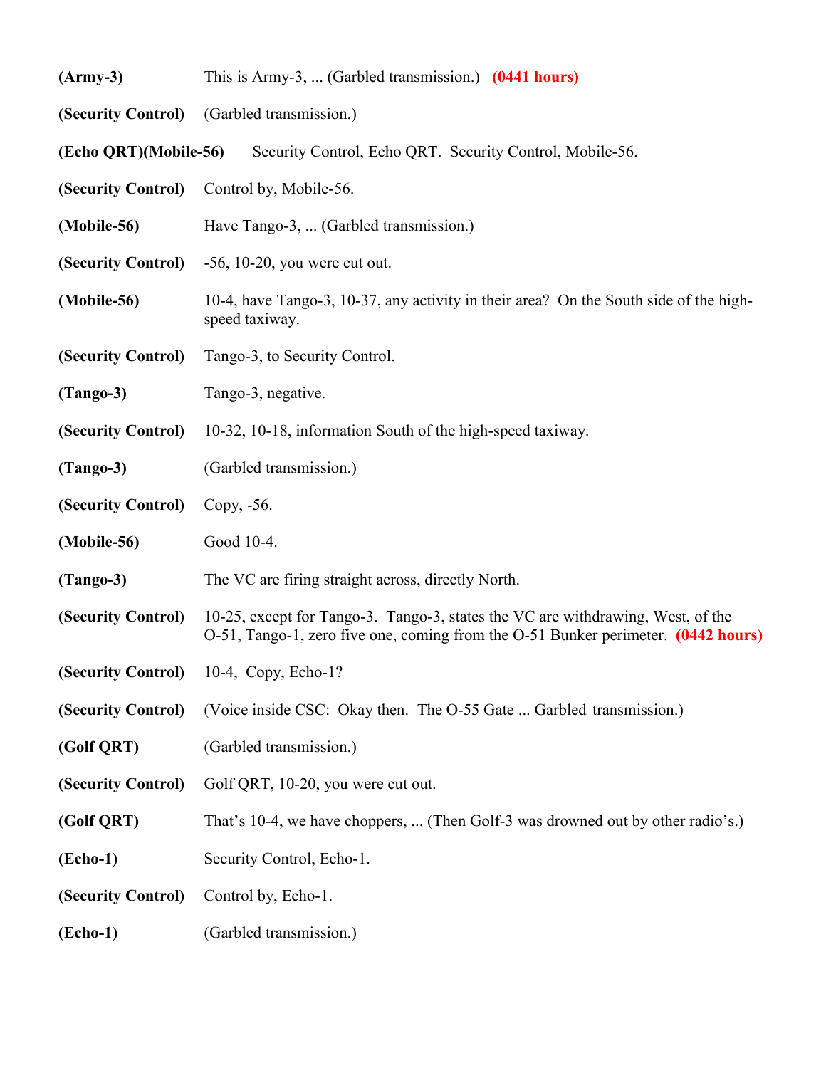**(Army-3)** This is Army-3, ... (Garbled transmission.) **(0441 hours)**

**(Security Control)** (Garbled transmission.)

**(Echo QRT)(Mobile-56)** Security Control, Echo QRT. Security Control, Mobile-56.

**(Security Control)** Control by, Mobile-56.

**(Mobile-56)** Have Tango-3, ... (Garbled transmission.)

**(Security Control)** -56, 10-20, you were cut out.

**(Mobile-56)** 10-4, have Tango-3, 10-37, any activity in their area? On the South side of the high-speed taxiway.

**(Security Control)** Tango-3, to Security Control.

**(Tango-3)** Tango-3, negative.

**(Security Control)** 10-32, 10-18, information South of the high-speed taxiway.

**(Tango-3)** (Garbled transmission.)

**(Security Control)** Copy, -56.

**(Mobile-56)** Good 10-4.

**(Tango-3)** The VC are firing straight across, directly North.

**(Security Control)** 10-25, except for Tango-3. Tango-3, states the VC are withdrawing, West, of the O-51, Tango-1, zero five one, coming from the O-51 Bunker perimeter. **(0442 hours)**

**(Security Control)** 10-4, Copy, Echo-1?

**(Security Control)** (Voice inside CSC: Okay then. The O-55 Gate ... Garbled transmission.)

**(Golf QRT)** (Garbled transmission.)

**(Security Control)** Golf QRT, 10-20, you were cut out.

**(Golf QRT)** That's 10-4, we have choppers, ... (Then Golf-3 was drowned out by other radio's.)

**(Echo-1)** Security Control, Echo-1.

**(Security Control)** Control by, Echo-1.

**(Echo-1)** (Garbled transmission.)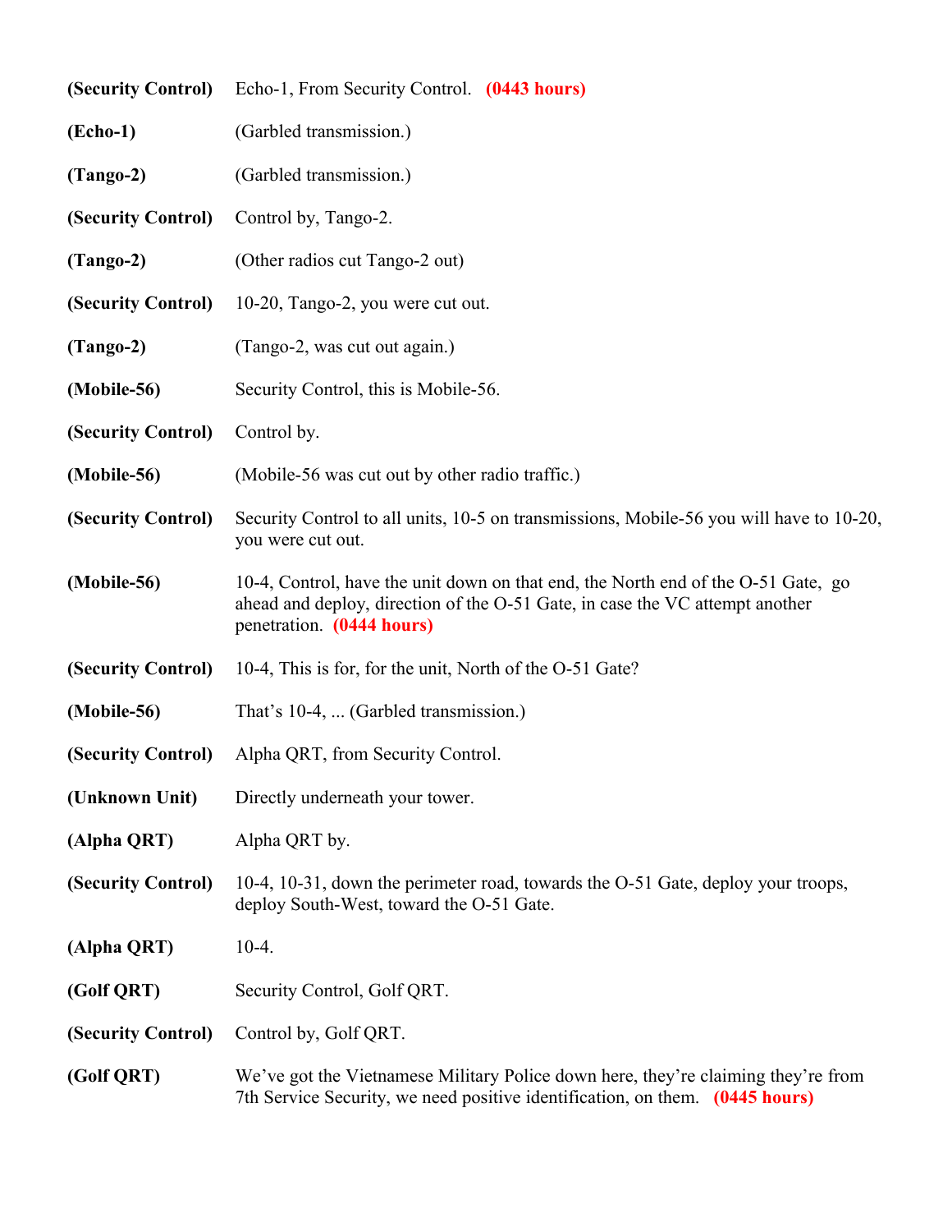**(Security Control)** Echo-1, From Security Control. **(0443 hours)**

**(Echo-1)** (Garbled transmission.)

**(Tango-2)** (Garbled transmission.)

**(Security Control)** Control by, Tango-2.

**(Tango-2)** (Other radios cut Tango-2 out)

**(Security Control)** 10-20, Tango-2, you were cut out.

**(Tango-2)** (Tango-2, was cut out again.)

**(Mobile-56)** Security Control, this is Mobile-56.

**(Security Control)** Control by.

**(Mobile-56)** (Mobile-56 was cut out by other radio traffic.)

**(Security Control)** Security Control to all units, 10-5 on transmissions, Mobile-56 you will have to 10-20, you were cut out.

**(Mobile-56)** 10-4, Control, have the unit down on that end, the North end of the O-51 Gate, go ahead and deploy, direction of the O-51 Gate, in case the VC attempt another penetration. **(0444 hours)**

**(Security Control)** 10-4, This is for, for the unit, North of the O-51 Gate?

**(Mobile-56)** That's 10-4, ... (Garbled transmission.)

**(Security Control)** Alpha QRT, from Security Control.

**(Unknown Unit)** Directly underneath your tower.

**(Alpha QRT)** Alpha QRT by.

**(Security Control)** 10-4, 10-31, down the perimeter road, towards the O-51 Gate, deploy your troops, deploy South-West, toward the O-51 Gate.

**(Alpha QRT)** 10-4.

**(Golf QRT)** Security Control, Golf QRT.

**(Security Control)** Control by, Golf QRT.

**(Golf QRT)** We've got the Vietnamese Military Police down here, they're claiming they're from 7th Service Security, we need positive identification, on them. **(0445 hours)**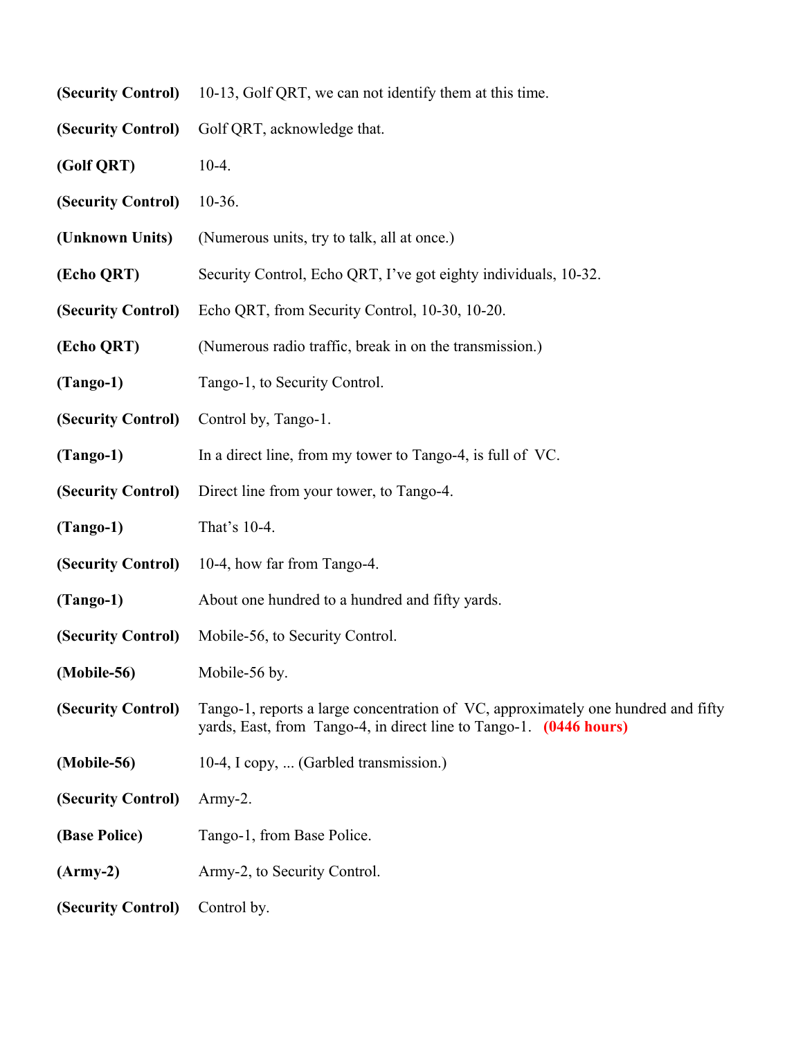**(Security Control)** 10-13, Golf QRT, we can not identify them at this time.

**(Security Control)** Golf QRT, acknowledge that.

**(Golf QRT)** 10-4.

**(Security Control)** 10-36.

**(Unknown Units)** (Numerous units, try to talk, all at once.)

**(Echo QRT)** Security Control, Echo QRT, I've got eighty individuals, 10-32.

**(Security Control)** Echo QRT, from Security Control, 10-30, 10-20.

**(Echo QRT)** (Numerous radio traffic, break in on the transmission.)

**(Tango-1)** Tango-1, to Security Control.

**(Security Control)** Control by, Tango-1.

**(Tango-1)** In a direct line, from my tower to Tango-4, is full of VC.

**(Security Control)** Direct line from your tower, to Tango-4.

**(Tango-1)** That's 10-4.

**(Security Control)** 10-4, how far from Tango-4.

**(Tango-1)** About one hundred to a hundred and fifty yards.

**(Security Control)** Mobile-56, to Security Control.

**(Mobile-56)** Mobile-56 by.

**(Security Control)** Tango-1, reports a large concentration of VC, approximately one hundred and fifty yards, East, from Tango-4, in direct line to Tango-1. **(0446 hours)**

**(Mobile-56)** 10-4, I copy, ... (Garbled transmission.)

**(Security Control)** Army-2.

**(Base Police)** Tango-1, from Base Police.

**(Army-2)** Army-2, to Security Control.

**(Security Control)** Control by.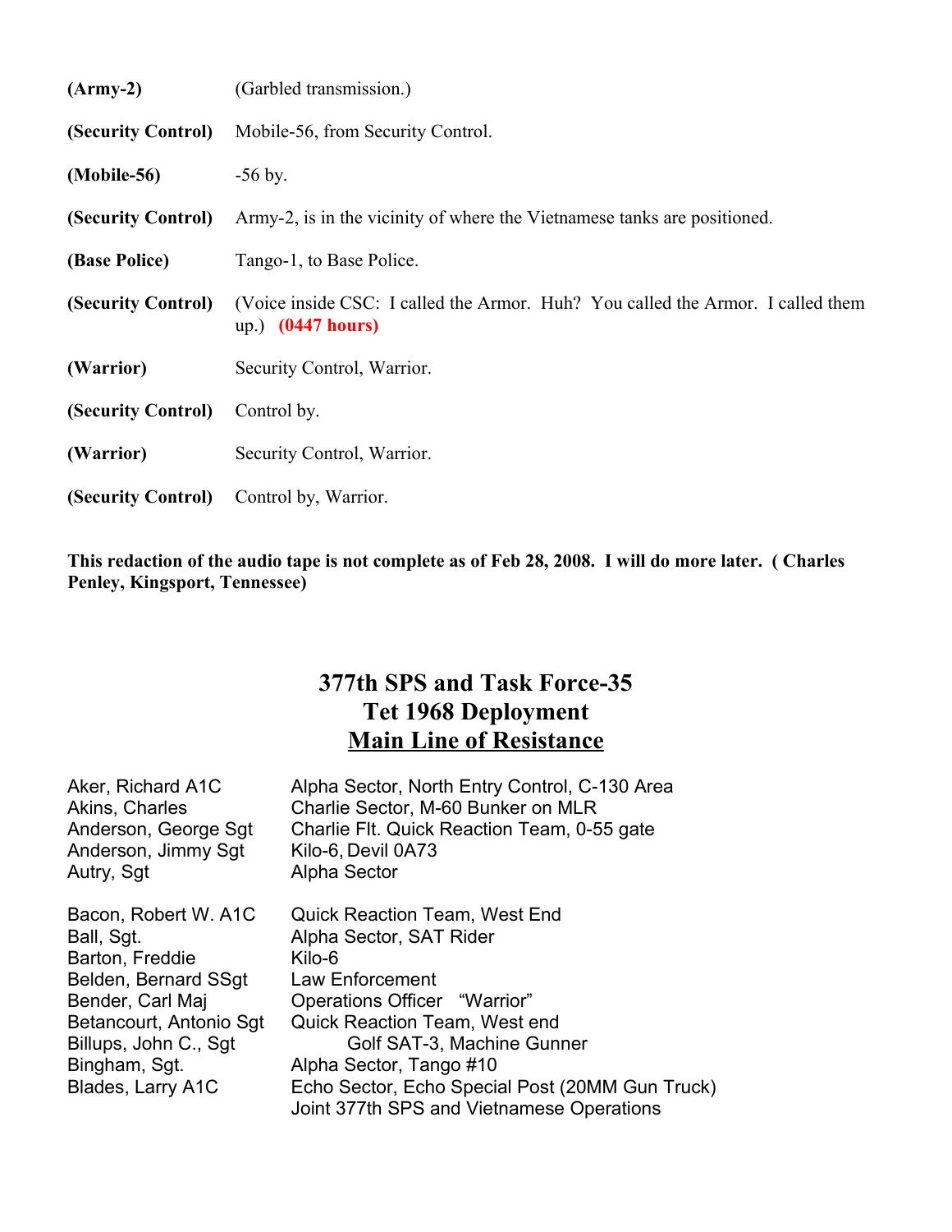| | |
|---|---|
| **(Army-2)** | (Garbled transmission.) |
| **(Security Control)** | Mobile-56, from Security Control. |
| **(Mobile-56)** | -56 by. |
| **(Security Control)** | Army-2, is in the vicinity of where the Vietnamese tanks are positioned. |
| **(Base Police)** | Tango-1, to Base Police. |
| **(Security Control)** | (Voice inside CSC: I called the Armor. Huh? You called the Armor. I called them up.) **(0447 hours)** |
| **(Warrior)** | Security Control, Warrior. |
| **(Security Control)** | Control by. |
| **(Warrior)** | Security Control, Warrior. |
| **(Security Control)** | Control by, Warrior. |

**This redaction of the audio tape is not complete as of Feb 28, 2008. I will do more later. ( Charles Penley, Kingsport, Tennessee)**

# 377th SPS and Task Force-35
# Tet 1968 Deployment
# Main Line of Resistance

| | |
|---|---|
| Aker, Richard A1C | Alpha Sector, North Entry Control, C-130 Area |
| Akins, Charles | Charlie Sector, M-60 Bunker on MLR |
| Anderson, George Sgt | Charlie Flt. Quick Reaction Team, 0-55 gate |
| Anderson, Jimmy Sgt | Kilo-6, Devil 0A73 |
| Autry, Sgt | Alpha Sector |
| Bacon, Robert W. A1C | Quick Reaction Team, West End |
| Ball, Sgt. | Alpha Sector, SAT Rider |
| Barton, Freddie | Kilo-6 |
| Belden, Bernard SSgt | Law Enforcement |
| Bender, Carl Maj | Operations Officer "Warrior" |
| Betancourt, Antonio Sgt | Quick Reaction Team, West end |
| Billups, John C., Sgt | Golf SAT-3, Machine Gunner |
| Bingham, Sgt. | Alpha Sector, Tango #10 |
| Blades, Larry A1C | Echo Sector, Echo Special Post (20MM Gun Truck) Joint 377th SPS and Vietnamese Operations |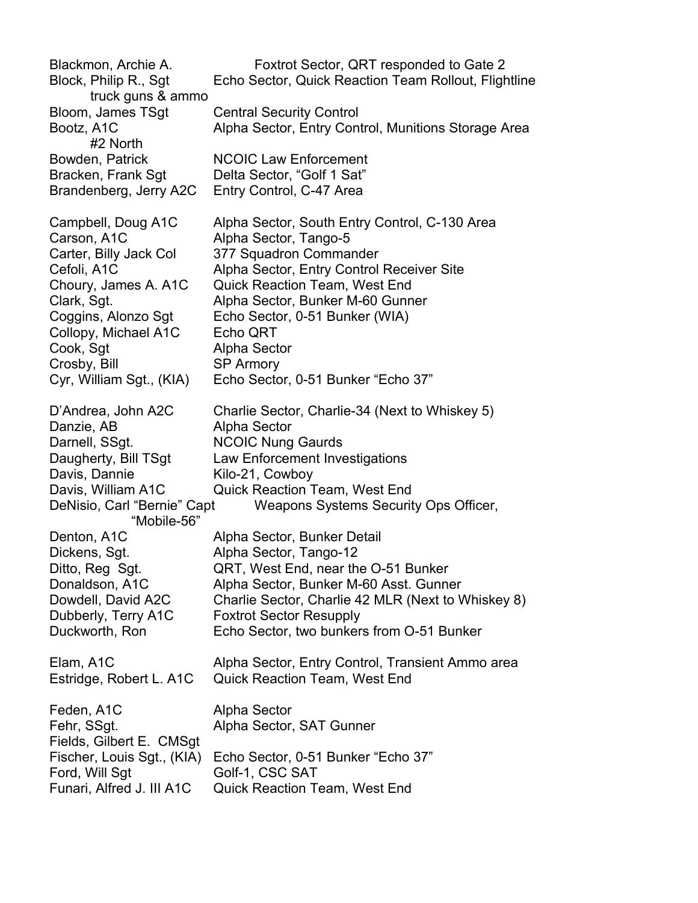Blackmon, Archie A. Foxtrot Sector, QRT responded to Gate 2
Block, Philip R., Sgt Echo Sector, Quick Reaction Team Rollout, Flightline truck guns & ammo
Bloom, James TSgt Central Security Control
Bootz, A1C Alpha Sector, Entry Control, Munitions Storage Area #2 North
Bowden, Patrick NCOIC Law Enforcement
Bracken, Frank Sgt Delta Sector, "Golf 1 Sat"
Brandenberg, Jerry A2C Entry Control, C-47 Area

Campbell, Doug A1C Alpha Sector, South Entry Control, C-130 Area
Carson, A1C Alpha Sector, Tango-5
Carter, Billy Jack Col 377 Squadron Commander
Cefoli, A1C Alpha Sector, Entry Control Receiver Site
Choury, James A. A1C Quick Reaction Team, West End
Clark, Sgt. Alpha Sector, Bunker M-60 Gunner
Coggins, Alonzo Sgt Echo Sector, 0-51 Bunker (WIA)
Collopy, Michael A1C Echo QRT
Cook, Sgt Alpha Sector
Crosby, Bill SP Armory
Cyr, William Sgt., (KIA) Echo Sector, 0-51 Bunker "Echo 37"

D'Andrea, John A2C Charlie Sector, Charlie-34 (Next to Whiskey 5)
Danzie, AB Alpha Sector
Darnell, SSgt. NCOIC Nung Gaurds
Daugherty, Bill TSgt Law Enforcement Investigations
Davis, Dannie Kilo-21, Cowboy
Davis, William A1C Quick Reaction Team, West End
DeNisio, Carl "Bernie" Capt Weapons Systems Security Ops Officer, "Mobile-56"
Denton, A1C Alpha Sector, Bunker Detail
Dickens, Sgt. Alpha Sector, Tango-12
Ditto, Reg Sgt. QRT, West End, near the O-51 Bunker
Donaldson, A1C Alpha Sector, Bunker M-60 Asst. Gunner
Dowdell, David A2C Charlie Sector, Charlie 42 MLR (Next to Whiskey 8)
Dubberly, Terry A1C Foxtrot Sector Resupply
Duckworth, Ron Echo Sector, two bunkers from O-51 Bunker

Elam, A1C Alpha Sector, Entry Control, Transient Ammo area
Estridge, Robert L. A1C Quick Reaction Team, West End

Feden, A1C Alpha Sector
Fehr, SSgt. Alpha Sector, SAT Gunner
Fields, Gilbert E. CMSgt
Fischer, Louis Sgt., (KIA) Echo Sector, 0-51 Bunker "Echo 37"
Ford, Will Sgt Golf-1, CSC SAT
Funari, Alfred J. III A1C Quick Reaction Team, West End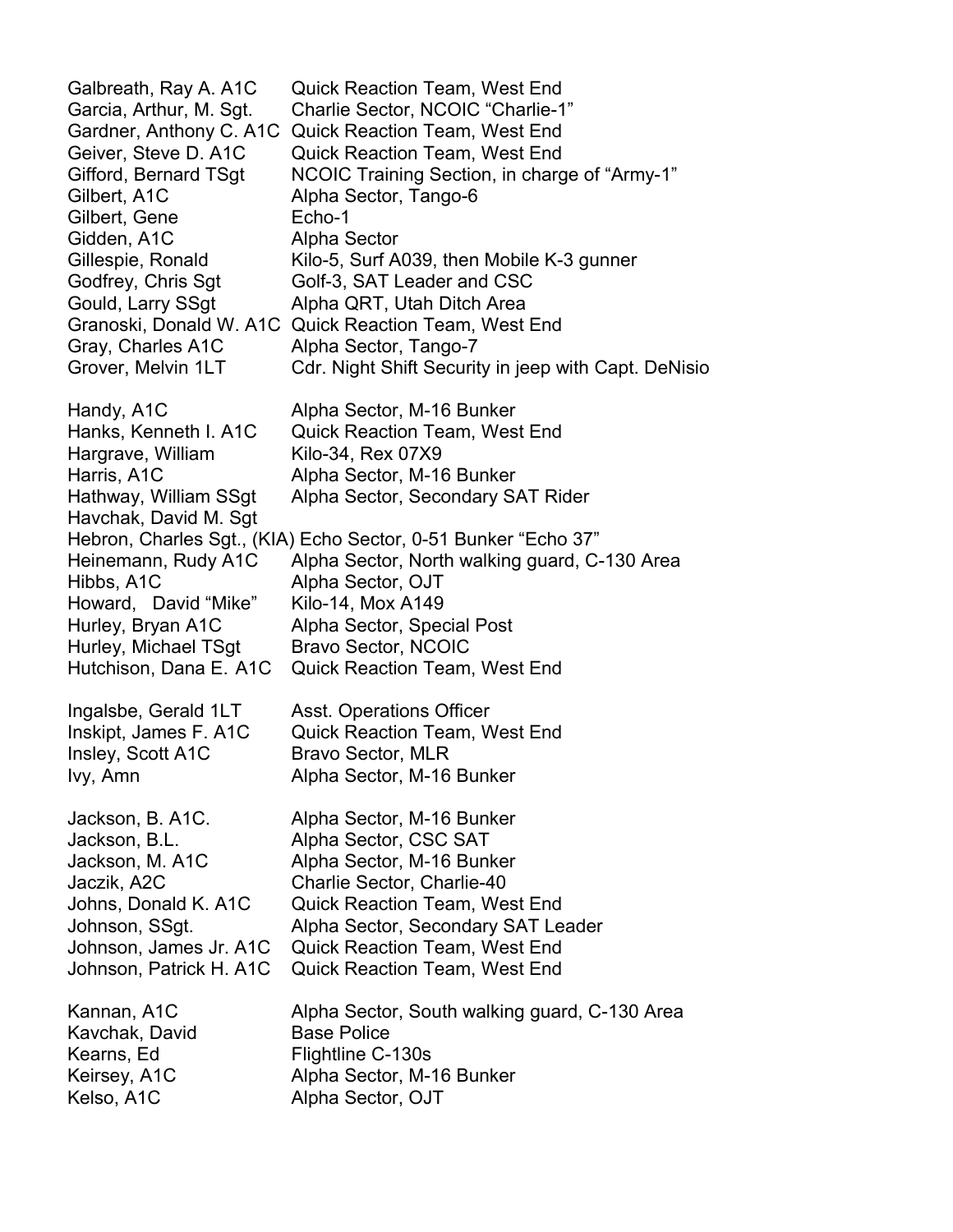| | |
|---|---|
| Galbreath, Ray A. A1C | Quick Reaction Team, West End |
| Garcia, Arthur, M. Sgt. | Charlie Sector, NCOIC "Charlie-1" |
| Gardner, Anthony C. A1C | Quick Reaction Team, West End |
| Geiver, Steve D. A1C | Quick Reaction Team, West End |
| Gifford, Bernard TSgt | NCOIC Training Section, in charge of "Army-1" |
| Gilbert, A1C | Alpha Sector, Tango-6 |
| Gilbert, Gene | Echo-1 |
| Gidden, A1C | Alpha Sector |
| Gillespie, Ronald | Kilo-5, Surf A039, then Mobile K-3 gunner |
| Godfrey, Chris Sgt | Golf-3, SAT Leader and CSC |
| Gould, Larry SSgt | Alpha QRT, Utah Ditch Area |
| Granoski, Donald W. A1C | Quick Reaction Team, West End |
| Gray, Charles A1C | Alpha Sector, Tango-7 |
| Grover, Melvin 1LT | Cdr. Night Shift Security in jeep with Capt. DeNisio |
| | |
| Handy, A1C | Alpha Sector, M-16 Bunker |
| Hanks, Kenneth I. A1C | Quick Reaction Team, West End |
| Hargrave, William | Kilo-34, Rex 07X9 |
| Harris, A1C | Alpha Sector, M-16 Bunker |
| Hathway, William SSgt | Alpha Sector, Secondary SAT Rider |
| Havchak, David M. Sgt | |
| Hebron, Charles Sgt., (KIA) | Echo Sector, 0-51 Bunker "Echo 37" |
| Heinemann, Rudy A1C | Alpha Sector, North walking guard, C-130 Area |
| Hibbs, A1C | Alpha Sector, OJT |
| Howard, David "Mike" | Kilo-14, Mox A149 |
| Hurley, Bryan A1C | Alpha Sector, Special Post |
| Hurley, Michael TSgt | Bravo Sector, NCOIC |
| Hutchison, Dana E. A1C | Quick Reaction Team, West End |
| | |
| Ingalsbe, Gerald 1LT | Asst. Operations Officer |
| Inskipt, James F. A1C | Quick Reaction Team, West End |
| Insley, Scott A1C | Bravo Sector, MLR |
| Ivy, Amn | Alpha Sector, M-16 Bunker |
| | |
| Jackson, B. A1C. | Alpha Sector, M-16 Bunker |
| Jackson, B.L. | Alpha Sector, CSC SAT |
| Jackson, M. A1C | Alpha Sector, M-16 Bunker |
| Jaczik, A2C | Charlie Sector, Charlie-40 |
| Johns, Donald K. A1C | Quick Reaction Team, West End |
| Johnson, SSgt. | Alpha Sector, Secondary SAT Leader |
| Johnson, James Jr. A1C | Quick Reaction Team, West End |
| Johnson, Patrick H. A1C | Quick Reaction Team, West End |
| | |
| Kannan, A1C | Alpha Sector, South walking guard, C-130 Area |
| Kavchak, David | Base Police |
| Kearns, Ed | Flightline C-130s |
| Keirsey, A1C | Alpha Sector, M-16 Bunker |
| Kelso, A1C | Alpha Sector, OJT |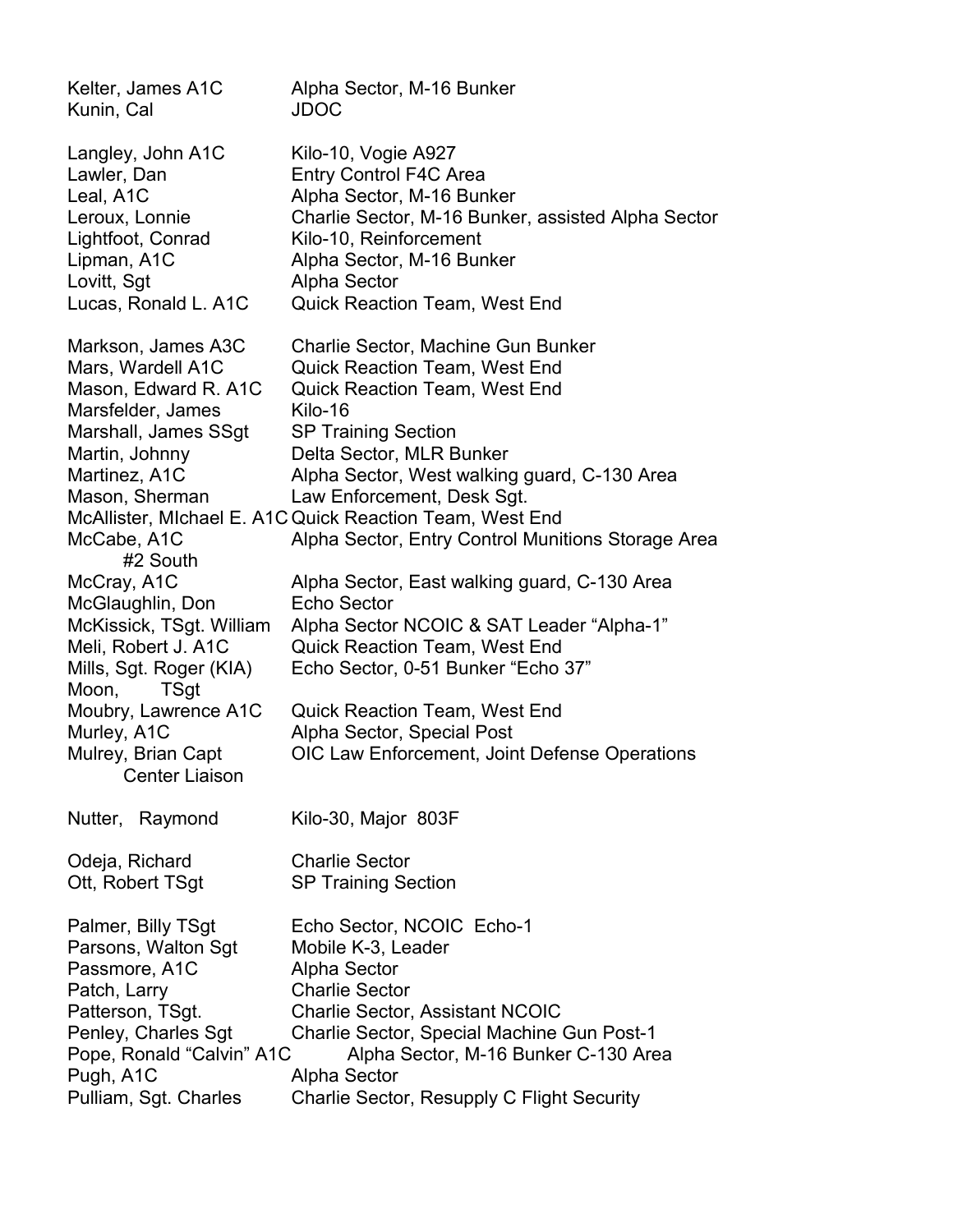| | |
|---|---|
| Kelter, James A1C | Alpha Sector, M-16 Bunker |
| Kunin, Cal | JDOC |
| | |
| Langley, John A1C | Kilo-10, Vogie A927 |
| Lawler, Dan | Entry Control F4C Area |
| Leal, A1C | Alpha Sector, M-16 Bunker |
| Leroux, Lonnie | Charlie Sector, M-16 Bunker, assisted Alpha Sector |
| Lightfoot, Conrad | Kilo-10, Reinforcement |
| Lipman, A1C | Alpha Sector, M-16 Bunker |
| Lovitt, Sgt | Alpha Sector |
| Lucas, Ronald L. A1C | Quick Reaction Team, West End |
| | |
| Markson, James A3C | Charlie Sector, Machine Gun Bunker |
| Mars, Wardell A1C | Quick Reaction Team, West End |
| Mason, Edward R. A1C | Quick Reaction Team, West End |
| Marsfelder, James | Kilo-16 |
| Marshall, James SSgt | SP Training Section |
| Martin, Johnny | Delta Sector, MLR Bunker |
| Martinez, A1C | Alpha Sector, West walking guard, C-130 Area |
| Mason, Sherman | Law Enforcement, Desk Sgt. |
| McAllister, MIchael E. A1C | Quick Reaction Team, West End |
| McCabe, A1C | Alpha Sector, Entry Control Munitions Storage Area #2 South |
| McCray, A1C | Alpha Sector, East walking guard, C-130 Area |
| McGlaughlin, Don | Echo Sector |
| McKissick, TSgt. William | Alpha Sector NCOIC & SAT Leader "Alpha-1" |
| Meli, Robert J. A1C | Quick Reaction Team, West End |
| Mills, Sgt. Roger (KIA) | Echo Sector, 0-51 Bunker "Echo 37" |
| Moon, TSgt | |
| Moubry, Lawrence A1C | Quick Reaction Team, West End |
| Murley, A1C | Alpha Sector, Special Post |
| Mulrey, Brian Capt | OIC Law Enforcement, Joint Defense Operations Center Liaison |
| | |
| Nutter, Raymond | Kilo-30, Major 803F |
| | |
| Odeja, Richard | Charlie Sector |
| Ott, Robert TSgt | SP Training Section |
| | |
| Palmer, Billy TSgt | Echo Sector, NCOIC Echo-1 |
| Parsons, Walton Sgt | Mobile K-3, Leader |
| Passmore, A1C | Alpha Sector |
| Patch, Larry | Charlie Sector |
| Patterson, TSgt. | Charlie Sector, Assistant NCOIC |
| Penley, Charles Sgt | Charlie Sector, Special Machine Gun Post-1 |
| Pope, Ronald "Calvin" A1C | Alpha Sector, M-16 Bunker C-130 Area |
| Pugh, A1C | Alpha Sector |
| Pulliam, Sgt. Charles | Charlie Sector, Resupply C Flight Security |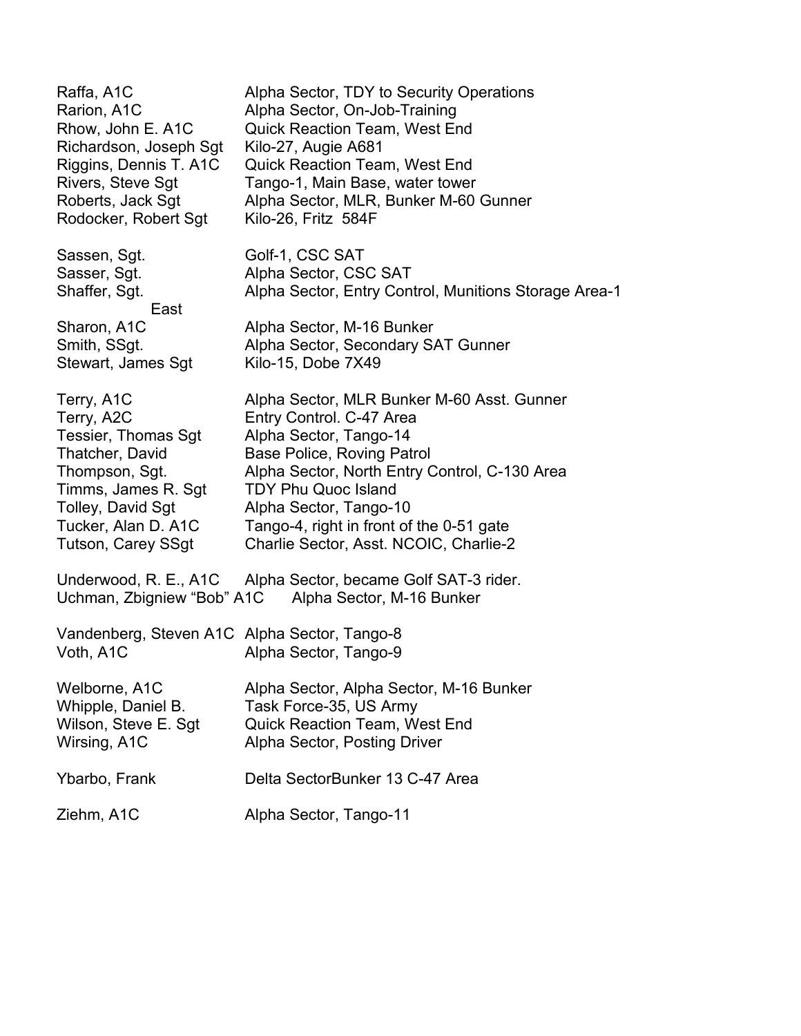| | |
|---|---|
| Raffa, A1C | Alpha Sector, TDY to Security Operations |
| Rarion, A1C | Alpha Sector, On-Job-Training |
| Rhow, John E. A1C | Quick Reaction Team, West End |
| Richardson, Joseph Sgt | Kilo-27, Augie A681 |
| Riggins, Dennis T. A1C | Quick Reaction Team, West End |
| Rivers, Steve Sgt | Tango-1, Main Base, water tower |
| Roberts, Jack Sgt | Alpha Sector, MLR, Bunker M-60 Gunner |
| Rodocker, Robert Sgt | Kilo-26, Fritz 584F |
| | |
| Sassen, Sgt. | Golf-1, CSC SAT |
| Sasser, Sgt. | Alpha Sector, CSC SAT |
| Shaffer, Sgt. | Alpha Sector, Entry Control, Munitions Storage Area-1 East |
| Sharon, A1C | Alpha Sector, M-16 Bunker |
| Smith, SSgt. | Alpha Sector, Secondary SAT Gunner |
| Stewart, James Sgt | Kilo-15, Dobe 7X49 |
| | |
| Terry, A1C | Alpha Sector, MLR Bunker M-60 Asst. Gunner |
| Terry, A2C | Entry Control. C-47 Area |
| Tessier, Thomas Sgt | Alpha Sector, Tango-14 |
| Thatcher, David | Base Police, Roving Patrol |
| Thompson, Sgt. | Alpha Sector, North Entry Control, C-130 Area |
| Timms, James R. Sgt | TDY Phu Quoc Island |
| Tolley, David Sgt | Alpha Sector, Tango-10 |
| Tucker, Alan D. A1C | Tango-4, right in front of the 0-51 gate |
| Tutson, Carey SSgt | Charlie Sector, Asst. NCOIC, Charlie-2 |
| | |
| Underwood, R. E., A1C | Alpha Sector, became Golf SAT-3 rider. |
| Uchman, Zbigniew "Bob" A1C | Alpha Sector, M-16 Bunker |
| | |
| Vandenberg, Steven A1C | Alpha Sector, Tango-8 |
| Voth, A1C | Alpha Sector, Tango-9 |
| | |
| Welborne, A1C | Alpha Sector, Alpha Sector, M-16 Bunker |
| Whipple, Daniel B. | Task Force-35, US Army |
| Wilson, Steve E. Sgt | Quick Reaction Team, West End |
| Wirsing, A1C | Alpha Sector, Posting Driver |
| | |
| Ybarbo, Frank | Delta SectorBunker 13 C-47 Area |
| | |
| Ziehm, A1C | Alpha Sector, Tango-11 |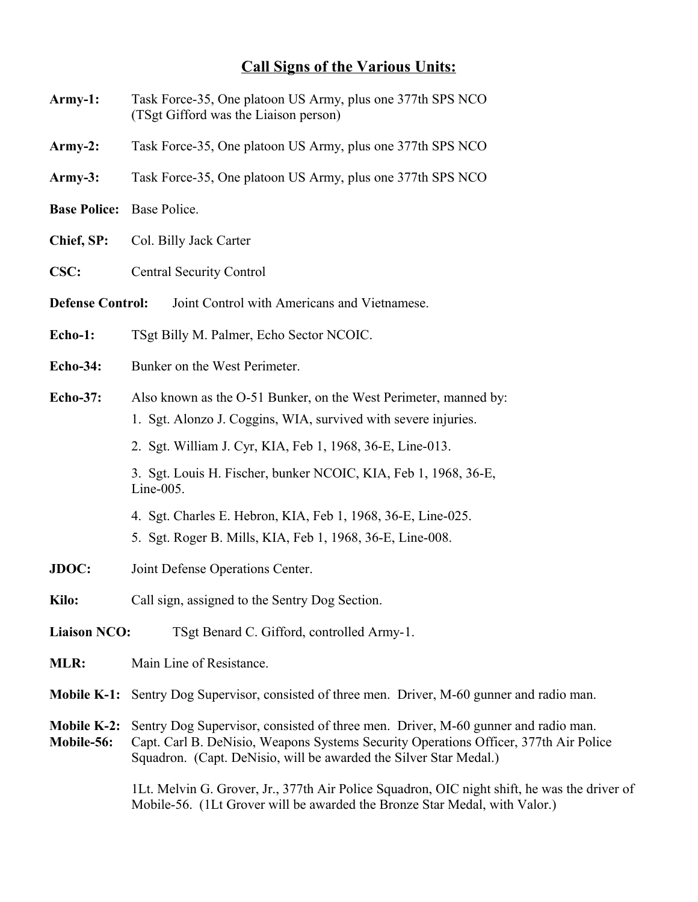## Call Signs of the Various Units:

**Army-1:** Task Force-35, One platoon US Army, plus one 377th SPS NCO (TSgt Gifford was the Liaison person)

**Army-2:** Task Force-35, One platoon US Army, plus one 377th SPS NCO

**Army-3:** Task Force-35, One platoon US Army, plus one 377th SPS NCO

**Base Police:** Base Police.

**Chief, SP:** Col. Billy Jack Carter

**CSC:** Central Security Control

**Defense Control:** Joint Control with Americans and Vietnamese.

**Echo-1:** TSgt Billy M. Palmer, Echo Sector NCOIC.

**Echo-34:** Bunker on the West Perimeter.

**Echo-37:** Also known as the O-51 Bunker, on the West Perimeter, manned by:

1. Sgt. Alonzo J. Coggins, WIA, survived with severe injuries.
2. Sgt. William J. Cyr, KIA, Feb 1, 1968, 36-E, Line-013.
3. Sgt. Louis H. Fischer, bunker NCOIC, KIA, Feb 1, 1968, 36-E, Line-005.
4. Sgt. Charles E. Hebron, KIA, Feb 1, 1968, 36-E, Line-025.
5. Sgt. Roger B. Mills, KIA, Feb 1, 1968, 36-E, Line-008.

**JDOC:** Joint Defense Operations Center.

**Kilo:** Call sign, assigned to the Sentry Dog Section.

**Liaison NCO:** TSgt Benard C. Gifford, controlled Army-1.

**MLR:** Main Line of Resistance.

**Mobile K-1:** Sentry Dog Supervisor, consisted of three men. Driver, M-60 gunner and radio man.

**Mobile K-2:** Sentry Dog Supervisor, consisted of three men. Driver, M-60 gunner and radio man.

**Mobile-56:** Capt. Carl B. DeNisio, Weapons Systems Security Operations Officer, 377th Air Police Squadron. (Capt. DeNisio, will be awarded the Silver Star Medal.)

1Lt. Melvin G. Grover, Jr., 377th Air Police Squadron, OIC night shift, he was the driver of Mobile-56. (1Lt Grover will be awarded the Bronze Star Medal, with Valor.)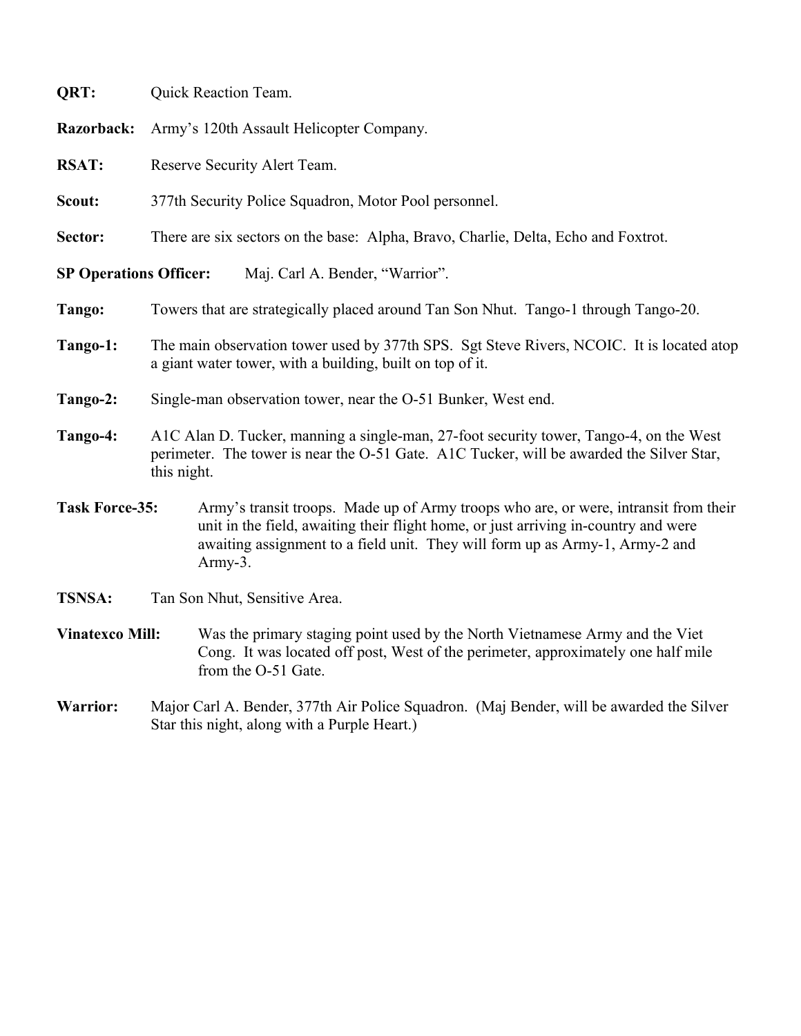**QRT:** Quick Reaction Team.

**Razorback:** Army's 120th Assault Helicopter Company.

**RSAT:** Reserve Security Alert Team.

**Scout:** 377th Security Police Squadron, Motor Pool personnel.

**Sector:** There are six sectors on the base: Alpha, Bravo, Charlie, Delta, Echo and Foxtrot.

**SP Operations Officer:** Maj. Carl A. Bender, "Warrior".

**Tango:** Towers that are strategically placed around Tan Son Nhut. Tango-1 through Tango-20.

**Tango-1:** The main observation tower used by 377th SPS. Sgt Steve Rivers, NCOIC. It is located atop a giant water tower, with a building, built on top of it.

**Tango-2:** Single-man observation tower, near the O-51 Bunker, West end.

**Tango-4:** A1C Alan D. Tucker, manning a single-man, 27-foot security tower, Tango-4, on the West perimeter. The tower is near the O-51 Gate. A1C Tucker, will be awarded the Silver Star, this night.

**Task Force-35:** Army's transit troops. Made up of Army troops who are, or were, intransit from their unit in the field, awaiting their flight home, or just arriving in-country and were awaiting assignment to a field unit. They will form up as Army-1, Army-2 and Army-3.

**TSNSA:** Tan Son Nhut, Sensitive Area.

**Vinatexco Mill:** Was the primary staging point used by the North Vietnamese Army and the Viet Cong. It was located off post, West of the perimeter, approximately one half mile from the O-51 Gate.

**Warrior:** Major Carl A. Bender, 377th Air Police Squadron. (Maj Bender, will be awarded the Silver Star this night, along with a Purple Heart.)